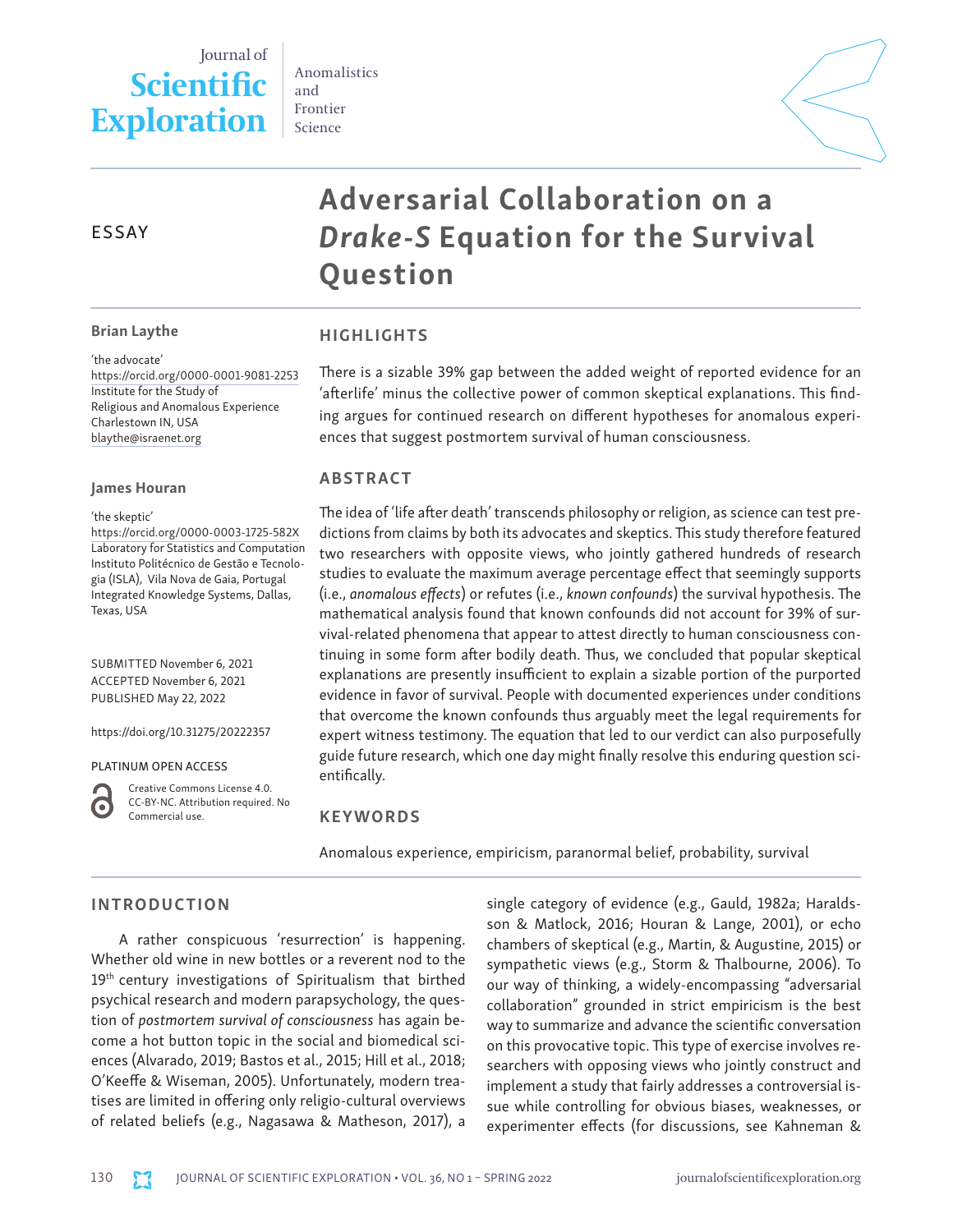ESSAY

# Adversarial Collaboration on a *Drake-S* Equation for the Survival Question

**Brian Laythe**

'the advocate'
https://orcid.org/0000-0001-9081-2253
Institute for the Study of Religious and Anomalous Experience
Charlestown IN, USA
blaythe@israenet.org

**James Houran**

'the skeptic'
https://orcid.org/0000-0003-1725-582X
Laboratory for Statistics and Computation Instituto Politécnico de Gestão e Tecnologia (ISLA), Vila Nova de Gaia, Portugal
Integrated Knowledge Systems, Dallas, Texas, USA

SUBMITTED November 6, 2021
ACCEPTED November 6, 2021
PUBLISHED May 22, 2022

https://doi.org/10.31275/20222357

PLATINUM OPEN ACCESS

Creative Commons License 4.0. CC-BY-NC. Attribution required. No Commercial use.

## HIGHLIGHTS

There is a sizable 39% gap between the added weight of reported evidence for an 'afterlife' minus the collective power of common skeptical explanations. This finding argues for continued research on different hypotheses for anomalous experiences that suggest postmortem survival of human consciousness.

## ABSTRACT

The idea of 'life after death' transcends philosophy or religion, as science can test predictions from claims by both its advocates and skeptics. This study therefore featured two researchers with opposite views, who jointly gathered hundreds of research studies to evaluate the maximum average percentage effect that seemingly supports (i.e., *anomalous effects*) or refutes (i.e., *known confounds*) the survival hypothesis. The mathematical analysis found that known confounds did not account for 39% of survival-related phenomena that appear to attest directly to human consciousness continuing in some form after bodily death. Thus, we concluded that popular skeptical explanations are presently insufficient to explain a sizable portion of the purported evidence in favor of survival. People with documented experiences under conditions that overcome the known confounds thus arguably meet the legal requirements for expert witness testimony. The equation that led to our verdict can also purposefully guide future research, which one day might finally resolve this enduring question scientifically.

## KEYWORDS

Anomalous experience, empiricism, paranormal belief, probability, survival

## INTRODUCTION

A rather conspicuous 'resurrection' is happening. Whether old wine in new bottles or a reverent nod to the 19th century investigations of Spiritualism that birthed psychical research and modern parapsychology, the question of *postmortem survival of consciousness* has again become a hot button topic in the social and biomedical sciences (Alvarado, 2019; Bastos et al., 2015; Hill et al., 2018; O'Keeffe & Wiseman, 2005). Unfortunately, modern treatises are limited in offering only religio-cultural overviews of related beliefs (e.g., Nagasawa & Matheson, 2017), a single category of evidence (e.g., Gauld, 1982a; Haraldsson & Matlock, 2016; Houran & Lange, 2001), or echo chambers of skeptical (e.g., Martin, & Augustine, 2015) or sympathetic views (e.g., Storm & Thalbourne, 2006). To our way of thinking, a widely-encompassing "adversarial collaboration" grounded in strict empiricism is the best way to summarize and advance the scientific conversation on this provocative topic. This type of exercise involves researchers with opposing views who jointly construct and implement a study that fairly addresses a controversial issue while controlling for obvious biases, weaknesses, or experimenter effects (for discussions, see Kahneman &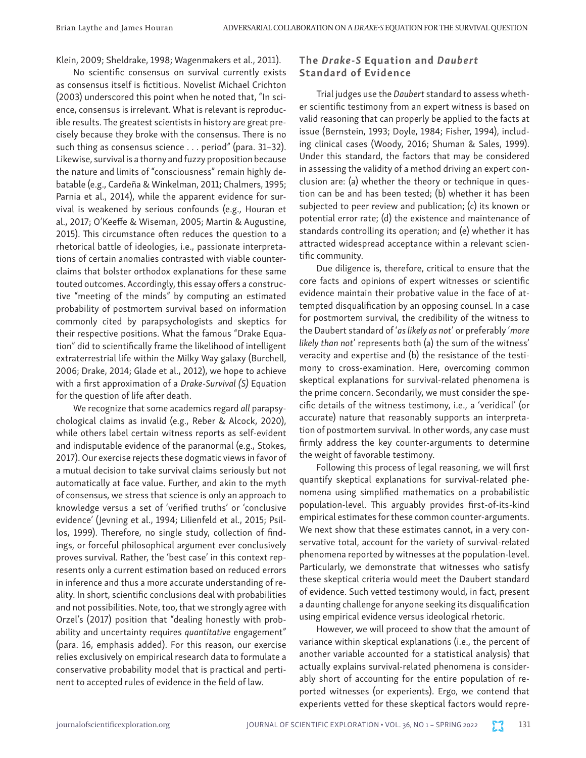Klein, 2009; Sheldrake, 1998; Wagenmakers et al., 2011).

No scientific consensus on survival currently exists as consensus itself is fictitious. Novelist Michael Crichton (2003) underscored this point when he noted that, "In science, consensus is irrelevant. What is relevant is reproducible results. The greatest scientists in history are great precisely because they broke with the consensus. There is no such thing as consensus science . . . period" (para. 31–32). Likewise, survival is a thorny and fuzzy proposition because the nature and limits of "consciousness" remain highly debatable (e.g., Cardeña & Winkelman, 2011; Chalmers, 1995; Parnia et al., 2014), while the apparent evidence for survival is weakened by serious confounds (e.g., Houran et al., 2017; O'Keeffe & Wiseman, 2005; Martin & Augustine, 2015). This circumstance often reduces the question to a rhetorical battle of ideologies, i.e., passionate interpretations of certain anomalies contrasted with viable counterclaims that bolster orthodox explanations for these same touted outcomes. Accordingly, this essay offers a constructive "meeting of the minds" by computing an estimated probability of postmortem survival based on information commonly cited by parapsychologists and skeptics for their respective positions. What the famous "Drake Equation" did to scientifically frame the likelihood of intelligent extraterrestrial life within the Milky Way galaxy (Burchell, 2006; Drake, 2014; Glade et al., 2012), we hope to achieve with a first approximation of a *Drake-Survival (S)* Equation for the question of life after death.

We recognize that some academics regard *all* parapsychological claims as invalid (e.g., Reber & Alcock, 2020), while others label certain witness reports as self-evident and indisputable evidence of the paranormal (e.g., Stokes, 2017). Our exercise rejects these dogmatic views in favor of a mutual decision to take survival claims seriously but not automatically at face value. Further, and akin to the myth of consensus, we stress that science is only an approach to knowledge versus a set of 'verified truths' or 'conclusive evidence' (Jevning et al., 1994; Lilienfeld et al., 2015; Psillos, 1999). Therefore, no single study, collection of findings, or forceful philosophical argument ever conclusively proves survival. Rather, the 'best case' in this context represents only a current estimation based on reduced errors in inference and thus a more accurate understanding of reality. In short, scientific conclusions deal with probabilities and not possibilities. Note, too, that we strongly agree with Orzel's (2017) position that "dealing honestly with probability and uncertainty requires *quantitative* engagement" (para. 16, emphasis added). For this reason, our exercise relies exclusively on empirical research data to formulate a conservative probability model that is practical and pertinent to accepted rules of evidence in the field of law.

## The *Drake-S* Equation and *Daubert* Standard of Evidence

Trial judges use the *Daubert* standard to assess whether scientific testimony from an expert witness is based on valid reasoning that can properly be applied to the facts at issue (Bernstein, 1993; Doyle, 1984; Fisher, 1994), including clinical cases (Woody, 2016; Shuman & Sales, 1999). Under this standard, the factors that may be considered in assessing the validity of a method driving an expert conclusion are: (a) whether the theory or technique in question can be and has been tested; (b) whether it has been subjected to peer review and publication; (c) its known or potential error rate; (d) the existence and maintenance of standards controlling its operation; and (e) whether it has attracted widespread acceptance within a relevant scientific community.

Due diligence is, therefore, critical to ensure that the core facts and opinions of expert witnesses or scientific evidence maintain their probative value in the face of attempted disqualification by an opposing counsel. In a case for postmortem survival, the credibility of the witness to the Daubert standard of '*as likely as not*' or preferably '*more likely than not*' represents both (a) the sum of the witness' veracity and expertise and (b) the resistance of the testimony to cross-examination. Here, overcoming common skeptical explanations for survival-related phenomena is the prime concern. Secondarily, we must consider the specific details of the witness testimony, i.e., a 'veridical' (or accurate) nature that reasonably supports an interpretation of postmortem survival. In other words, any case must firmly address the key counter-arguments to determine the weight of favorable testimony.

Following this process of legal reasoning, we will first quantify skeptical explanations for survival-related phenomena using simplified mathematics on a probabilistic population-level. This arguably provides first-of-its-kind empirical estimates for these common counter-arguments. We next show that these estimates cannot, in a very conservative total, account for the variety of survival-related phenomena reported by witnesses at the population-level. Particularly, we demonstrate that witnesses who satisfy these skeptical criteria would meet the Daubert standard of evidence. Such vetted testimony would, in fact, present a daunting challenge for anyone seeking its disqualification using empirical evidence versus ideological rhetoric.

However, we will proceed to show that the amount of variance within skeptical explanations (i.e., the percent of another variable accounted for a statistical analysis) that actually explains survival-related phenomena is considerably short of accounting for the entire population of reported witnesses (or experients). Ergo, we contend that experients vetted for these skeptical factors would repre-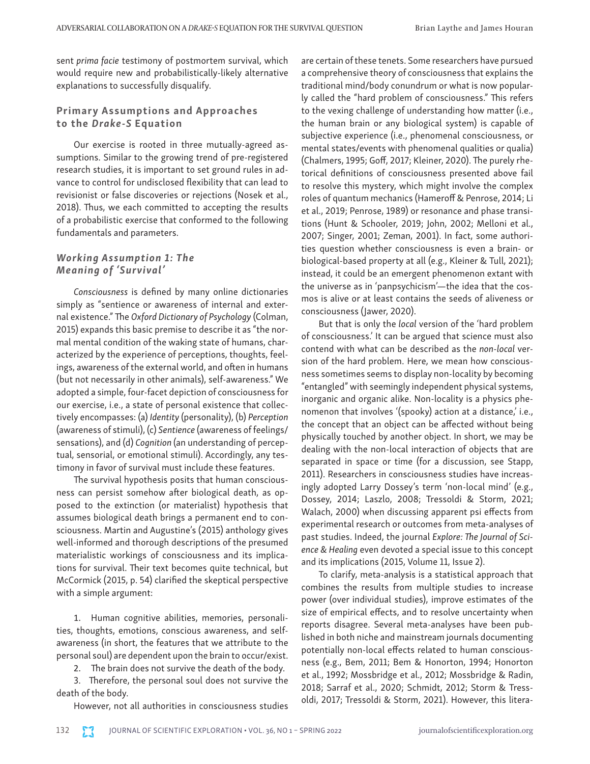sent *prima facie* testimony of postmortem survival, which would require new and probabilistically-likely alternative explanations to successfully disqualify.

## Primary Assumptions and Approaches to the *Drake-S* Equation

Our exercise is rooted in three mutually-agreed assumptions. Similar to the growing trend of pre-registered research studies, it is important to set ground rules in advance to control for undisclosed flexibility that can lead to revisionist or false discoveries or rejections (Nosek et al., 2018). Thus, we each committed to accepting the results of a probabilistic exercise that conformed to the following fundamentals and parameters.

### *Working Assumption 1: The Meaning of 'Survival'*

*Consciousness* is defined by many online dictionaries simply as "sentience or awareness of internal and external existence." The *Oxford Dictionary of Psychology* (Colman, 2015) expands this basic premise to describe it as "the normal mental condition of the waking state of humans, characterized by the experience of perceptions, thoughts, feelings, awareness of the external world, and often in humans (but not necessarily in other animals), self-awareness." We adopted a simple, four-facet depiction of consciousness for our exercise, i.e., a state of personal existence that collectively encompasses: (a) *Identity* (personality), (b) *Perception* (awareness of stimuli), (c) *Sentience* (awareness of feelings/sensations), and (d) *Cognition* (an understanding of perceptual, sensorial, or emotional stimuli). Accordingly, any testimony in favor of survival must include these features.

The survival hypothesis posits that human consciousness can persist somehow after biological death, as opposed to the extinction (or materialist) hypothesis that assumes biological death brings a permanent end to consciousness. Martin and Augustine's (2015) anthology gives well-informed and thorough descriptions of the presumed materialistic workings of consciousness and its implications for survival. Their text becomes quite technical, but McCormick (2015, p. 54) clarified the skeptical perspective with a simple argument:

1. Human cognitive abilities, memories, personalities, thoughts, emotions, conscious awareness, and self-awareness (in short, the features that we attribute to the personal soul) are dependent upon the brain to occur/exist.
2. The brain does not survive the death of the body.
3. Therefore, the personal soul does not survive the death of the body.

However, not all authorities in consciousness studies are certain of these tenets. Some researchers have pursued a comprehensive theory of consciousness that explains the traditional mind/body conundrum or what is now popularly called the "hard problem of consciousness." This refers to the vexing challenge of understanding how matter (i.e., the human brain or any biological system) is capable of subjective experience (i.e., phenomenal consciousness, or mental states/events with phenomenal qualities or qualia) (Chalmers, 1995; Goff, 2017; Kleiner, 2020). The purely rhetorical definitions of consciousness presented above fail to resolve this mystery, which might involve the complex roles of quantum mechanics (Hameroff & Penrose, 2014; Li et al., 2019; Penrose, 1989) or resonance and phase transitions (Hunt & Schooler, 2019; John, 2002; Melloni et al., 2007; Singer, 2001; Zeman, 2001). In fact, some authorities question whether consciousness is even a brain- or biological-based property at all (e.g., Kleiner & Tull, 2021); instead, it could be an emergent phenomenon extant with the universe as in 'panpsychicism'—the idea that the cosmos is alive or at least contains the seeds of aliveness or consciousness (Jawer, 2020).

But that is only the *local* version of the 'hard problem of consciousness.' It can be argued that science must also contend with what can be described as the *non-local* version of the hard problem. Here, we mean how consciousness sometimes seems to display non-locality by becoming "entangled" with seemingly independent physical systems, inorganic and organic alike. Non-locality is a physics phenomenon that involves '(spooky) action at a distance,' i.e., the concept that an object can be affected without being physically touched by another object. In short, we may be dealing with the non-local interaction of objects that are separated in space or time (for a discussion, see Stapp, 2011). Researchers in consciousness studies have increasingly adopted Larry Dossey's term 'non-local mind' (e.g., Dossey, 2014; Laszlo, 2008; Tressoldi & Storm, 2021; Walach, 2000) when discussing apparent psi effects from experimental research or outcomes from meta-analyses of past studies. Indeed, the journal *Explore: The Journal of Science & Healing* even devoted a special issue to this concept and its implications (2015, Volume 11, Issue 2).

To clarify, meta-analysis is a statistical approach that combines the results from multiple studies to increase power (over individual studies), improve estimates of the size of empirical effects, and to resolve uncertainty when reports disagree. Several meta-analyses have been published in both niche and mainstream journals documenting potentially non-local effects related to human consciousness (e.g., Bem, 2011; Bem & Honorton, 1994; Honorton et al., 1992; Mossbridge et al., 2012; Mossbridge & Radin, 2018; Sarraf et al., 2020; Schmidt, 2012; Storm & Tressoldi, 2017; Tressoldi & Storm, 2021). However, this litera-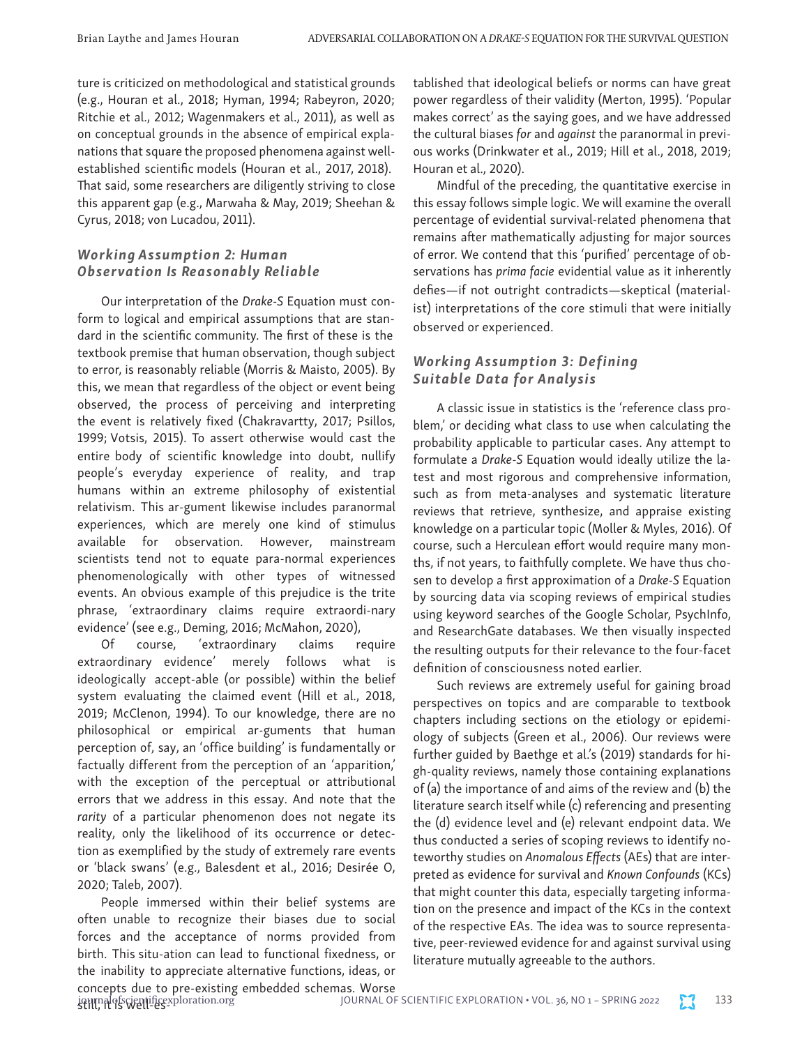ture is criticized on methodological and statistical grounds (e.g., Houran et al., 2018; Hyman, 1994; Rabeyron, 2020; Ritchie et al., 2012; Wagenmakers et al., 2011), as well as on conceptual grounds in the absence of empirical explanations that square the proposed phenomena against well-established scientific models (Houran et al., 2017, 2018). That said, some researchers are diligently striving to close this apparent gap (e.g., Marwaha & May, 2019; Sheehan & Cyrus, 2018; von Lucadou, 2011).

### *Working Assumption 2: Human Observation Is Reasonably Reliable*

Our interpretation of the *Drake-S* Equation must conform to logical and empirical assumptions that are standard in the scientific community. The first of these is the textbook premise that human observation, though subject to error, is reasonably reliable (Morris & Maisto, 2005). By this, we mean that regardless of the object or event being observed, the process of perceiving and interpreting the event is relatively fixed (Chakravartty, 2017; Psillos, 1999; Votsis, 2015). To assert otherwise would cast the entire body of scientific knowledge into doubt, nullify people's everyday experience of reality, and trap humans within an extreme philosophy of existential relativism. This ar-gument likewise includes paranormal experiences, which are merely one kind of stimulus available for observation. However, mainstream scientists tend not to equate para-normal experiences phenomenologically with other types of witnessed events. An obvious example of this prejudice is the trite phrase, 'extraordinary claims require extraordi-nary evidence' (see e.g., Deming, 2016; McMahon, 2020),

Of course, 'extraordinary claims require extraordinary evidence' merely follows what is ideologically accept-able (or possible) within the belief system evaluating the claimed event (Hill et al., 2018, 2019; McClenon, 1994). To our knowledge, there are no philosophical or empirical ar-guments that human perception of, say, an 'office building' is fundamentally or factually different from the perception of an 'apparition,' with the exception of the perceptual or attributional errors that we address in this essay. And note that the *rarity* of a particular phenomenon does not negate its reality, only the likelihood of its occurrence or detection as exemplified by the study of extremely rare events or 'black swans' (e.g., Balesdent et al., 2016; Desirée O, 2020; Taleb, 2007).

People immersed within their belief systems are often unable to recognize their biases due to social forces and the acceptance of norms provided from birth. This situ-ation can lead to functional fixedness, or the inability to appreciate alternative functions, ideas, or concepts due to pre-existing embedded schemas. Worse still, it is well-es-tablished that ideological beliefs or norms can have great power regardless of their validity (Merton, 1995). 'Popular makes correct' as the saying goes, and we have addressed the cultural biases *for* and *against* the paranormal in previous works (Drinkwater et al., 2019; Hill et al., 2018, 2019; Houran et al., 2020).

Mindful of the preceding, the quantitative exercise in this essay follows simple logic. We will examine the overall percentage of evidential survival-related phenomena that remains after mathematically adjusting for major sources of error. We contend that this 'purified' percentage of observations has *prima facie* evidential value as it inherently defies—if not outright contradicts—skeptical (materialist) interpretations of the core stimuli that were initially observed or experienced.

### *Working Assumption 3: Defining Suitable Data for Analysis*

A classic issue in statistics is the 'reference class problem,' or deciding what class to use when calculating the probability applicable to particular cases. Any attempt to formulate a *Drake-S* Equation would ideally utilize the latest and most rigorous and comprehensive information, such as from meta-analyses and systematic literature reviews that retrieve, synthesize, and appraise existing knowledge on a particular topic (Moller & Myles, 2016). Of course, such a Herculean effort would require many months, if not years, to faithfully complete. We have thus chosen to develop a first approximation of a *Drake-S* Equation by sourcing data via scoping reviews of empirical studies using keyword searches of the Google Scholar, PsychInfo, and ResearchGate databases. We then visually inspected the resulting outputs for their relevance to the four-facet definition of consciousness noted earlier.

Such reviews are extremely useful for gaining broad perspectives on topics and are comparable to textbook chapters including sections on the etiology or epidemiology of subjects (Green et al., 2006). Our reviews were further guided by Baethge et al.'s (2019) standards for hi-gh-quality reviews, namely those containing explanations of (a) the importance of and aims of the review and (b) the literature search itself while (c) referencing and presenting the (d) evidence level and (e) relevant endpoint data. We thus conducted a series of scoping reviews to identify noteworthy studies on *Anomalous Effects* (AEs) that are interpreted as evidence for survival and *Known Confounds* (KCs) that might counter this data, especially targeting information on the presence and impact of the KCs in the context of the respective EAs. The idea was to source representative, peer-reviewed evidence for and against survival using literature mutually agreeable to the authors.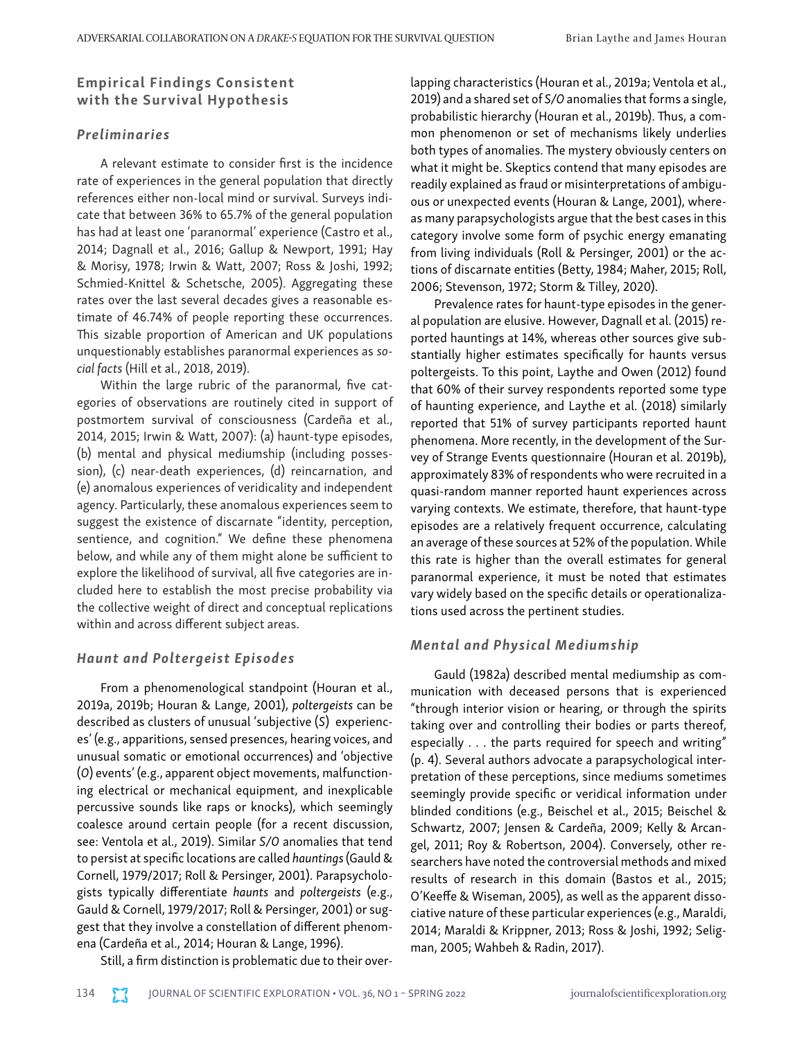## Empirical Findings Consistent with the Survival Hypothesis

### *Preliminaries*

A relevant estimate to consider first is the incidence rate of experiences in the general population that directly references either non-local mind or survival. Surveys indicate that between 36% to 65.7% of the general population has had at least one 'paranormal' experience (Castro et al., 2014; Dagnall et al., 2016; Gallup & Newport, 1991; Hay & Morisy, 1978; Irwin & Watt, 2007; Ross & Joshi, 1992; Schmied-Knittel & Schetsche, 2005). Aggregating these rates over the last several decades gives a reasonable estimate of 46.74% of people reporting these occurrences. This sizable proportion of American and UK populations unquestionably establishes paranormal experiences as *social facts* (Hill et al., 2018, 2019).

Within the large rubric of the paranormal, five categories of observations are routinely cited in support of postmortem survival of consciousness (Cardeña et al., 2014, 2015; Irwin & Watt, 2007): (a) haunt-type episodes, (b) mental and physical mediumship (including possession), (c) near-death experiences, (d) reincarnation, and (e) anomalous experiences of veridicality and independent agency. Particularly, these anomalous experiences seem to suggest the existence of discarnate "identity, perception, sentience, and cognition." We define these phenomena below, and while any of them might alone be sufficient to explore the likelihood of survival, all five categories are included here to establish the most precise probability via the collective weight of direct and conceptual replications within and across different subject areas.

### *Haunt and Poltergeist Episodes*

From a phenomenological standpoint (Houran et al., 2019a, 2019b; Houran & Lange, 2001), *poltergeists* can be described as clusters of unusual 'subjective (*S*) experiences' (e.g., apparitions, sensed presences, hearing voices, and unusual somatic or emotional occurrences) and 'objective (*O*) events' (e.g., apparent object movements, malfunctioning electrical or mechanical equipment, and inexplicable percussive sounds like raps or knocks), which seemingly coalesce around certain people (for a recent discussion, see: Ventola et al., 2019). Similar *S/O* anomalies that tend to persist at specific locations are called *hauntings* (Gauld & Cornell, 1979/2017; Roll & Persinger, 2001). Parapsychologists typically differentiate *haunts* and *poltergeists* (e.g., Gauld & Cornell, 1979/2017; Roll & Persinger, 2001) or suggest that they involve a constellation of different phenomena (Cardeña et al., 2014; Houran & Lange, 1996).

Still, a firm distinction is problematic due to their overlapping characteristics (Houran et al., 2019a; Ventola et al., 2019) and a shared set of *S/O* anomalies that forms a single, probabilistic hierarchy (Houran et al., 2019b). Thus, a common phenomenon or set of mechanisms likely underlies both types of anomalies. The mystery obviously centers on what it might be. Skeptics contend that many episodes are readily explained as fraud or misinterpretations of ambiguous or unexpected events (Houran & Lange, 2001), whereas many parapsychologists argue that the best cases in this category involve some form of psychic energy emanating from living individuals (Roll & Persinger, 2001) or the actions of discarnate entities (Betty, 1984; Maher, 2015; Roll, 2006; Stevenson, 1972; Storm & Tilley, 2020).

Prevalence rates for haunt-type episodes in the general population are elusive. However, Dagnall et al. (2015) reported hauntings at 14%, whereas other sources give substantially higher estimates specifically for haunts versus poltergeists. To this point, Laythe and Owen (2012) found that 60% of their survey respondents reported some type of haunting experience, and Laythe et al. (2018) similarly reported that 51% of survey participants reported haunt phenomena. More recently, in the development of the Survey of Strange Events questionnaire (Houran et al. 2019b), approximately 83% of respondents who were recruited in a quasi-random manner reported haunt experiences across varying contexts. We estimate, therefore, that haunt-type episodes are a relatively frequent occurrence, calculating an average of these sources at 52% of the population. While this rate is higher than the overall estimates for general paranormal experience, it must be noted that estimates vary widely based on the specific details or operationalizations used across the pertinent studies.

### *Mental and Physical Mediumship*

Gauld (1982a) described mental mediumship as communication with deceased persons that is experienced "through interior vision or hearing, or through the spirits taking over and controlling their bodies or parts thereof, especially . . . the parts required for speech and writing" (p. 4). Several authors advocate a parapsychological interpretation of these perceptions, since mediums sometimes seemingly provide specific or veridical information under blinded conditions (e.g., Beischel et al., 2015; Beischel & Schwartz, 2007; Jensen & Cardeña, 2009; Kelly & Arcangel, 2011; Roy & Robertson, 2004). Conversely, other researchers have noted the controversial methods and mixed results of research in this domain (Bastos et al., 2015; O'Keeffe & Wiseman, 2005), as well as the apparent dissociative nature of these particular experiences (e.g., Maraldi, 2014; Maraldi & Krippner, 2013; Ross & Joshi, 1992; Seligman, 2005; Wahbeh & Radin, 2017).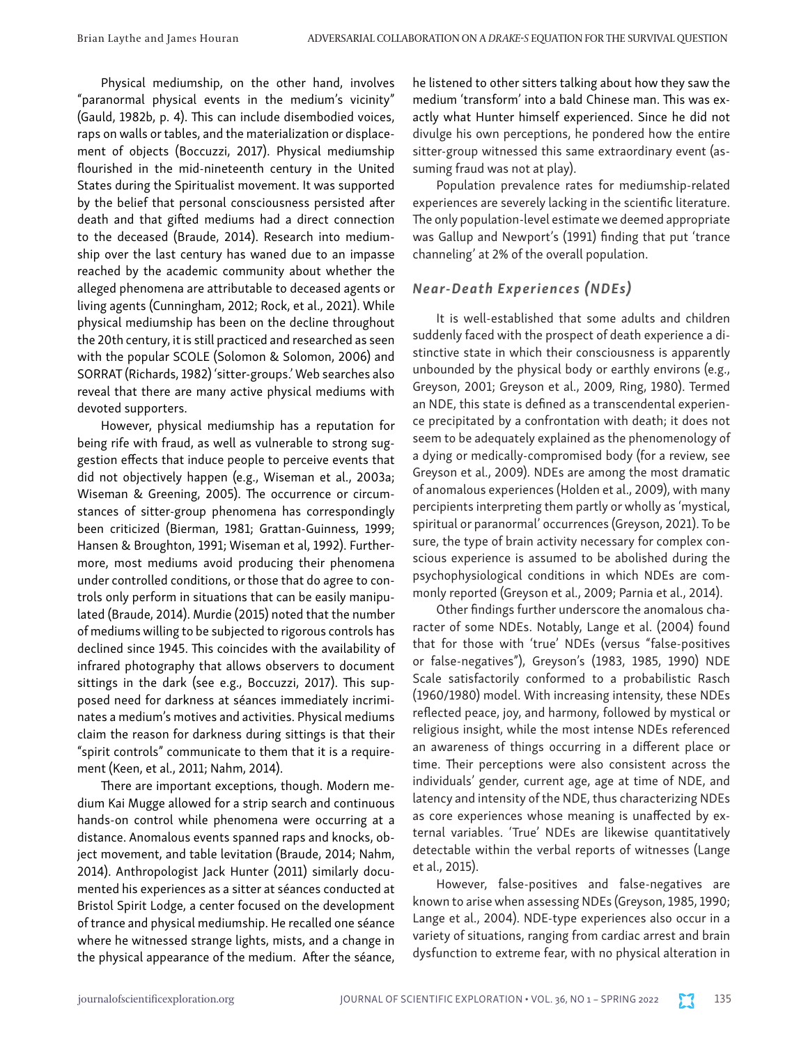Physical mediumship, on the other hand, involves "paranormal physical events in the medium's vicinity" (Gauld, 1982b, p. 4). This can include disembodied voices, raps on walls or tables, and the materialization or displacement of objects (Boccuzzi, 2017). Physical mediumship flourished in the mid-nineteenth century in the United States during the Spiritualist movement. It was supported by the belief that personal consciousness persisted after death and that gifted mediums had a direct connection to the deceased (Braude, 2014). Research into mediumship over the last century has waned due to an impasse reached by the academic community about whether the alleged phenomena are attributable to deceased agents or living agents (Cunningham, 2012; Rock, et al., 2021). While physical mediumship has been on the decline throughout the 20th century, it is still practiced and researched as seen with the popular SCOLE (Solomon & Solomon, 2006) and SORRAT (Richards, 1982) 'sitter-groups.' Web searches also reveal that there are many active physical mediums with devoted supporters.

However, physical mediumship has a reputation for being rife with fraud, as well as vulnerable to strong suggestion effects that induce people to perceive events that did not objectively happen (e.g., Wiseman et al., 2003a; Wiseman & Greening, 2005). The occurrence or circumstances of sitter-group phenomena has correspondingly been criticized (Bierman, 1981; Grattan-Guinness, 1999; Hansen & Broughton, 1991; Wiseman et al, 1992). Furthermore, most mediums avoid producing their phenomena under controlled conditions, or those that do agree to controls only perform in situations that can be easily manipulated (Braude, 2014). Murdie (2015) noted that the number of mediums willing to be subjected to rigorous controls has declined since 1945. This coincides with the availability of infrared photography that allows observers to document sittings in the dark (see e.g., Boccuzzi, 2017). This supposed need for darkness at séances immediately incriminates a medium's motives and activities. Physical mediums claim the reason for darkness during sittings is that their "spirit controls" communicate to them that it is a requirement (Keen, et al., 2011; Nahm, 2014).

There are important exceptions, though. Modern medium Kai Mugge allowed for a strip search and continuous hands-on control while phenomena were occurring at a distance. Anomalous events spanned raps and knocks, object movement, and table levitation (Braude, 2014; Nahm, 2014). Anthropologist Jack Hunter (2011) similarly documented his experiences as a sitter at séances conducted at Bristol Spirit Lodge, a center focused on the development of trance and physical mediumship. He recalled one séance where he witnessed strange lights, mists, and a change in the physical appearance of the medium. After the séance, he listened to other sitters talking about how they saw the medium 'transform' into a bald Chinese man. This was exactly what Hunter himself experienced. Since he did not divulge his own perceptions, he pondered how the entire sitter-group witnessed this same extraordinary event (assuming fraud was not at play).

Population prevalence rates for mediumship-related experiences are severely lacking in the scientific literature. The only population-level estimate we deemed appropriate was Gallup and Newport's (1991) finding that put 'trance channeling' at 2% of the overall population.

### *Near-Death Experiences (NDEs)*

It is well-established that some adults and children suddenly faced with the prospect of death experience a distinctive state in which their consciousness is apparently unbounded by the physical body or earthly environs (e.g., Greyson, 2001; Greyson et al., 2009, Ring, 1980). Termed an NDE, this state is defined as a transcendental experience precipitated by a confrontation with death; it does not seem to be adequately explained as the phenomenology of a dying or medically-compromised body (for a review, see Greyson et al., 2009). NDEs are among the most dramatic of anomalous experiences (Holden et al., 2009), with many percipients interpreting them partly or wholly as 'mystical, spiritual or paranormal' occurrences (Greyson, 2021). To be sure, the type of brain activity necessary for complex conscious experience is assumed to be abolished during the psychophysiological conditions in which NDEs are commonly reported (Greyson et al., 2009; Parnia et al., 2014).

Other findings further underscore the anomalous character of some NDEs. Notably, Lange et al. (2004) found that for those with 'true' NDEs (versus "false-positives or false-negatives"), Greyson's (1983, 1985, 1990) NDE Scale satisfactorily conformed to a probabilistic Rasch (1960/1980) model. With increasing intensity, these NDEs reflected peace, joy, and harmony, followed by mystical or religious insight, while the most intense NDEs referenced an awareness of things occurring in a different place or time. Their perceptions were also consistent across the individuals' gender, current age, age at time of NDE, and latency and intensity of the NDE, thus characterizing NDEs as core experiences whose meaning is unaffected by external variables. 'True' NDEs are likewise quantitatively detectable within the verbal reports of witnesses (Lange et al., 2015).

However, false-positives and false-negatives are known to arise when assessing NDEs (Greyson, 1985, 1990; Lange et al., 2004). NDE-type experiences also occur in a variety of situations, ranging from cardiac arrest and brain dysfunction to extreme fear, with no physical alteration in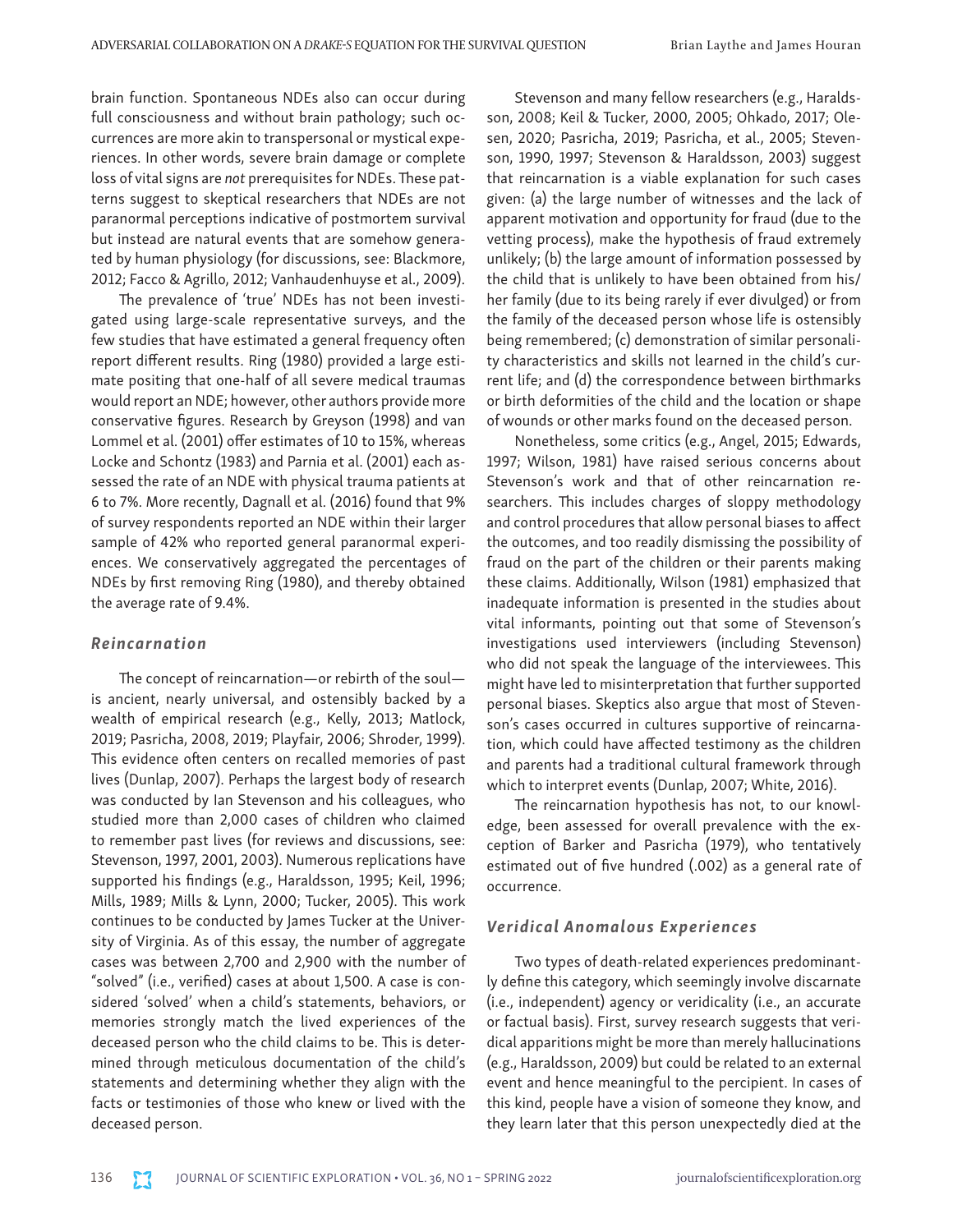brain function. Spontaneous NDEs also can occur during full consciousness and without brain pathology; such occurrences are more akin to transpersonal or mystical experiences. In other words, severe brain damage or complete loss of vital signs are *not* prerequisites for NDEs. These patterns suggest to skeptical researchers that NDEs are not paranormal perceptions indicative of postmortem survival but instead are natural events that are somehow generated by human physiology (for discussions, see: Blackmore, 2012; Facco & Agrillo, 2012; Vanhaudenhuyse et al., 2009).

The prevalence of 'true' NDEs has not been investigated using large-scale representative surveys, and the few studies that have estimated a general frequency often report different results. Ring (1980) provided a large estimate positing that one-half of all severe medical traumas would report an NDE; however, other authors provide more conservative figures. Research by Greyson (1998) and van Lommel et al. (2001) offer estimates of 10 to 15%, whereas Locke and Schontz (1983) and Parnia et al. (2001) each assessed the rate of an NDE with physical trauma patients at 6 to 7%. More recently, Dagnall et al. (2016) found that 9% of survey respondents reported an NDE within their larger sample of 42% who reported general paranormal experiences. We conservatively aggregated the percentages of NDEs by first removing Ring (1980), and thereby obtained the average rate of 9.4%.

### *Reincarnation*

The concept of reincarnation—or rebirth of the soul—is ancient, nearly universal, and ostensibly backed by a wealth of empirical research (e.g., Kelly, 2013; Matlock, 2019; Pasricha, 2008, 2019; Playfair, 2006; Shroder, 1999). This evidence often centers on recalled memories of past lives (Dunlap, 2007). Perhaps the largest body of research was conducted by Ian Stevenson and his colleagues, who studied more than 2,000 cases of children who claimed to remember past lives (for reviews and discussions, see: Stevenson, 1997, 2001, 2003). Numerous replications have supported his findings (e.g., Haraldsson, 1995; Keil, 1996; Mills, 1989; Mills & Lynn, 2000; Tucker, 2005). This work continues to be conducted by James Tucker at the University of Virginia. As of this essay, the number of aggregate cases was between 2,700 and 2,900 with the number of "solved" (i.e., verified) cases at about 1,500. A case is considered 'solved' when a child's statements, behaviors, or memories strongly match the lived experiences of the deceased person who the child claims to be. This is determined through meticulous documentation of the child's statements and determining whether they align with the facts or testimonies of those who knew or lived with the deceased person.

Stevenson and many fellow researchers (e.g., Haraldsson, 2008; Keil & Tucker, 2000, 2005; Ohkado, 2017; Olesen, 2020; Pasricha, 2019; Pasricha, et al., 2005; Stevenson, 1990, 1997; Stevenson & Haraldsson, 2003) suggest that reincarnation is a viable explanation for such cases given: (a) the large number of witnesses and the lack of apparent motivation and opportunity for fraud (due to the vetting process), make the hypothesis of fraud extremely unlikely; (b) the large amount of information possessed by the child that is unlikely to have been obtained from his/her family (due to its being rarely if ever divulged) or from the family of the deceased person whose life is ostensibly being remembered; (c) demonstration of similar personality characteristics and skills not learned in the child's current life; and (d) the correspondence between birthmarks or birth deformities of the child and the location or shape of wounds or other marks found on the deceased person.

Nonetheless, some critics (e.g., Angel, 2015; Edwards, 1997; Wilson, 1981) have raised serious concerns about Stevenson's work and that of other reincarnation researchers. This includes charges of sloppy methodology and control procedures that allow personal biases to affect the outcomes, and too readily dismissing the possibility of fraud on the part of the children or their parents making these claims. Additionally, Wilson (1981) emphasized that inadequate information is presented in the studies about vital informants, pointing out that some of Stevenson's investigations used interviewers (including Stevenson) who did not speak the language of the interviewees. This might have led to misinterpretation that further supported personal biases. Skeptics also argue that most of Stevenson's cases occurred in cultures supportive of reincarnation, which could have affected testimony as the children and parents had a traditional cultural framework through which to interpret events (Dunlap, 2007; White, 2016).

The reincarnation hypothesis has not, to our knowledge, been assessed for overall prevalence with the exception of Barker and Pasricha (1979), who tentatively estimated out of five hundred (.002) as a general rate of occurrence.

### *Veridical Anomalous Experiences*

Two types of death-related experiences predominantly define this category, which seemingly involve discarnate (i.e., independent) agency or veridicality (i.e., an accurate or factual basis). First, survey research suggests that veridical apparitions might be more than merely hallucinations (e.g., Haraldsson, 2009) but could be related to an external event and hence meaningful to the percipient. In cases of this kind, people have a vision of someone they know, and they learn later that this person unexpectedly died at the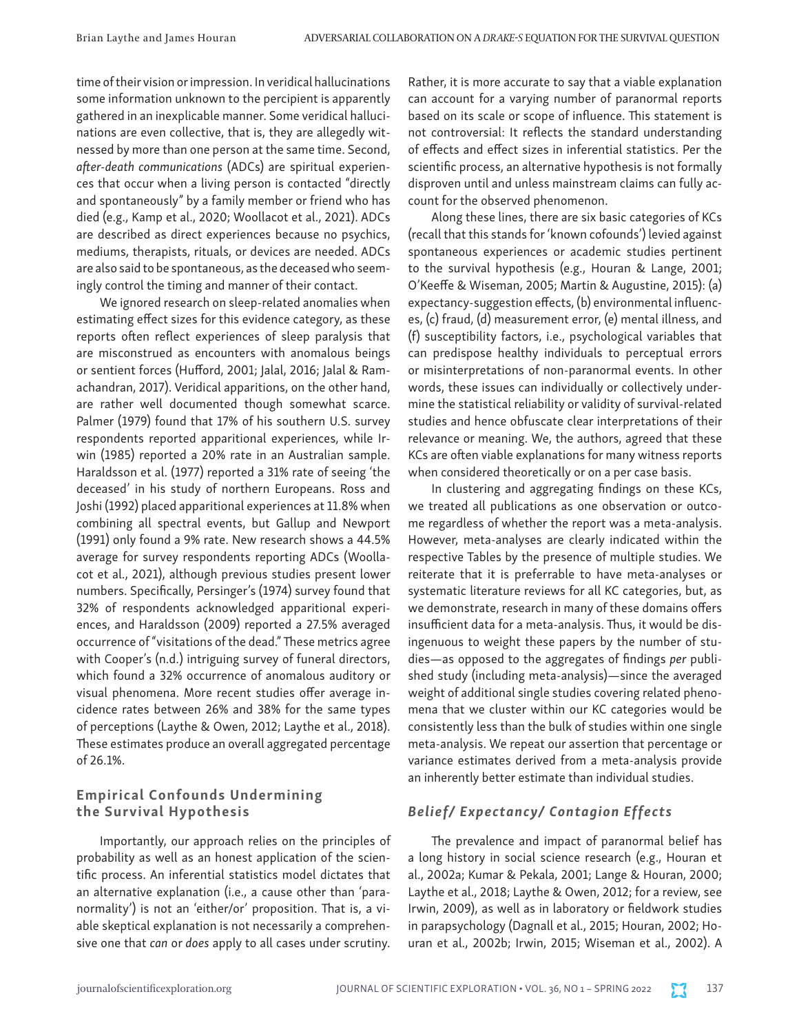time of their vision or impression. In veridical hallucinations some information unknown to the percipient is apparently gathered in an inexplicable manner. Some veridical hallucinations are even collective, that is, they are allegedly witnessed by more than one person at the same time. Second, *after-death communications* (ADCs) are spiritual experiences that occur when a living person is contacted "directly and spontaneously" by a family member or friend who has died (e.g., Kamp et al., 2020; Woollacot et al., 2021). ADCs are described as direct experiences because no psychics, mediums, therapists, rituals, or devices are needed. ADCs are also said to be spontaneous, as the deceased who seemingly control the timing and manner of their contact.

We ignored research on sleep-related anomalies when estimating effect sizes for this evidence category, as these reports often reflect experiences of sleep paralysis that are misconstrued as encounters with anomalous beings or sentient forces (Hufford, 2001; Jalal, 2016; Jalal & Ramachandran, 2017). Veridical apparitions, on the other hand, are rather well documented though somewhat scarce. Palmer (1979) found that 17% of his southern U.S. survey respondents reported apparitional experiences, while Irwin (1985) reported a 20% rate in an Australian sample. Haraldsson et al. (1977) reported a 31% rate of seeing 'the deceased' in his study of northern Europeans. Ross and Joshi (1992) placed apparitional experiences at 11.8% when combining all spectral events, but Gallup and Newport (1991) only found a 9% rate. New research shows a 44.5% average for survey respondents reporting ADCs (Woollacot et al., 2021), although previous studies present lower numbers. Specifically, Persinger's (1974) survey found that 32% of respondents acknowledged apparitional experiences, and Haraldsson (2009) reported a 27.5% averaged occurrence of "visitations of the dead." These metrics agree with Cooper's (n.d.) intriguing survey of funeral directors, which found a 32% occurrence of anomalous auditory or visual phenomena. More recent studies offer average incidence rates between 26% and 38% for the same types of perceptions (Laythe & Owen, 2012; Laythe et al., 2018). These estimates produce an overall aggregated percentage of 26.1%.

## Empirical Confounds Undermining the Survival Hypothesis

Importantly, our approach relies on the principles of probability as well as an honest application of the scientific process. An inferential statistics model dictates that an alternative explanation (i.e., a cause other than 'paranormality') is not an 'either/or' proposition. That is, a viable skeptical explanation is not necessarily a comprehensive one that *can* or *does* apply to all cases under scrutiny. Rather, it is more accurate to say that a viable explanation can account for a varying number of paranormal reports based on its scale or scope of influence. This statement is not controversial: It reflects the standard understanding of effects and effect sizes in inferential statistics. Per the scientific process, an alternative hypothesis is not formally disproven until and unless mainstream claims can fully account for the observed phenomenon.

Along these lines, there are six basic categories of KCs (recall that this stands for 'known cofounds') levied against spontaneous experiences or academic studies pertinent to the survival hypothesis (e.g., Houran & Lange, 2001; O'Keeffe & Wiseman, 2005; Martin & Augustine, 2015): (a) expectancy-suggestion effects, (b) environmental influences, (c) fraud, (d) measurement error, (e) mental illness, and (f) susceptibility factors, i.e., psychological variables that can predispose healthy individuals to perceptual errors or misinterpretations of non-paranormal events. In other words, these issues can individually or collectively undermine the statistical reliability or validity of survival-related studies and hence obfuscate clear interpretations of their relevance or meaning. We, the authors, agreed that these KCs are often viable explanations for many witness reports when considered theoretically or on a per case basis.

In clustering and aggregating findings on these KCs, we treated all publications as one observation or outcome regardless of whether the report was a meta-analysis. However, meta-analyses are clearly indicated within the respective Tables by the presence of multiple studies. We reiterate that it is preferrable to have meta-analyses or systematic literature reviews for all KC categories, but, as we demonstrate, research in many of these domains offers insufficient data for a meta-analysis. Thus, it would be disingenuous to weight these papers by the number of studies—as opposed to the aggregates of findings *per* published study (including meta-analysis)—since the averaged weight of additional single studies covering related phenomena that we cluster within our KC categories would be consistently less than the bulk of studies within one single meta-analysis. We repeat our assertion that percentage or variance estimates derived from a meta-analysis provide an inherently better estimate than individual studies.

### *Belief/ Expectancy/ Contagion Effects*

The prevalence and impact of paranormal belief has a long history in social science research (e.g., Houran et al., 2002a; Kumar & Pekala, 2001; Lange & Houran, 2000; Laythe et al., 2018; Laythe & Owen, 2012; for a review, see Irwin, 2009), as well as in laboratory or fieldwork studies in parapsychology (Dagnall et al., 2015; Houran, 2002; Houran et al., 2002b; Irwin, 2015; Wiseman et al., 2002). A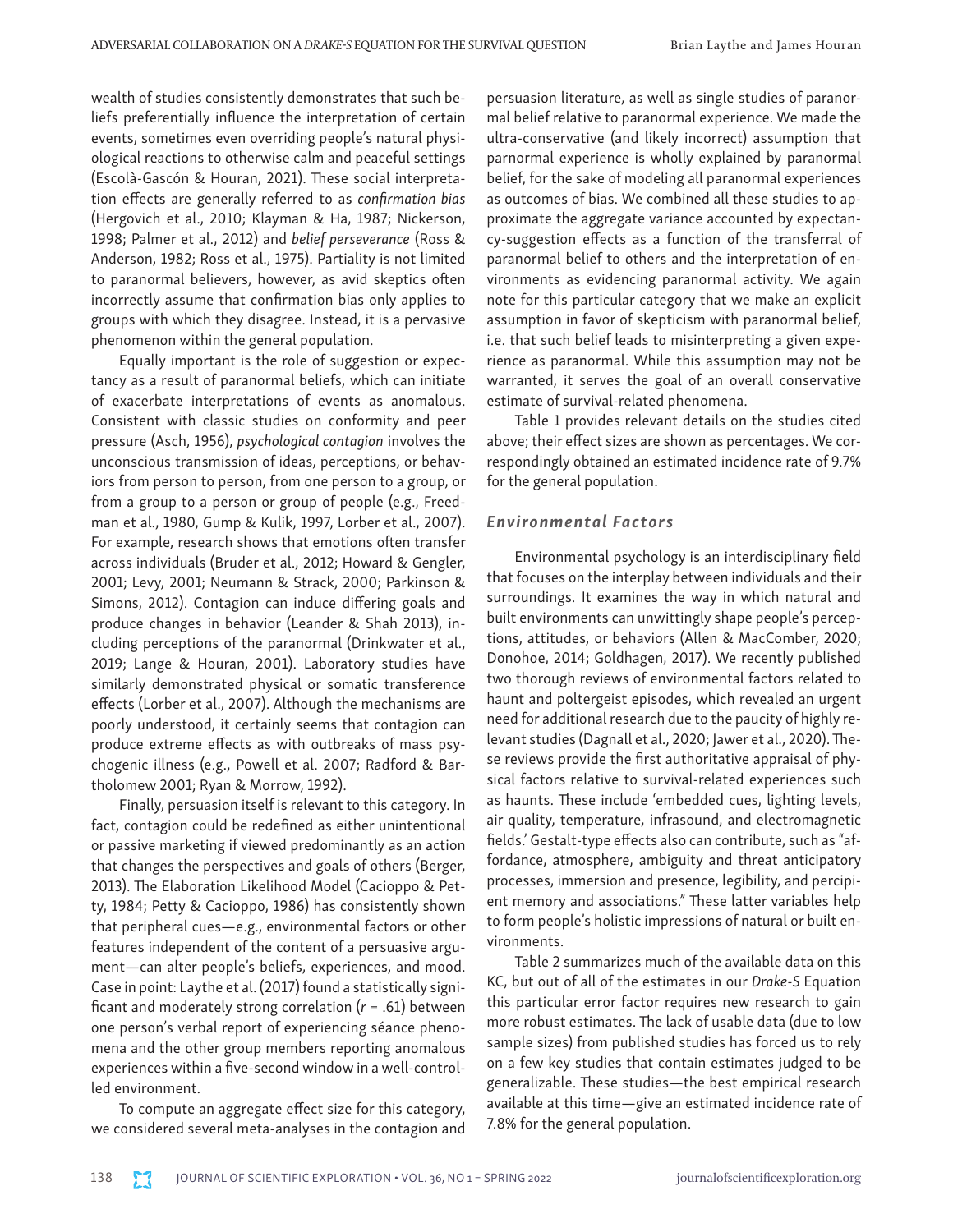wealth of studies consistently demonstrates that such beliefs preferentially influence the interpretation of certain events, sometimes even overriding people's natural physiological reactions to otherwise calm and peaceful settings (Escolà-Gascón & Houran, 2021). These social interpretation effects are generally referred to as *confirmation bias* (Hergovich et al., 2010; Klayman & Ha, 1987; Nickerson, 1998; Palmer et al., 2012) and *belief perseverance* (Ross & Anderson, 1982; Ross et al., 1975). Partiality is not limited to paranormal believers, however, as avid skeptics often incorrectly assume that confirmation bias only applies to groups with which they disagree. Instead, it is a pervasive phenomenon within the general population.

Equally important is the role of suggestion or expectancy as a result of paranormal beliefs, which can initiate of exacerbate interpretations of events as anomalous. Consistent with classic studies on conformity and peer pressure (Asch, 1956), *psychological contagion* involves the unconscious transmission of ideas, perceptions, or behaviors from person to person, from one person to a group, or from a group to a person or group of people (e.g., Freedman et al., 1980, Gump & Kulik, 1997, Lorber et al., 2007). For example, research shows that emotions often transfer across individuals (Bruder et al., 2012; Howard & Gengler, 2001; Levy, 2001; Neumann & Strack, 2000; Parkinson & Simons, 2012). Contagion can induce differing goals and produce changes in behavior (Leander & Shah 2013), including perceptions of the paranormal (Drinkwater et al., 2019; Lange & Houran, 2001). Laboratory studies have similarly demonstrated physical or somatic transference effects (Lorber et al., 2007). Although the mechanisms are poorly understood, it certainly seems that contagion can produce extreme effects as with outbreaks of mass psychogenic illness (e.g., Powell et al. 2007; Radford & Bartholomew 2001; Ryan & Morrow, 1992).

Finally, persuasion itself is relevant to this category. In fact, contagion could be redefined as either unintentional or passive marketing if viewed predominantly as an action that changes the perspectives and goals of others (Berger, 2013). The Elaboration Likelihood Model (Cacioppo & Petty, 1984; Petty & Cacioppo, 1986) has consistently shown that peripheral cues—e.g., environmental factors or other features independent of the content of a persuasive argument—can alter people's beliefs, experiences, and mood. Case in point: Laythe et al. (2017) found a statistically significant and moderately strong correlation ($r$ = .61) between one person's verbal report of experiencing séance phenomena and the other group members reporting anomalous experiences within a five-second window in a well-controlled environment.

To compute an aggregate effect size for this category, we considered several meta-analyses in the contagion and persuasion literature, as well as single studies of paranormal belief relative to paranormal experience. We made the ultra-conservative (and likely incorrect) assumption that parnormal experience is wholly explained by paranormal belief, for the sake of modeling all paranormal experiences as outcomes of bias. We combined all these studies to approximate the aggregate variance accounted by expectancy-suggestion effects as a function of the transferral of paranormal belief to others and the interpretation of environments as evidencing paranormal activity. We again note for this particular category that we make an explicit assumption in favor of skepticism with paranormal belief, i.e. that such belief leads to misinterpreting a given experience as paranormal. While this assumption may not be warranted, it serves the goal of an overall conservative estimate of survival-related phenomena.

Table 1 provides relevant details on the studies cited above; their effect sizes are shown as percentages. We correspondingly obtained an estimated incidence rate of 9.7% for the general population.

### *Environmental Factors*

Environmental psychology is an interdisciplinary field that focuses on the interplay between individuals and their surroundings. It examines the way in which natural and built environments can unwittingly shape people's perceptions, attitudes, or behaviors (Allen & MacComber, 2020; Donohoe, 2014; Goldhagen, 2017). We recently published two thorough reviews of environmental factors related to haunt and poltergeist episodes, which revealed an urgent need for additional research due to the paucity of highly relevant studies (Dagnall et al., 2020; Jawer et al., 2020). These reviews provide the first authoritative appraisal of physical factors relative to survival-related experiences such as haunts. These include 'embedded cues, lighting levels, air quality, temperature, infrasound, and electromagnetic fields.' Gestalt-type effects also can contribute, such as "affordance, atmosphere, ambiguity and threat anticipatory processes, immersion and presence, legibility, and percipient memory and associations." These latter variables help to form people's holistic impressions of natural or built environments.

Table 2 summarizes much of the available data on this KC, but out of all of the estimates in our *Drake-S* Equation this particular error factor requires new research to gain more robust estimates. The lack of usable data (due to low sample sizes) from published studies has forced us to rely on a few key studies that contain estimates judged to be generalizable. These studies—the best empirical research available at this time—give an estimated incidence rate of 7.8% for the general population.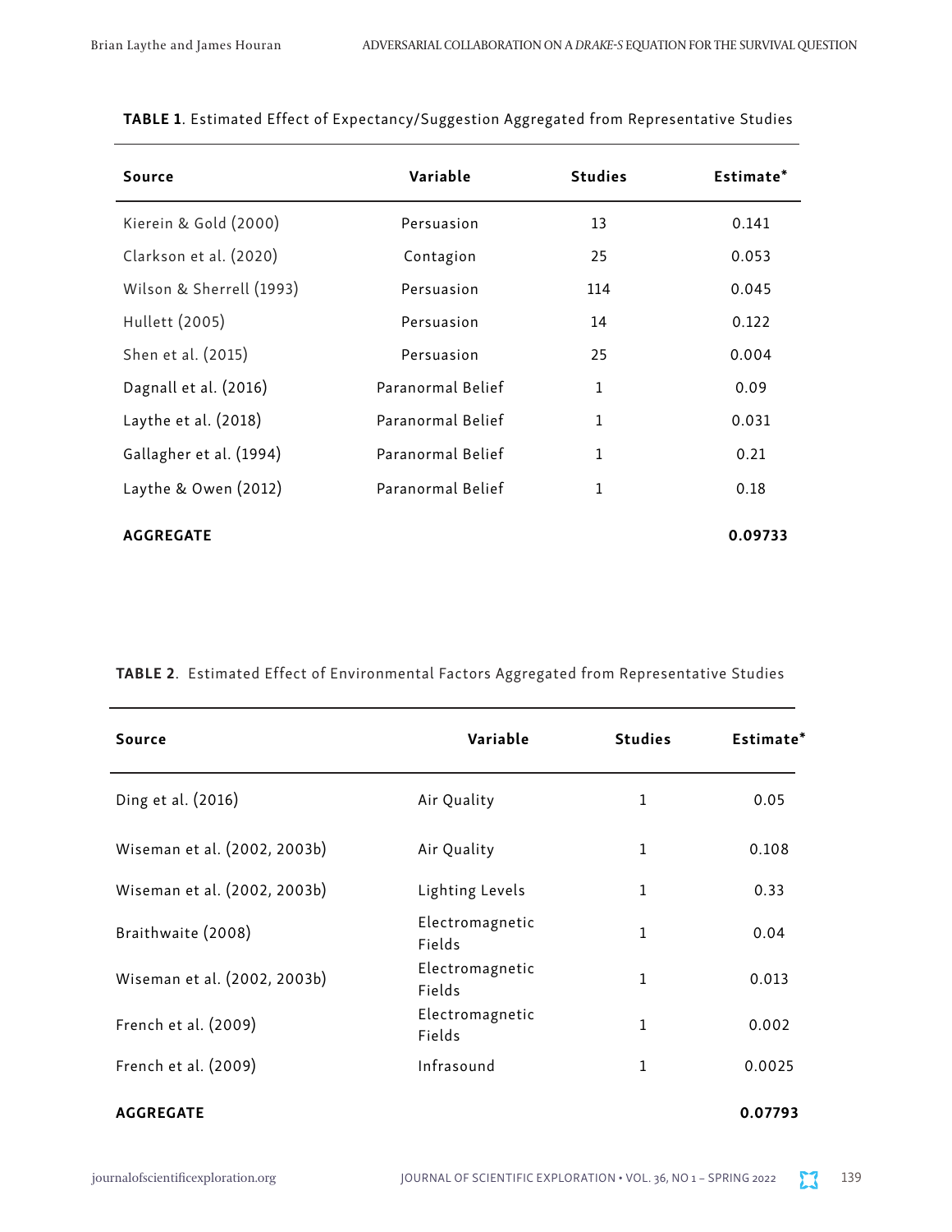**TABLE 1**. Estimated Effect of Expectancy/Suggestion Aggregated from Representative Studies

| Source | Variable | Studies | Estimate* |
|---|---|---|---|
| Kierein & Gold (2000) | Persuasion | 13 | 0.141 |
| Clarkson et al. (2020) | Contagion | 25 | 0.053 |
| Wilson & Sherrell (1993) | Persuasion | 114 | 0.045 |
| Hullett (2005) | Persuasion | 14 | 0.122 |
| Shen et al. (2015) | Persuasion | 25 | 0.004 |
| Dagnall et al. (2016) | Paranormal Belief | 1 | 0.09 |
| Laythe et al. (2018) | Paranormal Belief | 1 | 0.031 |
| Gallagher et al. (1994) | Paranormal Belief | 1 | 0.21 |
| Laythe & Owen (2012) | Paranormal Belief | 1 | 0.18 |
| **AGGREGATE** | | | **0.09733** |

**TABLE 2**. Estimated Effect of Environmental Factors Aggregated from Representative Studies

| Source | Variable | Studies | Estimate* |
|---|---|---|---|
| Ding et al. (2016) | Air Quality | 1 | 0.05 |
| Wiseman et al. (2002, 2003b) | Air Quality | 1 | 0.108 |
| Wiseman et al. (2002, 2003b) | Lighting Levels | 1 | 0.33 |
| Braithwaite (2008) | Electromagnetic Fields | 1 | 0.04 |
| Wiseman et al. (2002, 2003b) | Electromagnetic Fields | 1 | 0.013 |
| French et al. (2009) | Electromagnetic Fields | 1 | 0.002 |
| French et al. (2009) | Infrasound | 1 | 0.0025 |
| **AGGREGATE** | | | **0.07793** |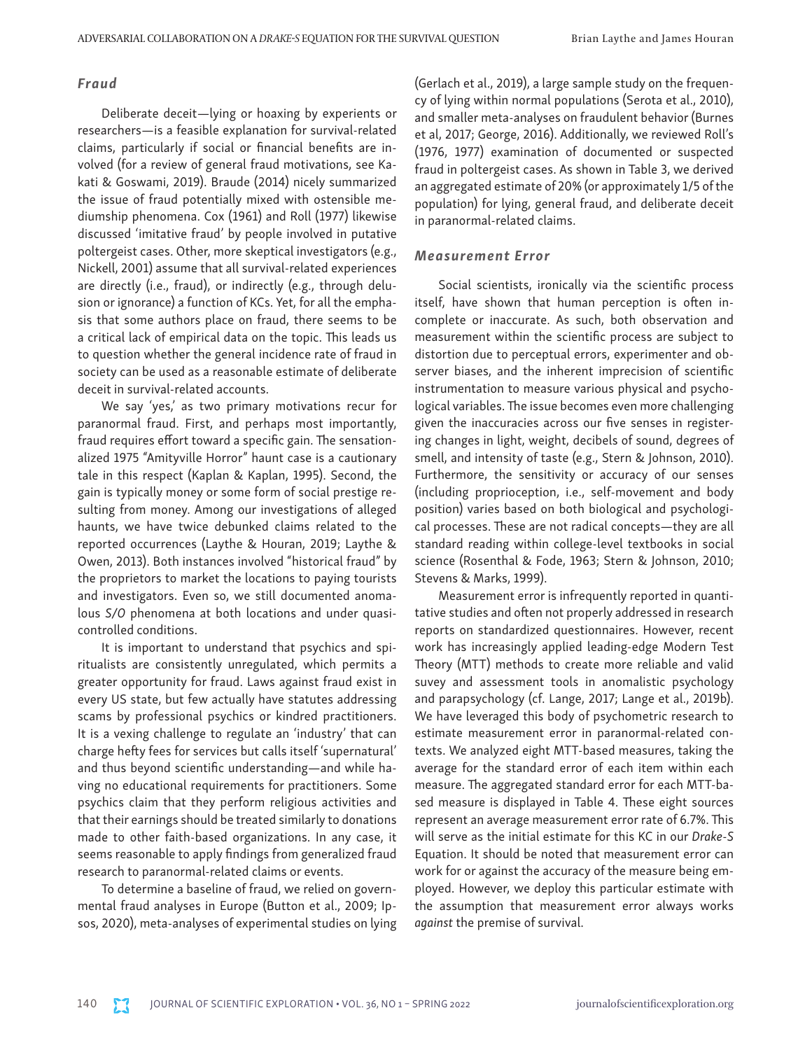### *Fraud*

Deliberate deceit—lying or hoaxing by experients or researchers—is a feasible explanation for survival-related claims, particularly if social or financial benefits are involved (for a review of general fraud motivations, see Kakati & Goswami, 2019). Braude (2014) nicely summarized the issue of fraud potentially mixed with ostensible mediumship phenomena. Cox (1961) and Roll (1977) likewise discussed 'imitative fraud' by people involved in putative poltergeist cases. Other, more skeptical investigators (e.g., Nickell, 2001) assume that all survival-related experiences are directly (i.e., fraud), or indirectly (e.g., through delusion or ignorance) a function of KCs. Yet, for all the emphasis that some authors place on fraud, there seems to be a critical lack of empirical data on the topic. This leads us to question whether the general incidence rate of fraud in society can be used as a reasonable estimate of deliberate deceit in survival-related accounts.

We say 'yes,' as two primary motivations recur for paranormal fraud. First, and perhaps most importantly, fraud requires effort toward a specific gain. The sensationalized 1975 "Amityville Horror" haunt case is a cautionary tale in this respect (Kaplan & Kaplan, 1995). Second, the gain is typically money or some form of social prestige resulting from money. Among our investigations of alleged haunts, we have twice debunked claims related to the reported occurrences (Laythe & Houran, 2019; Laythe & Owen, 2013). Both instances involved "historical fraud" by the proprietors to market the locations to paying tourists and investigators. Even so, we still documented anomalous *S/O* phenomena at both locations and under quasi-controlled conditions.

It is important to understand that psychics and spiritualists are consistently unregulated, which permits a greater opportunity for fraud. Laws against fraud exist in every US state, but few actually have statutes addressing scams by professional psychics or kindred practitioners. It is a vexing challenge to regulate an 'industry' that can charge hefty fees for services but calls itself 'supernatural' and thus beyond scientific understanding—and while having no educational requirements for practitioners. Some psychics claim that they perform religious activities and that their earnings should be treated similarly to donations made to other faith-based organizations. In any case, it seems reasonable to apply findings from generalized fraud research to paranormal-related claims or events.

To determine a baseline of fraud, we relied on governmental fraud analyses in Europe (Button et al., 2009; Ipsos, 2020), meta-analyses of experimental studies on lying (Gerlach et al., 2019), a large sample study on the frequency of lying within normal populations (Serota et al., 2010), and smaller meta-analyses on fraudulent behavior (Burnes et al, 2017; George, 2016). Additionally, we reviewed Roll's (1976, 1977) examination of documented or suspected fraud in poltergeist cases. As shown in Table 3, we derived an aggregated estimate of 20% (or approximately 1/5 of the population) for lying, general fraud, and deliberate deceit in paranormal-related claims.

### *Measurement Error*

Social scientists, ironically via the scientific process itself, have shown that human perception is often incomplete or inaccurate. As such, both observation and measurement within the scientific process are subject to distortion due to perceptual errors, experimenter and observer biases, and the inherent imprecision of scientific instrumentation to measure various physical and psychological variables. The issue becomes even more challenging given the inaccuracies across our five senses in registering changes in light, weight, decibels of sound, degrees of smell, and intensity of taste (e.g., Stern & Johnson, 2010). Furthermore, the sensitivity or accuracy of our senses (including proprioception, i.e., self-movement and body position) varies based on both biological and psychological processes. These are not radical concepts—they are all standard reading within college-level textbooks in social science (Rosenthal & Fode, 1963; Stern & Johnson, 2010; Stevens & Marks, 1999).

Measurement error is infrequently reported in quantitative studies and often not properly addressed in research reports on standardized questionnaires. However, recent work has increasingly applied leading-edge Modern Test Theory (MTT) methods to create more reliable and valid suvey and assessment tools in anomalistic psychology and parapsychology (cf. Lange, 2017; Lange et al., 2019b). We have leveraged this body of psychometric research to estimate measurement error in paranormal-related contexts. We analyzed eight MTT-based measures, taking the average for the standard error of each item within each measure. The aggregated standard error for each MTT-based measure is displayed in Table 4. These eight sources represent an average measurement error rate of 6.7%. This will serve as the initial estimate for this KC in our *Drake-S* Equation. It should be noted that measurement error can work for or against the accuracy of the measure being employed. However, we deploy this particular estimate with the assumption that measurement error always works *against* the premise of survival.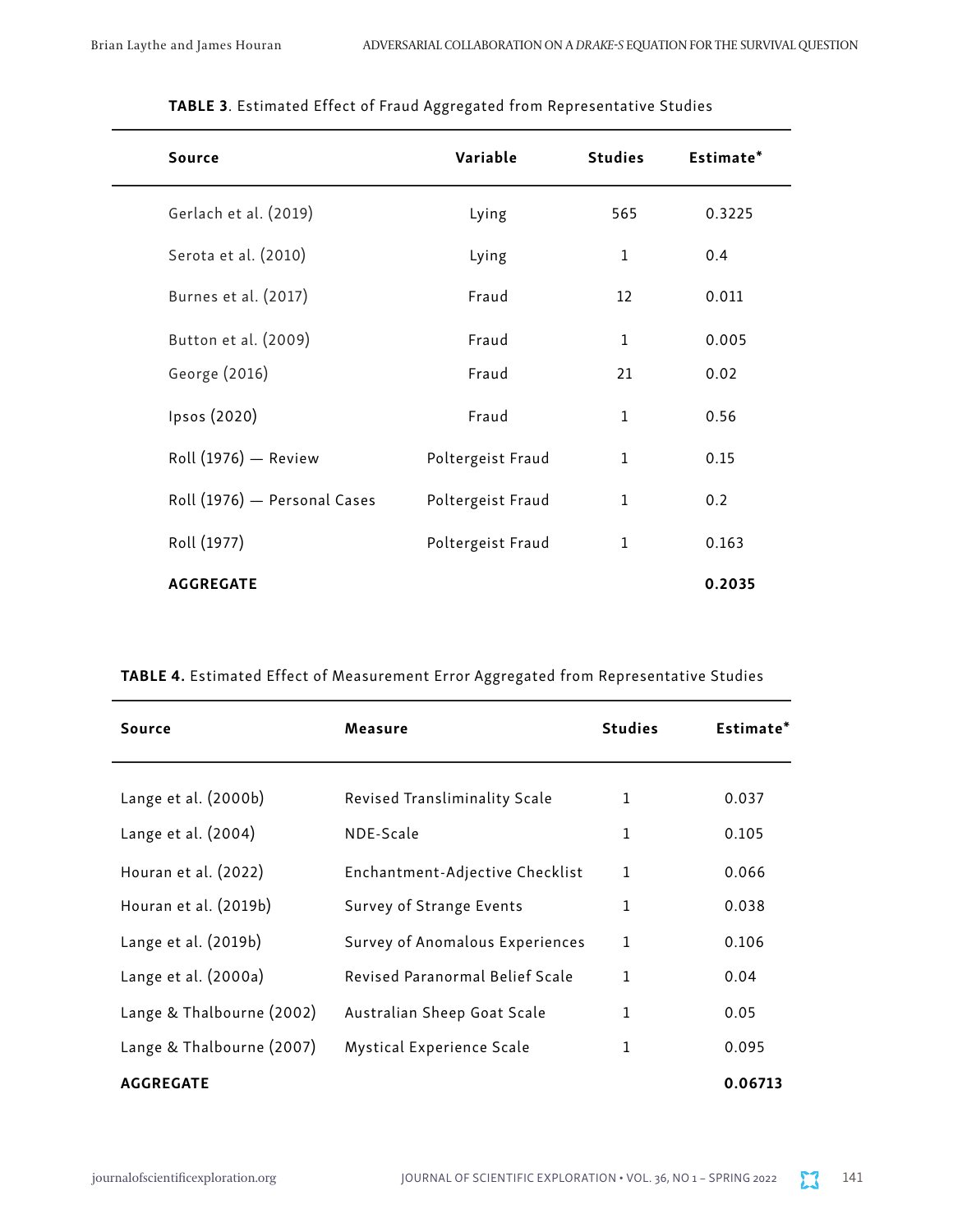**TABLE 3**. Estimated Effect of Fraud Aggregated from Representative Studies

| Source | Variable | Studies | Estimate* |
|---|---|---|---|
| Gerlach et al. (2019) | Lying | 565 | 0.3225 |
| Serota et al. (2010) | Lying | 1 | 0.4 |
| Burnes et al. (2017) | Fraud | 12 | 0.011 |
| Button et al. (2009) | Fraud | 1 | 0.005 |
| George (2016) | Fraud | 21 | 0.02 |
| Ipsos (2020) | Fraud | 1 | 0.56 |
| Roll (1976) — Review | Poltergeist Fraud | 1 | 0.15 |
| Roll (1976) — Personal Cases | Poltergeist Fraud | 1 | 0.2 |
| Roll (1977) | Poltergeist Fraud | 1 | 0.163 |
| **AGGREGATE** | | | **0.2035** |

**TABLE 4.** Estimated Effect of Measurement Error Aggregated from Representative Studies

| Source | Measure | Studies | Estimate* |
|---|---|---|---|
| Lange et al. (2000b) | Revised Transliminality Scale | 1 | 0.037 |
| Lange et al. (2004) | NDE-Scale | 1 | 0.105 |
| Houran et al. (2022) | Enchantment-Adjective Checklist | 1 | 0.066 |
| Houran et al. (2019b) | Survey of Strange Events | 1 | 0.038 |
| Lange et al. (2019b) | Survey of Anomalous Experiences | 1 | 0.106 |
| Lange et al. (2000a) | Revised Paranormal Belief Scale | 1 | 0.04 |
| Lange & Thalbourne (2002) | Australian Sheep Goat Scale | 1 | 0.05 |
| Lange & Thalbourne (2007) | Mystical Experience Scale | 1 | 0.095 |
| **AGGREGATE** | | | **0.06713** |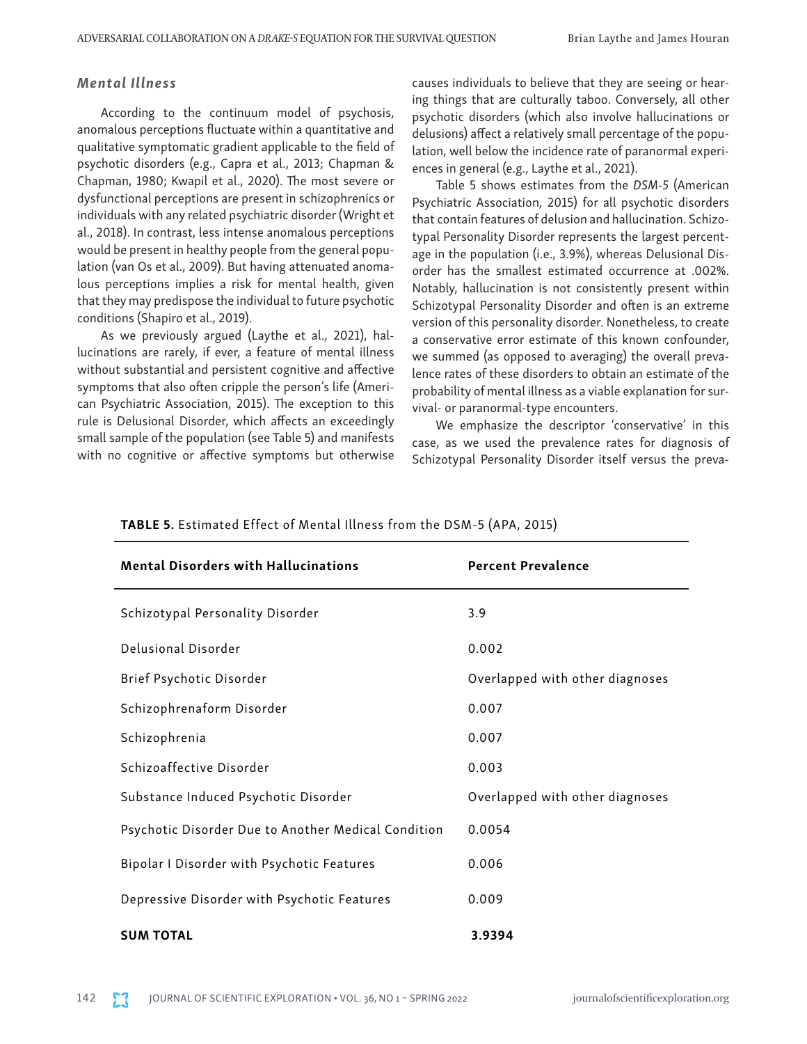### *Mental Illness*

According to the continuum model of psychosis, anomalous perceptions fluctuate within a quantitative and qualitative symptomatic gradient applicable to the field of psychotic disorders (e.g., Capra et al., 2013; Chapman & Chapman, 1980; Kwapil et al., 2020). The most severe or dysfunctional perceptions are present in schizophrenics or individuals with any related psychiatric disorder (Wright et al., 2018). In contrast, less intense anomalous perceptions would be present in healthy people from the general population (van Os et al., 2009). But having attenuated anomalous perceptions implies a risk for mental health, given that they may predispose the individual to future psychotic conditions (Shapiro et al., 2019).

As we previously argued (Laythe et al., 2021), hallucinations are rarely, if ever, a feature of mental illness without substantial and persistent cognitive and affective symptoms that also often cripple the person's life (American Psychiatric Association, 2015). The exception to this rule is Delusional Disorder, which affects an exceedingly small sample of the population (see Table 5) and manifests with no cognitive or affective symptoms but otherwise causes individuals to believe that they are seeing or hearing things that are culturally taboo. Conversely, all other psychotic disorders (which also involve hallucinations or delusions) affect a relatively small percentage of the population, well below the incidence rate of paranormal experiences in general (e.g., Laythe et al., 2021).

Table 5 shows estimates from the *DSM-5* (American Psychiatric Association, 2015) for all psychotic disorders that contain features of delusion and hallucination. Schizotypal Personality Disorder represents the largest percentage in the population (i.e., 3.9%), whereas Delusional Disorder has the smallest estimated occurrence at .002%. Notably, hallucination is not consistently present within Schizotypal Personality Disorder and often is an extreme version of this personality disorder. Nonetheless, to create a conservative error estimate of this known confounder, we summed (as opposed to averaging) the overall prevalence rates of these disorders to obtain an estimate of the probability of mental illness as a viable explanation for survival- or paranormal-type encounters.

We emphasize the descriptor 'conservative' in this case, as we used the prevalence rates for diagnosis of Schizotypal Personality Disorder itself versus the preva-

**TABLE 5.** Estimated Effect of Mental Illness from the DSM-5 (APA, 2015)

| Mental Disorders with Hallucinations | Percent Prevalence |
|---|---|
| Schizotypal Personality Disorder | 3.9 |
| Delusional Disorder | 0.002 |
| Brief Psychotic Disorder | Overlapped with other diagnoses |
| Schizophrenaform Disorder | 0.007 |
| Schizophrenia | 0.007 |
| Schizoaffective Disorder | 0.003 |
| Substance Induced Psychotic Disorder | Overlapped with other diagnoses |
| Psychotic Disorder Due to Another Medical Condition | 0.0054 |
| Bipolar I Disorder with Psychotic Features | 0.006 |
| Depressive Disorder with Psychotic Features | 0.009 |
| **SUM TOTAL** | **3.9394** |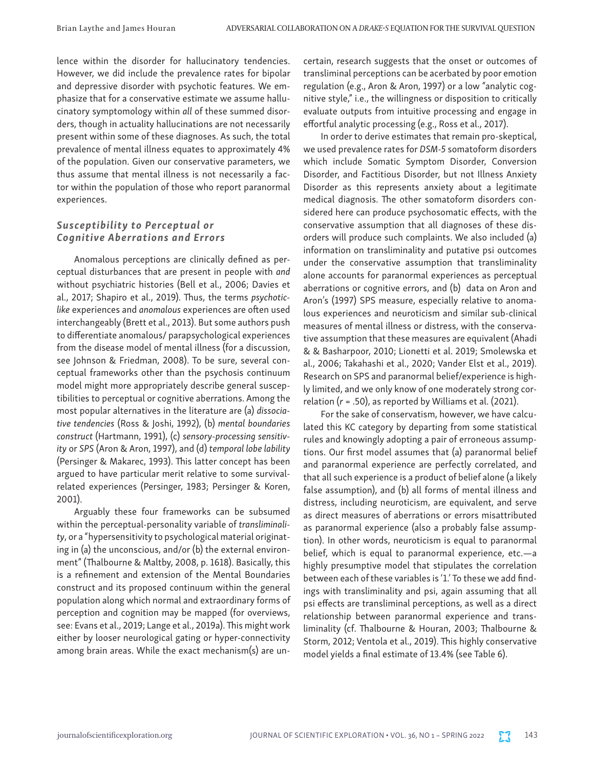lence within the disorder for hallucinatory tendencies. However, we did include the prevalence rates for bipolar and depressive disorder with psychotic features. We emphasize that for a conservative estimate we assume hallucinatory symptomology within *all* of these summed disorders, though in actuality hallucinations are not necessarily present within some of these diagnoses. As such, the total prevalence of mental illness equates to approximately 4% of the population. Given our conservative parameters, we thus assume that mental illness is not necessarily a factor within the population of those who report paranormal experiences.

### *Susceptibility to Perceptual or Cognitive Aberrations and Errors*

Anomalous perceptions are clinically defined as perceptual disturbances that are present in people with *and* without psychiatric histories (Bell et al., 2006; Davies et al., 2017; Shapiro et al., 2019). Thus, the terms *psychotic-like* experiences and *anomalous* experiences are often used interchangeably (Brett et al., 2013). But some authors push to differentiate anomalous/ parapsychological experiences from the disease model of mental illness (for a discussion, see Johnson & Friedman, 2008). To be sure, several conceptual frameworks other than the psychosis continuum model might more appropriately describe general susceptibilities to perceptual or cognitive aberrations. Among the most popular alternatives in the literature are (a) *dissociative tendencies* (Ross & Joshi, 1992), (b) *mental boundaries construct* (Hartmann, 1991), (c) *sensory-processing sensitivity* or *SPS* (Aron & Aron, 1997), and (d) *temporal lobe lability* (Persinger & Makarec, 1993). This latter concept has been argued to have particular merit relative to some survival-related experiences (Persinger, 1983; Persinger & Koren, 2001).

Arguably these four frameworks can be subsumed within the perceptual-personality variable of *transliminality*, or a "hypersensitivity to psychological material originating in (a) the unconscious, and/or (b) the external environment" (Thalbourne & Maltby, 2008, p. 1618). Basically, this is a refinement and extension of the Mental Boundaries construct and its proposed continuum within the general population along which normal and extraordinary forms of perception and cognition may be mapped (for overviews, see: Evans et al., 2019; Lange et al., 2019a). This might work either by looser neurological gating or hyper-connectivity among brain areas. While the exact mechanism(s) are uncertain, research suggests that the onset or outcomes of transliminal perceptions can be acerbated by poor emotion regulation (e.g., Aron & Aron, 1997) or a low "analytic cognitive style," i.e., the willingness or disposition to critically evaluate outputs from intuitive processing and engage in effortful analytic processing (e.g., Ross et al., 2017).

In order to derive estimates that remain pro-skeptical, we used prevalence rates for *DSM-5* somatoform disorders which include Somatic Symptom Disorder, Conversion Disorder, and Factitious Disorder, but not Illness Anxiety Disorder as this represents anxiety about a legitimate medical diagnosis. The other somatoform disorders considered here can produce psychosomatic effects, with the conservative assumption that all diagnoses of these disorders will produce such complaints. We also included (a) information on transliminality and putative psi outcomes under the conservative assumption that transliminality alone accounts for paranormal experiences as perceptual aberrations or cognitive errors, and (b) data on Aron and Aron's (1997) SPS measure, especially relative to anomalous experiences and neuroticism and similar sub-clinical measures of mental illness or distress, with the conservative assumption that these measures are equivalent (Ahadi & & Basharpoor, 2010; Lionetti et al. 2019; Smolewska et al., 2006; Takahashi et al., 2020; Vander Elst et al., 2019). Research on SPS and paranormal belief/experience is highly limited, and we only know of one moderately strong correlation ($r = .50$), as reported by Williams et al. (2021).

For the sake of conservatism, however, we have calculated this KC category by departing from some statistical rules and knowingly adopting a pair of erroneous assumptions. Our first model assumes that (a) paranormal belief and paranormal experience are perfectly correlated, and that all such experience is a product of belief alone (a likely false assumption), and (b) all forms of mental illness and distress, including neuroticism, are equivalent, and serve as direct measures of aberrations or errors misattributed as paranormal experience (also a probably false assumption). In other words, neuroticism is equal to paranormal belief, which is equal to paranormal experience, etc.—a highly presumptive model that stipulates the correlation between each of these variables is '1.' To these we add findings with transliminality and psi, again assuming that all psi effects are transliminal perceptions, as well as a direct relationship between paranormal experience and transliminality (cf. Thalbourne & Houran, 2003; Thalbourne & Storm, 2012; Ventola et al., 2019). This highly conservative model yields a final estimate of 13.4% (see Table 6).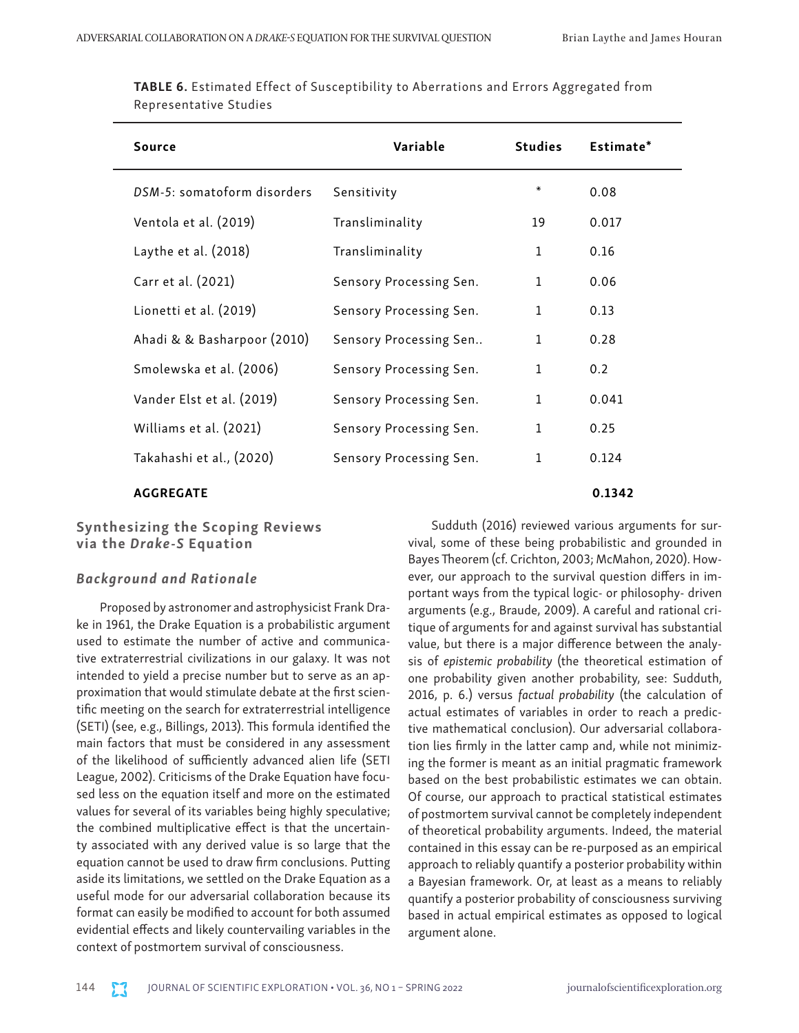**TABLE 6.** Estimated Effect of Susceptibility to Aberrations and Errors Aggregated from Representative Studies

| Source | Variable | Studies | Estimate* |
|---|---|---|---|
| *DSM-5*: somatoform disorders | Sensitivity | * | 0.08 |
| Ventola et al. (2019) | Transliminality | 19 | 0.017 |
| Laythe et al. (2018) | Transliminality | 1 | 0.16 |
| Carr et al. (2021) | Sensory Processing Sen. | 1 | 0.06 |
| Lionetti et al. (2019) | Sensory Processing Sen. | 1 | 0.13 |
| Ahadi & & Basharpoor (2010) | Sensory Processing Sen.. | 1 | 0.28 |
| Smolewska et al. (2006) | Sensory Processing Sen. | 1 | 0.2 |
| Vander Elst et al. (2019) | Sensory Processing Sen. | 1 | 0.041 |
| Williams et al. (2021) | Sensory Processing Sen. | 1 | 0.25 |
| Takahashi et al., (2020) | Sensory Processing Sen. | 1 | 0.124 |
| **AGGREGATE** | | | **0.1342** |

## Synthesizing the Scoping Reviews via the *Drake-S* Equation

### *Background and Rationale*

Proposed by astronomer and astrophysicist Frank Drake in 1961, the Drake Equation is a probabilistic argument used to estimate the number of active and communicative extraterrestrial civilizations in our galaxy. It was not intended to yield a precise number but to serve as an approximation that would stimulate debate at the first scientific meeting on the search for extraterrestrial intelligence (SETI) (see, e.g., Billings, 2013). This formula identified the main factors that must be considered in any assessment of the likelihood of sufficiently advanced alien life (SETI League, 2002). Criticisms of the Drake Equation have focused less on the equation itself and more on the estimated values for several of its variables being highly speculative; the combined multiplicative effect is that the uncertainty associated with any derived value is so large that the equation cannot be used to draw firm conclusions. Putting aside its limitations, we settled on the Drake Equation as a useful mode for our adversarial collaboration because its format can easily be modified to account for both assumed evidential effects and likely countervailing variables in the context of postmortem survival of consciousness.

Sudduth (2016) reviewed various arguments for survival, some of these being probabilistic and grounded in Bayes Theorem (cf. Crichton, 2003; McMahon, 2020). However, our approach to the survival question differs in important ways from the typical logic- or philosophy- driven arguments (e.g., Braude, 2009). A careful and rational critique of arguments for and against survival has substantial value, but there is a major difference between the analysis of *epistemic probability* (the theoretical estimation of one probability given another probability, see: Sudduth, 2016, p. 6.) versus *factual probability* (the calculation of actual estimates of variables in order to reach a predictive mathematical conclusion). Our adversarial collaboration lies firmly in the latter camp and, while not minimizing the former is meant as an initial pragmatic framework based on the best probabilistic estimates we can obtain. Of course, our approach to practical statistical estimates of postmortem survival cannot be completely independent of theoretical probability arguments. Indeed, the material contained in this essay can be re-purposed as an empirical approach to reliably quantify a posterior probability within a Bayesian framework. Or, at least as a means to reliably quantify a posterior probability of consciousness surviving based in actual empirical estimates as opposed to logical argument alone.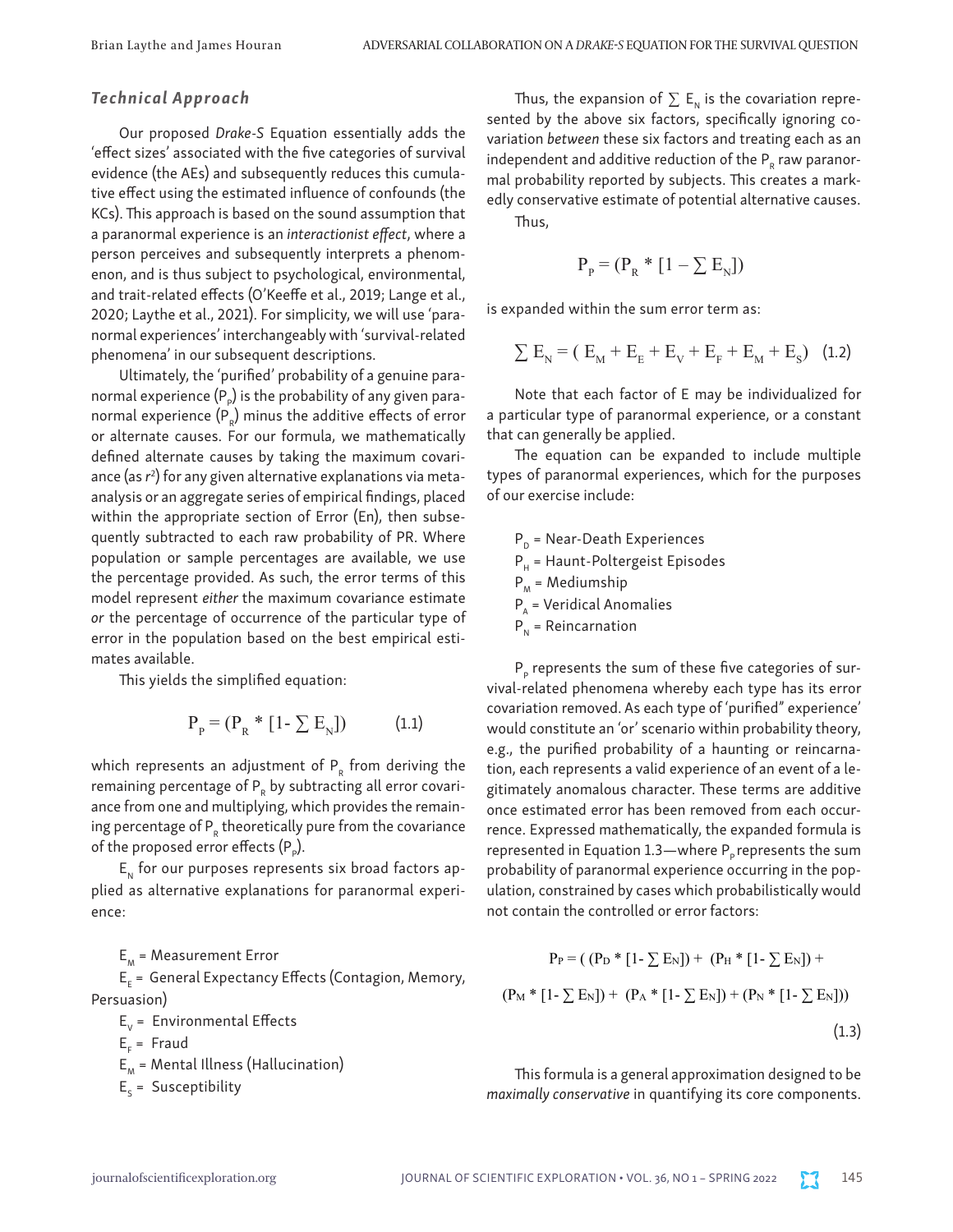### *Technical Approach*

Our proposed *Drake-S* Equation essentially adds the 'effect sizes' associated with the five categories of survival evidence (the AEs) and subsequently reduces this cumulative effect using the estimated influence of confounds (the KCs). This approach is based on the sound assumption that a paranormal experience is an *interactionist effect*, where a person perceives and subsequently interprets a phenomenon, and is thus subject to psychological, environmental, and trait-related effects (O'Keeffe et al., 2019; Lange et al., 2020; Laythe et al., 2021). For simplicity, we will use 'paranormal experiences' interchangeably with 'survival-related phenomena' in our subsequent descriptions.

Ultimately, the 'purified' probability of a genuine paranormal experience ($P_P$) is the probability of any given paranormal experience ($P_R$) minus the additive effects of error or alternate causes. For our formula, we mathematically defined alternate causes by taking the maximum covariance (as $r^2$) for any given alternative explanations via meta-analysis or an aggregate series of empirical findings, placed within the appropriate section of Error (En), then subsequently subtracted to each raw probability of PR. Where population or sample percentages are available, we use the percentage provided. As such, the error terms of this model represent *either* the maximum covariance estimate *or* the percentage of occurrence of the particular type of error in the population based on the best empirical estimates available.

This yields the simplified equation:

$$P_P = (P_R * [1- \sum E_N]) \qquad (1.1)$$

which represents an adjustment of $P_R$ from deriving the remaining percentage of $P_R$ by subtracting all error covariance from one and multiplying, which provides the remaining percentage of $P_R$ theoretically pure from the covariance of the proposed error effects ($P_P$).

$E_N$ for our purposes represents six broad factors applied as alternative explanations for paranormal experience:

$E_M$ = Measurement Error

$E_E$ = General Expectancy Effects (Contagion, Memory, Persuasion)

$E_V$ = Environmental Effects

$E_F$ = Fraud

$E_M$ = Mental Illness (Hallucination)

$E_S$ = Susceptibility

Thus, the expansion of $\sum E_N$ is the covariation represented by the above six factors, specifically ignoring covariation *between* these six factors and treating each as an independent and additive reduction of the $P_R$ raw paranormal probability reported by subjects. This creates a markedly conservative estimate of potential alternative causes.

Thus,

$$P_P = (P_R * [1 - \sum E_N])$$

is expanded within the sum error term as:

$$\sum E_N = ( E_M + E_E + E_V + E_F + E_M + E_S) \quad (1.2)$$

Note that each factor of E may be individualized for a particular type of paranormal experience, or a constant that can generally be applied.

The equation can be expanded to include multiple types of paranormal experiences, which for the purposes of our exercise include:

$P_D$ = Near-Death Experiences

$P_H$ = Haunt-Poltergeist Episodes

$P_M$ = Mediumship

$P_A$ = Veridical Anomalies

$P_N$ = Reincarnation

$P_P$ represents the sum of these five categories of survival-related phenomena whereby each type has its error covariation removed. As each type of 'purified" experience' would constitute an 'or' scenario within probability theory, e.g., the purified probability of a haunting or reincarnation, each represents a valid experience of an event of a legitimately anomalous character. These terms are additive once estimated error has been removed from each occurrence. Expressed mathematically, the expanded formula is represented in Equation 1.3—where $P_P$ represents the sum probability of paranormal experience occurring in the population, constrained by cases which probabilistically would not contain the controlled or error factors:

$$P_P = ( (P_D * [1- \sum E_N]) + (P_H * [1- \sum E_N]) + (P_M * [1- \sum E_N]) + (P_A * [1- \sum E_N]) + (P_N * [1- \sum E_N])) \qquad (1.3)$$

This formula is a general approximation designed to be *maximally conservative* in quantifying its core components.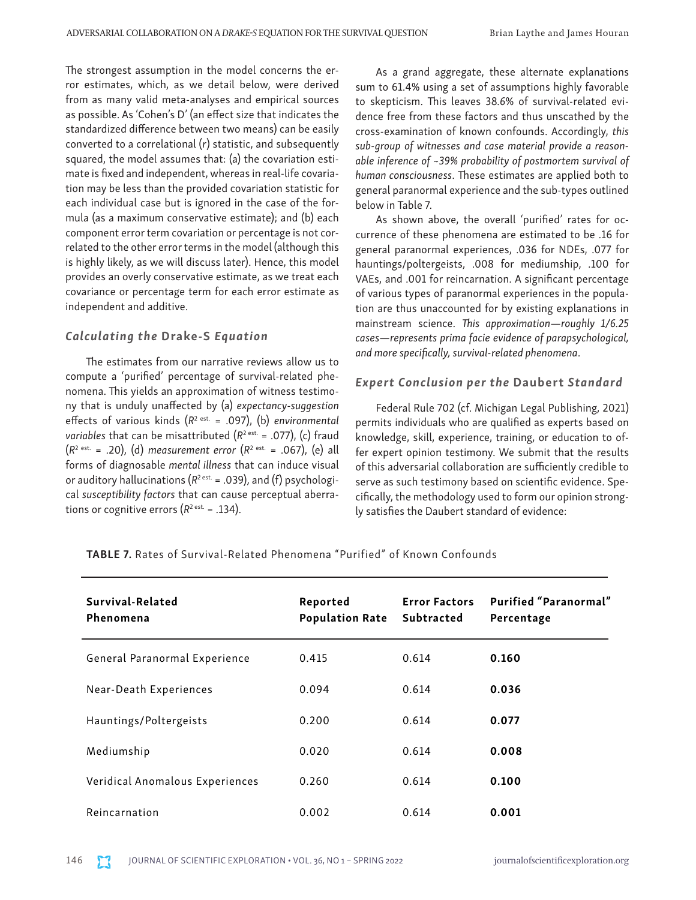The strongest assumption in the model concerns the error estimates, which, as we detail below, were derived from as many valid meta-analyses and empirical sources as possible. As 'Cohen's D' (an effect size that indicates the standardized difference between two means) can be easily converted to a correlational ($r$) statistic, and subsequently squared, the model assumes that: (a) the covariation estimate is fixed and independent, whereas in real-life covariation may be less than the provided covariation statistic for each individual case but is ignored in the case of the formula (as a maximum conservative estimate); and (b) each component error term covariation or percentage is not correlated to the other error terms in the model (although this is highly likely, as we will discuss later). Hence, this model provides an overly conservative estimate, as we treat each covariance or percentage term for each error estimate as independent and additive.

### *Calculating the* Drake-S *Equation*

The estimates from our narrative reviews allow us to compute a 'purified' percentage of survival-related phenomena. This yields an approximation of witness testimony that is unduly unaffected by (a) *expectancy-suggestion* effects of various kinds ($R^{2\text{ est.}}$ = .097), (b) *environmental variables* that can be misattributed ($R^{2\text{ est.}}$ = .077), (c) fraud ($R^{2\text{ est.}}$ = .20), (d) *measurement error* ($R^{2\text{ est.}}$ = .067), (e) all forms of diagnosable *mental illness* that can induce visual or auditory hallucinations ($R^{2\text{ est.}}$ = .039), and (f) psychological *susceptibility factors* that can cause perceptual aberrations or cognitive errors ($R^{2\text{ est.}}$ = .134).

As a grand aggregate, these alternate explanations sum to 61.4% using a set of assumptions highly favorable to skepticism. This leaves 38.6% of survival-related evidence free from these factors and thus unscathed by the cross-examination of known confounds. Accordingly, *this sub-group of witnesses and case material provide a reasonable inference of ~39% probability of postmortem survival of human consciousness*. These estimates are applied both to general paranormal experience and the sub-types outlined below in Table 7.

As shown above, the overall 'purified' rates for occurrence of these phenomena are estimated to be .16 for general paranormal experiences, .036 for NDEs, .077 for hauntings/poltergeists, .008 for mediumship, .100 for VAEs, and .001 for reincarnation. A significant percentage of various types of paranormal experiences in the population are thus unaccounted for by existing explanations in mainstream science. *This approximation—roughly 1/6.25 cases—represents prima facie evidence of parapsychological, and more specifically, survival-related phenomena*.

### *Expert Conclusion per the* Daubert *Standard*

Federal Rule 702 (cf. Michigan Legal Publishing, 2021) permits individuals who are qualified as experts based on knowledge, skill, experience, training, or education to offer expert opinion testimony. We submit that the results of this adversarial collaboration are sufficiently credible to serve as such testimony based on scientific evidence. Specifically, the methodology used to form our opinion strongly satisfies the Daubert standard of evidence:

**TABLE 7.** Rates of Survival-Related Phenomena "Purified" of Known Confounds

| Survival-Related Phenomena | Reported Population Rate | Error Factors Subtracted | Purified "Paranormal" Percentage |
|---|---|---|---|
| General Paranormal Experience | 0.415 | 0.614 | **0.160** |
| Near-Death Experiences | 0.094 | 0.614 | **0.036** |
| Hauntings/Poltergeists | 0.200 | 0.614 | **0.077** |
| Mediumship | 0.020 | 0.614 | **0.008** |
| Veridical Anomalous Experiences | 0.260 | 0.614 | **0.100** |
| Reincarnation | 0.002 | 0.614 | **0.001** |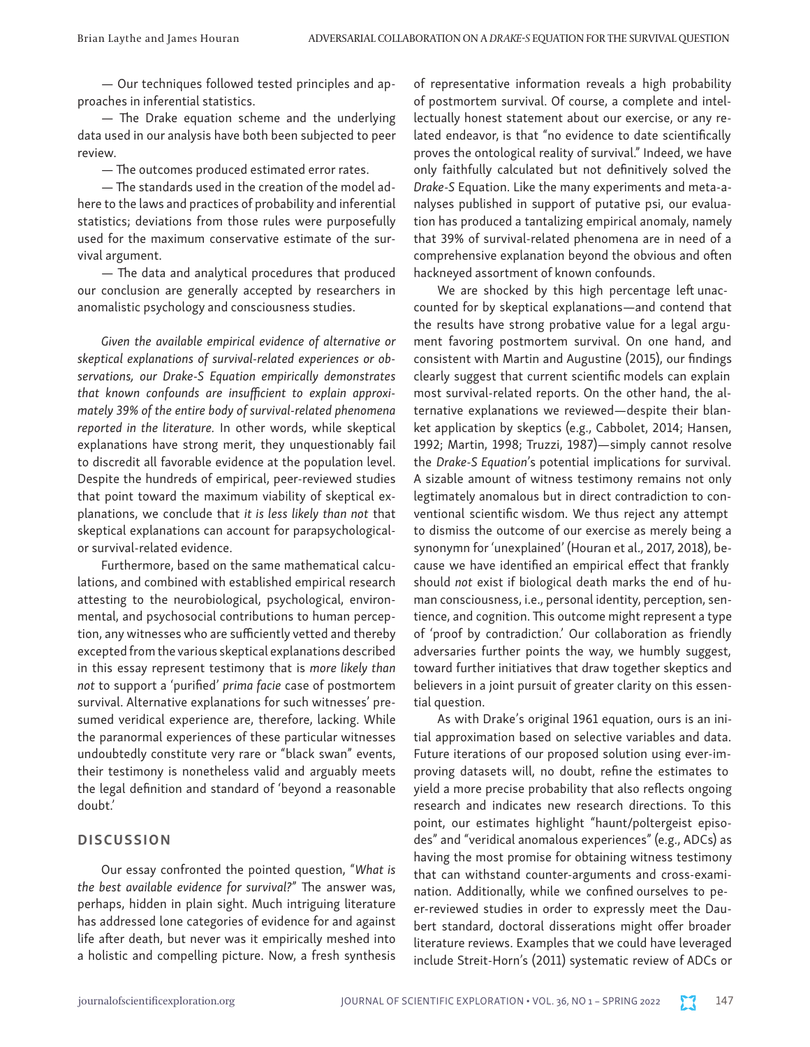— Our techniques followed tested principles and approaches in inferential statistics.

— The Drake equation scheme and the underlying data used in our analysis have both been subjected to peer review.

— The outcomes produced estimated error rates.

— The standards used in the creation of the model adhere to the laws and practices of probability and inferential statistics; deviations from those rules were purposefully used for the maximum conservative estimate of the survival argument.

— The data and analytical procedures that produced our conclusion are generally accepted by researchers in anomalistic psychology and consciousness studies.

*Given the available empirical evidence of alternative or skeptical explanations of survival-related experiences or observations, our Drake-S Equation empirically demonstrates that known confounds are insufficient to explain approximately 39% of the entire body of survival-related phenomena reported in the literature.* In other words, while skeptical explanations have strong merit, they unquestionably fail to discredit all favorable evidence at the population level. Despite the hundreds of empirical, peer-reviewed studies that point toward the maximum viability of skeptical explanations, we conclude that *it is less likely than not* that skeptical explanations can account for parapsychological- or survival-related evidence.

Furthermore, based on the same mathematical calculations, and combined with established empirical research attesting to the neurobiological, psychological, environmental, and psychosocial contributions to human perception, any witnesses who are sufficiently vetted and thereby excepted from the various skeptical explanations described in this essay represent testimony that is *more likely than not* to support a 'purified' *prima facie* case of postmortem survival. Alternative explanations for such witnesses' presumed veridical experience are, therefore, lacking. While the paranormal experiences of these particular witnesses undoubtedly constitute very rare or "black swan" events, their testimony is nonetheless valid and arguably meets the legal definition and standard of 'beyond a reasonable doubt.'

## DISCUSSION

Our essay confronted the pointed question, "*What is the best available evidence for survival?*" The answer was, perhaps, hidden in plain sight. Much intriguing literature has addressed lone categories of evidence for and against life after death, but never was it empirically meshed into a holistic and compelling picture. Now, a fresh synthesis of representative information reveals a high probability of postmortem survival. Of course, a complete and intellectually honest statement about our exercise, or any related endeavor, is that "no evidence to date scientifically proves the ontological reality of survival." Indeed, we have only faithfully calculated but not definitively solved the *Drake-S* Equation. Like the many experiments and meta-analyses published in support of putative psi, our evaluation has produced a tantalizing empirical anomaly, namely that 39% of survival-related phenomena are in need of a comprehensive explanation beyond the obvious and often hackneyed assortment of known confounds.

We are shocked by this high percentage left unaccounted for by skeptical explanations—and contend that the results have strong probative value for a legal argument favoring postmortem survival. On one hand, and consistent with Martin and Augustine (2015), our findings clearly suggest that current scientific models can explain most survival-related reports. On the other hand, the alternative explanations we reviewed—despite their blanket application by skeptics (e.g., Cabbolet, 2014; Hansen, 1992; Martin, 1998; Truzzi, 1987)—simply cannot resolve the *Drake-S Equation*'s potential implications for survival. A sizable amount of witness testimony remains not only legtimately anomalous but in direct contradiction to conventional scientific wisdom. We thus reject any attempt to dismiss the outcome of our exercise as merely being a synonymn for 'unexplained' (Houran et al., 2017, 2018), because we have identified an empirical effect that frankly should *not* exist if biological death marks the end of human consciousness, i.e., personal identity, perception, sentience, and cognition. This outcome might represent a type of 'proof by contradiction.' Our collaboration as friendly adversaries further points the way, we humbly suggest, toward further initiatives that draw together skeptics and believers in a joint pursuit of greater clarity on this essential question.

As with Drake's original 1961 equation, ours is an initial approximation based on selective variables and data. Future iterations of our proposed solution using ever-improving datasets will, no doubt, refine the estimates to yield a more precise probability that also reflects ongoing research and indicates new research directions. To this point, our estimates highlight "haunt/poltergeist episodes" and "veridical anomalous experiences" (e.g., ADCs) as having the most promise for obtaining witness testimony that can withstand counter-arguments and cross-examination. Additionally, while we confined ourselves to peer-reviewed studies in order to expressly meet the Daubert standard, doctoral disserations might offer broader literature reviews. Examples that we could have leveraged include Streit-Horn's (2011) systematic review of ADCs or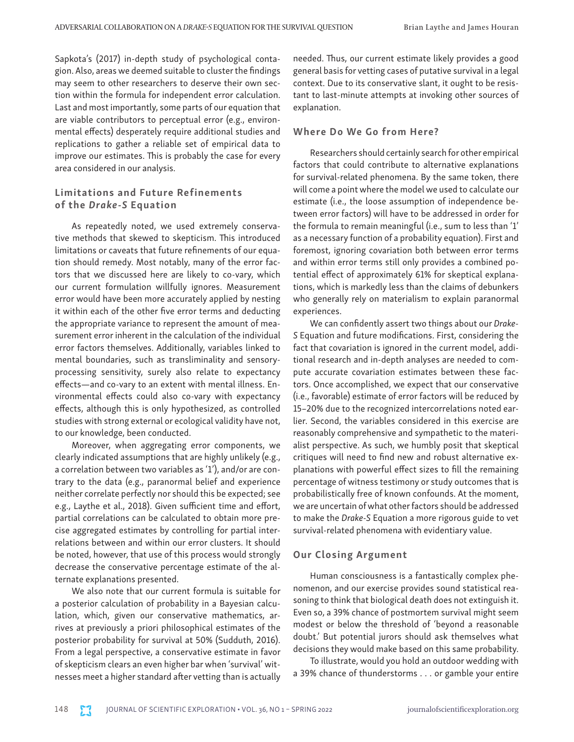Sapkota's (2017) in-depth study of psychological contagion. Also, areas we deemed suitable to cluster the findings may seem to other researchers to deserve their own section within the formula for independent error calculation. Last and most importantly, some parts of our equation that are viable contributors to perceptual error (e.g., environmental effects) desperately require additional studies and replications to gather a reliable set of empirical data to improve our estimates. This is probably the case for every area considered in our analysis.

### Limitations and Future Refinements of the *Drake-S* Equation

As repeatedly noted, we used extremely conservative methods that skewed to skepticism. This introduced limitations or caveats that future refinements of our equation should remedy. Most notably, many of the error factors that we discussed here are likely to co-vary, which our current formulation willfully ignores. Measurement error would have been more accurately applied by nesting it within each of the other five error terms and deducting the appropriate variance to represent the amount of measurement error inherent in the calculation of the individual error factors themselves. Additionally, variables linked to mental boundaries, such as transliminality and sensory-processing sensitivity, surely also relate to expectancy effects—and co-vary to an extent with mental illness. Environmental effects could also co-vary with expectancy effects, although this is only hypothesized, as controlled studies with strong external or ecological validity have not, to our knowledge, been conducted.

Moreover, when aggregating error components, we clearly indicated assumptions that are highly unlikely (e.g., a correlation between two variables as '1'), and/or are contrary to the data (e.g., paranormal belief and experience neither correlate perfectly nor should this be expected; see e.g., Laythe et al., 2018). Given sufficient time and effort, partial correlations can be calculated to obtain more precise aggregated estimates by controlling for partial interrelations between and within our error clusters. It should be noted, however, that use of this process would strongly decrease the conservative percentage estimate of the alternate explanations presented.

We also note that our current formula is suitable for a posterior calculation of probability in a Bayesian calculation, which, given our conservative mathematics, arrives at previously a priori philosophical estimates of the posterior probability for survival at 50% (Sudduth, 2016). From a legal perspective, a conservative estimate in favor of skepticism clears an even higher bar when 'survival' witnesses meet a higher standard after vetting than is actually needed. Thus, our current estimate likely provides a good general basis for vetting cases of putative survival in a legal context. Due to its conservative slant, it ought to be resistant to last-minute attempts at invoking other sources of explanation.

### Where Do We Go from Here?

Researchers should certainly search for other empirical factors that could contribute to alternative explanations for survival-related phenomena. By the same token, there will come a point where the model we used to calculate our estimate (i.e., the loose assumption of independence between error factors) will have to be addressed in order for the formula to remain meaningful (i.e., sum to less than '1' as a necessary function of a probability equation). First and foremost, ignoring covariation both between error terms and within error terms still only provides a combined potential effect of approximately 61% for skeptical explanations, which is markedly less than the claims of debunkers who generally rely on materialism to explain paranormal experiences.

We can confidently assert two things about our *Drake-S* Equation and future modifications. First, considering the fact that covariation is ignored in the current model, additional research and in-depth analyses are needed to compute accurate covariation estimates between these factors. Once accomplished, we expect that our conservative (i.e., favorable) estimate of error factors will be reduced by 15–20% due to the recognized intercorrelations noted earlier. Second, the variables considered in this exercise are reasonably comprehensive and sympathetic to the materialist perspective. As such, we humbly posit that skeptical critiques will need to find new and robust alternative explanations with powerful effect sizes to fill the remaining percentage of witness testimony or study outcomes that is probabilistically free of known confounds. At the moment, we are uncertain of what other factors should be addressed to make the *Drake-S* Equation a more rigorous guide to vet survival-related phenomena with evidentiary value.

### Our Closing Argument

Human consciousness is a fantastically complex phenomenon, and our exercise provides sound statistical reasoning to think that biological death does not extinguish it. Even so, a 39% chance of postmortem survival might seem modest or below the threshold of 'beyond a reasonable doubt.' But potential jurors should ask themselves what decisions they would make based on this same probability.

To illustrate, would you hold an outdoor wedding with a 39% chance of thunderstorms . . . or gamble your entire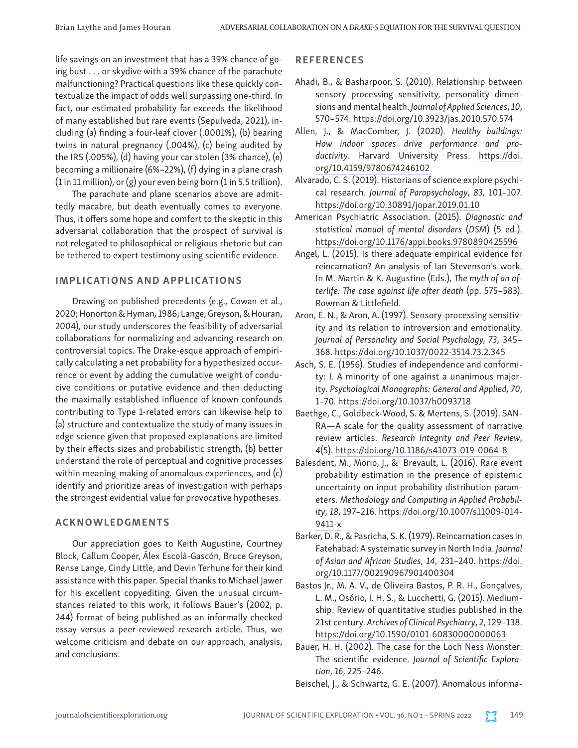life savings on an investment that has a 39% chance of going bust . . . or skydive with a 39% chance of the parachute malfunctioning? Practical questions like these quickly contextualize the impact of odds well surpassing one-third. In fact, our estimated probability far exceeds the likelihood of many established but rare events (Sepulveda, 2021), including (a) finding a four-leaf clover (.0001%), (b) bearing twins in natural pregnancy (.004%), (c) being audited by the IRS (.005%), (d) having your car stolen (3% chance), (e) becoming a millionaire (6%–22%), (f) dying in a plane crash (1 in 11 million), or (g) your even being born (1 in 5.5 trillion).

The parachute and plane scenarios above are admittedly macabre, but death eventually comes to everyone. Thus, it offers some hope and comfort to the skeptic in this adversarial collaboration that the prospect of survival is not relegated to philosophical or religious rhetoric but can be tethered to expert testimony using scientific evidence.

## IMPLICATIONS AND APPLICATIONS

Drawing on published precedents (e.g., Cowan et al., 2020; Honorton & Hyman, 1986; Lange, Greyson, & Houran, 2004), our study underscores the feasibility of adversarial collaborations for normalizing and advancing research on controversial topics. The Drake-esque approach of empirically calculating a net probability for a hypothesized occurrence or event by adding the cumulative weight of conducive conditions or putative evidence and then deducting the maximally established influence of known confounds contributing to Type 1-related errors can likewise help to (a) structure and contextualize the study of many issues in edge science given that proposed explanations are limited by their effects sizes and probabilistic strength, (b) better understand the role of perceptual and cognitive processes within meaning-making of anomalous experiences, and (c) identify and prioritize areas of investigation with perhaps the strongest evidential value for provocative hypotheses.

## ACKNOWLEDGMENTS

Our appreciation goes to Keith Augustine, Courtney Block, Callum Cooper, Álex Escolà-Gascón, Bruce Greyson, Rense Lange, Cindy Little, and Devin Terhune for their kind assistance with this paper. Special thanks to Michael Jawer for his excellent copyediting. Given the unusual circumstances related to this work, it follows Bauer's (2002, p. 244) format of being published as an informally checked essay versus a peer-reviewed research article. Thus, we welcome criticism and debate on our approach, analysis, and conclusions.

## REFERENCES

Ahadi, B., & Basharpoor, S. (2010). Relationship between sensory processing sensitivity, personality dimensions and mental health. *Journal of Applied Sciences*, *10*, 570–574. https://doi.org/10.3923/jas.2010.570.574

Allen, J., & MacComber, J. (2020). *Healthy buildings: How indoor spaces drive performance and productivity*. Harvard University Press. https://doi.org/10.4159/9780674246102

Alvarado, C. S. (2019). Historians of science explore psychical research. *Journal of Parapsychology*, *83*, 101–107. https://doi.org/10.30891/jopar.2019.01.10

American Psychiatric Association. (2015). *Diagnostic and statistical manual of mental disorders* (*DSM*) (5 ed.). https://doi.org/10.1176/appi.books.9780890425596

Angel, L. (2015). Is there adequate empirical evidence for reincarnation? An analysis of Ian Stevenson's work. In M. Martin & K. Augustine (Eds.), *The myth of an afterlife: The case against life after death* (pp. 575–583). Rowman & Littlefield.

Aron, E. N., & Aron, A. (1997). Sensory-processing sensitivity and its relation to introversion and emotionality. *Journal of Personality and Social Psychology, 73*, 345–368. https://doi.org/10.1037/0022-3514.73.2.345

Asch, S. E. (1956). Studies of independence and conformity: I. A minority of one against a unanimous majority. *Psychological Monographs: General and Applied*, *70*, 1–70. https://doi.org/10.1037/h0093718

Baethge, C., Goldbeck-Wood, S. & Mertens, S. (2019). SANRA—A scale for the quality assessment of narrative review articles. *Research Integrity and Peer Review*, *4*(5). https://doi.org/10.1186/s41073-019-0064-8

Balesdent, M., Morio, J., & Brevault, L. (2016). Rare event probability estimation in the presence of epistemic uncertainty on input probability distribution parameters. *Methodology and Computing in Applied Probability*, *18*, 197–216. https://doi.org/10.1007/s11009-014-9411-x

Barker, D. R., & Pasricha, S. K. (1979). Reincarnation cases in Fatehabad: A systematic survey in North India. *Journal of Asian and African Studies*, *14*, 231–240. https://doi.org/10.1177/002190967901400304

Bastos Jr., M. A. V., de Oliveira Bastos, P. R. H., Gonçalves, L. M., Osório, I. H. S., & Lucchetti, G. (2015). Mediumship: Review of quantitative studies published in the 21st century. *Archives of Clinical Psychiatry*, *2*, 129–138. https://doi.org/10.1590/0101-60830000000063

Bauer, H. H. (2002). The case for the Loch Ness Monster: The scientific evidence. *Journal of Scientific Exploration*, *16*, 225–246.

Beischel, J., & Schwartz, G. E. (2007). Anomalous informa-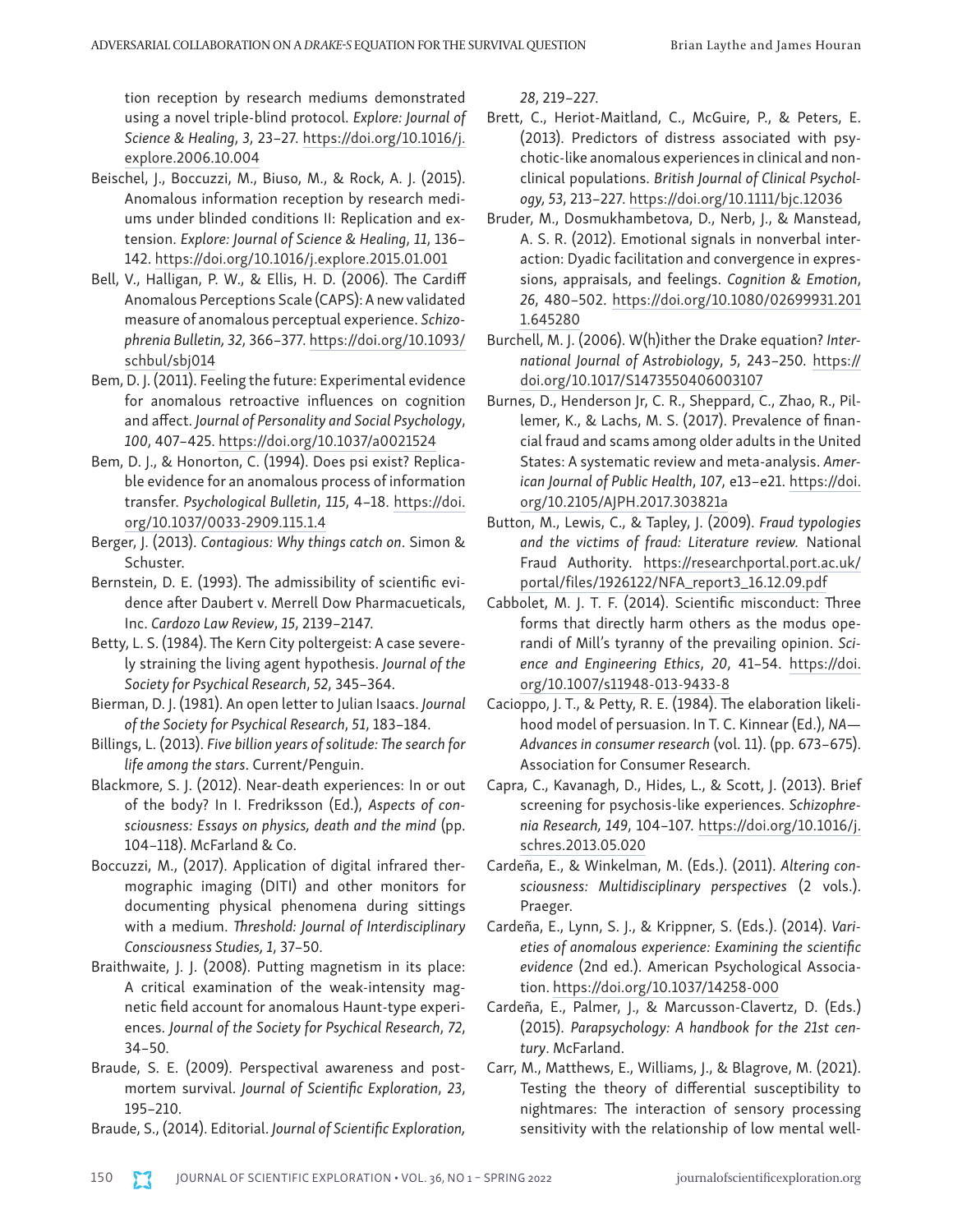tion reception by research mediums demonstrated using a novel triple-blind protocol. *Explore: Journal of Science & Healing*, *3*, 23–27. https://doi.org/10.1016/j.explore.2006.10.004

Beischel, J., Boccuzzi, M., Biuso, M., & Rock, A. J. (2015). Anomalous information reception by research mediums under blinded conditions II: Replication and extension. *Explore: Journal of Science & Healing*, *11*, 136–142. https://doi.org/10.1016/j.explore.2015.01.001

Bell, V., Halligan, P. W., & Ellis, H. D. (2006). The Cardiff Anomalous Perceptions Scale (CAPS): A new validated measure of anomalous perceptual experience. *Schizophrenia Bulletin, 32*, 366–377. https://doi.org/10.1093/schbul/sbj014

Bem, D. J. (2011). Feeling the future: Experimental evidence for anomalous retroactive influences on cognition and affect. *Journal of Personality and Social Psychology*, *100*, 407–425. https://doi.org/10.1037/a0021524

Bem, D. J., & Honorton, C. (1994). Does psi exist? Replicable evidence for an anomalous process of information transfer. *Psychological Bulletin*, *115*, 4–18. https://doi.org/10.1037/0033-2909.115.1.4

Berger, J. (2013). *Contagious: Why things catch on*. Simon & Schuster.

Bernstein, D. E. (1993). The admissibility of scientific evidence after Daubert v. Merrell Dow Pharmaceuticals, Inc. *Cardozo Law Review*, *15*, 2139–2147.

Betty, L. S. (1984). The Kern City poltergeist: A case severely straining the living agent hypothesis. *Journal of the Society for Psychical Research*, *52*, 345–364.

Bierman, D. J. (1981). An open letter to Julian Isaacs. *Journal of the Society for Psychical Research*, *51*, 183–184.

Billings, L. (2013). *Five billion years of solitude: The search for life among the stars*. Current/Penguin.

Blackmore, S. J. (2012). Near-death experiences: In or out of the body? In I. Fredriksson (Ed.), *Aspects of consciousness: Essays on physics, death and the mind* (pp. 104–118). McFarland & Co.

Boccuzzi, M., (2017). Application of digital infrared thermographic imaging (DITI) and other monitors for documenting physical phenomena during sittings with a medium. *Threshold: Journal of Interdisciplinary Consciousness Studies, 1*, 37–50.

Braithwaite, J. J. (2008). Putting magnetism in its place: A critical examination of the weak-intensity magnetic field account for anomalous Haunt-type experiences. *Journal of the Society for Psychical Research*, *72*, 34–50.

Braude, S. E. (2009). Perspectival awareness and postmortem survival. *Journal of Scientific Exploration*, *23*, 195–210.

Braude, S., (2014). Editorial. *Journal of Scientific Exploration, 28*, 219–227.

Brett, C., Heriot-Maitland, C., McGuire, P., & Peters, E. (2013). Predictors of distress associated with psychotic-like anomalous experiences in clinical and nonclinical populations. *British Journal of Clinical Psychology, 53*, 213–227. https://doi.org/10.1111/bjc.12036

Bruder, M., Dosmukhambetova, D., Nerb, J., & Manstead, A. S. R. (2012). Emotional signals in nonverbal interaction: Dyadic facilitation and convergence in expressions, appraisals, and feelings. *Cognition & Emotion*, *26*, 480–502. https://doi.org/10.1080/02699931.2011.645280

Burchell, M. J. (2006). W(h)ither the Drake equation? *International Journal of Astrobiology*, *5*, 243–250. https://doi.org/10.1017/S1473550406003107

Burnes, D., Henderson Jr, C. R., Sheppard, C., Zhao, R., Pillemer, K., & Lachs, M. S. (2017). Prevalence of financial fraud and scams among older adults in the United States: A systematic review and meta-analysis. *American Journal of Public Health*, *107*, e13–e21. https://doi.org/10.2105/AJPH.2017.303821a

Button, M., Lewis, C., & Tapley, J. (2009). *Fraud typologies and the victims of fraud: Literature review.* National Fraud Authority. https://researchportal.port.ac.uk/portal/files/1926122/NFA_report3_16.12.09.pdf

Cabbolet, M. J. T. F. (2014). Scientific misconduct: Three forms that directly harm others as the modus operandi of Mill's tyranny of the prevailing opinion. *Science and Engineering Ethics*, *20*, 41–54. https://doi.org/10.1007/s11948-013-9433-8

Cacioppo, J. T., & Petty, R. E. (1984). The elaboration likelihood model of persuasion. In T. C. Kinnear (Ed.), *NA—Advances in consumer research* (vol. 11). (pp. 673–675). Association for Consumer Research.

Capra, C., Kavanagh, D., Hides, L., & Scott, J. (2013). Brief screening for psychosis-like experiences. *Schizophrenia Research, 149*, 104–107. https://doi.org/10.1016/j.schres.2013.05.020

Cardeña, E., & Winkelman, M. (Eds.). (2011). *Altering consciousness: Multidisciplinary perspectives* (2 vols.). Praeger.

Cardeña, E., Lynn, S. J., & Krippner, S. (Eds.). (2014). *Varieties of anomalous experience: Examining the scientific evidence* (2nd ed.). American Psychological Association. https://doi.org/10.1037/14258-000

Cardeña, E., Palmer, J., & Marcusson-Clavertz, D. (Eds.) (2015). *Parapsychology: A handbook for the 21st century*. McFarland.

Carr, M., Matthews, E., Williams, J., & Blagrove, M. (2021). Testing the theory of differential susceptibility to nightmares: The interaction of sensory processing sensitivity with the relationship of low mental well-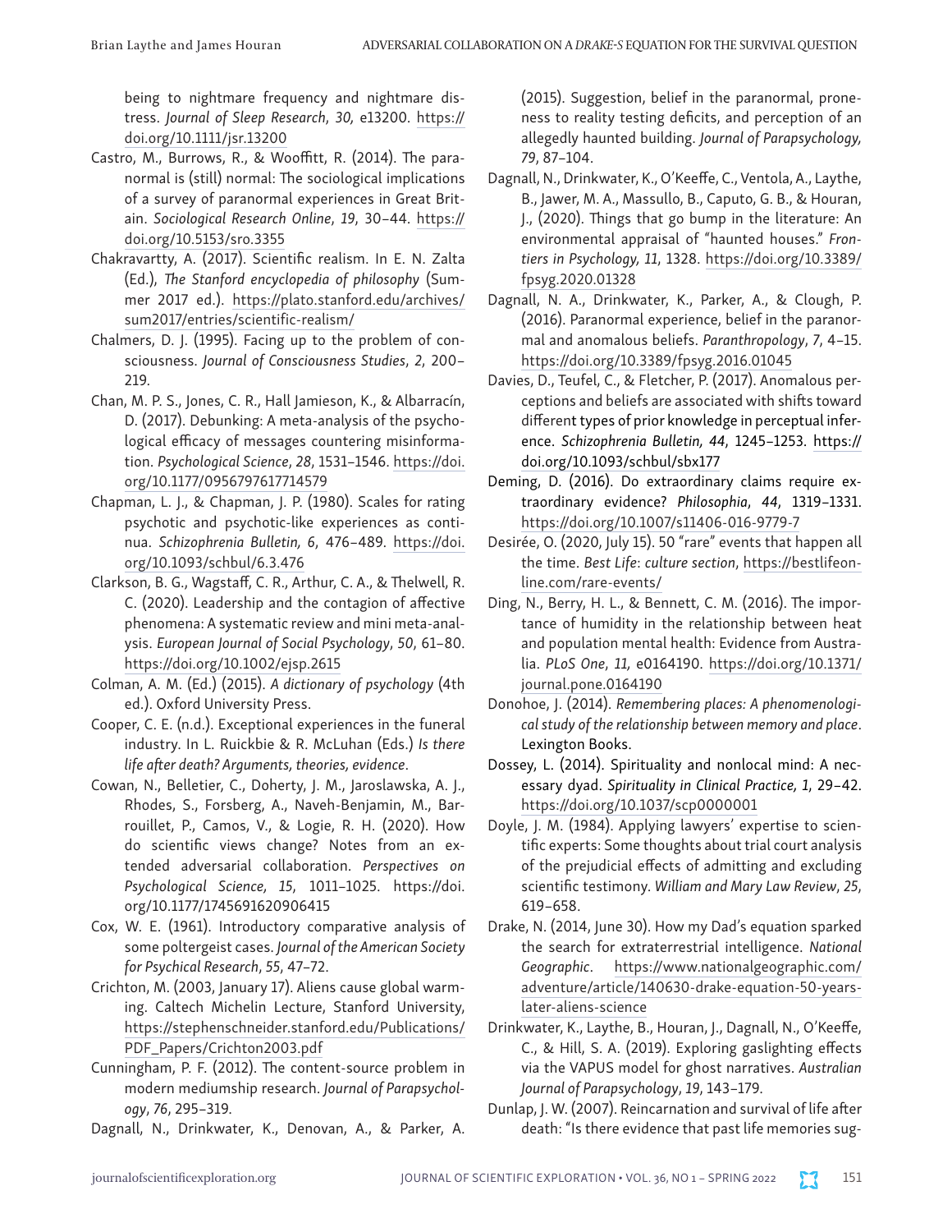being to nightmare frequency and nightmare distress. *Journal of Sleep Research*, *30,* e13200. https://doi.org/10.1111/jsr.13200

Castro, M., Burrows, R., & Wooffitt, R. (2014). The paranormal is (still) normal: The sociological implications of a survey of paranormal experiences in Great Britain. *Sociological Research Online*, *19*, 30–44. https://doi.org/10.5153/sro.3355

Chakravartty, A. (2017). Scientific realism. In E. N. Zalta (Ed.), *The Stanford encyclopedia of philosophy* (Summer 2017 ed.). https://plato.stanford.edu/archives/sum2017/entries/scientific-realism/

Chalmers, D. J. (1995). Facing up to the problem of consciousness. *Journal of Consciousness Studies*, *2*, 200–219.

Chan, M. P. S., Jones, C. R., Hall Jamieson, K., & Albarracín, D. (2017). Debunking: A meta-analysis of the psychological efficacy of messages countering misinformation. *Psychological Science*, *28*, 1531–1546. https://doi.org/10.1177/0956797617714579

Chapman, L. J., & Chapman, J. P. (1980). Scales for rating psychotic and psychotic-like experiences as continua. *Schizophrenia Bulletin, 6*, 476–489. https://doi.org/10.1093/schbul/6.3.476

Clarkson, B. G., Wagstaff, C. R., Arthur, C. A., & Thelwell, R. C. (2020). Leadership and the contagion of affective phenomena: A systematic review and mini meta-analysis. *European Journal of Social Psychology*, *50*, 61–80. https://doi.org/10.1002/ejsp.2615

Colman, A. M. (Ed.) (2015). *A dictionary of psychology* (4th ed.). Oxford University Press.

Cooper, C. E. (n.d.). Exceptional experiences in the funeral industry. In L. Ruickbie & R. McLuhan (Eds.) *Is there life after death? Arguments, theories, evidence*.

Cowan, N., Belletier, C., Doherty, J. M., Jaroslawska, A. J., Rhodes, S., Forsberg, A., Naveh-Benjamin, M., Barrouillet, P., Camos, V., & Logie, R. H. (2020). How do scientific views change? Notes from an extended adversarial collaboration. *Perspectives on Psychological Science, 15*, 1011–1025. https://doi.org/10.1177/1745691620906415

Cox, W. E. (1961). Introductory comparative analysis of some poltergeist cases. *Journal of the American Society for Psychical Research*, *55*, 47–72.

Crichton, M. (2003, January 17). Aliens cause global warming. Caltech Michelin Lecture, Stanford University, https://stephenschneider.stanford.edu/Publications/PDF_Papers/Crichton2003.pdf

Cunningham, P. F. (2012). The content-source problem in modern mediumship research. *Journal of Parapsychology*, *76*, 295–319.

Dagnall, N., Drinkwater, K., Denovan, A., & Parker, A. (2015). Suggestion, belief in the paranormal, proneness to reality testing deficits, and perception of an allegedly haunted building. *Journal of Parapsychology, 79*, 87–104.

Dagnall, N., Drinkwater, K., O'Keeffe, C., Ventola, A., Laythe, B., Jawer, M. A., Massullo, B., Caputo, G. B., & Houran, J., (2020). Things that go bump in the literature: An environmental appraisal of "haunted houses." *Frontiers in Psychology, 11*, 1328. https://doi.org/10.3389/fpsyg.2020.01328

Dagnall, N. A., Drinkwater, K., Parker, A., & Clough, P. (2016). Paranormal experience, belief in the paranormal and anomalous beliefs. *Paranthropology*, *7*, 4–15. https://doi.org/10.3389/fpsyg.2016.01045

Davies, D., Teufel, C., & Fletcher, P. (2017). Anomalous perceptions and beliefs are associated with shifts toward different types of prior knowledge in perceptual inference. *Schizophrenia Bulletin, 44*, 1245–1253. https://doi.org/10.1093/schbul/sbx177

Deming, D. (2016). Do extraordinary claims require extraordinary evidence? *Philosophia*, *44*, 1319–1331. https://doi.org/10.1007/s11406-016-9779-7

Desirée, O. (2020, July 15). 50 "rare" events that happen all the time. *Best Life*: *culture section*, https://bestlifeonline.com/rare-events/

Ding, N., Berry, H. L., & Bennett, C. M. (2016). The importance of humidity in the relationship between heat and population mental health: Evidence from Australia. *PLoS One*, *11,* e0164190. https://doi.org/10.1371/journal.pone.0164190

Donohoe, J. (2014). *Remembering places: A phenomenological study of the relationship between memory and place*. Lexington Books.

Dossey, L. (2014). Spirituality and nonlocal mind: A necessary dyad. *Spirituality in Clinical Practice, 1*, 29–42. https://doi.org/10.1037/scp0000001

Doyle, J. M. (1984). Applying lawyers' expertise to scientific experts: Some thoughts about trial court analysis of the prejudicial effects of admitting and excluding scientific testimony. *William and Mary Law Review*, *25*, 619–658.

Drake, N. (2014, June 30). How my Dad's equation sparked the search for extraterrestrial intelligence. *National Geographic*. https://www.nationalgeographic.com/adventure/article/140630-drake-equation-50-years-later-aliens-science

Drinkwater, K., Laythe, B., Houran, J., Dagnall, N., O'Keeffe, C., & Hill, S. A. (2019). Exploring gaslighting effects via the VAPUS model for ghost narratives. *Australian Journal of Parapsychology*, *19*, 143–179.

Dunlap, J. W. (2007). Reincarnation and survival of life after death: "Is there evidence that past life memories sug-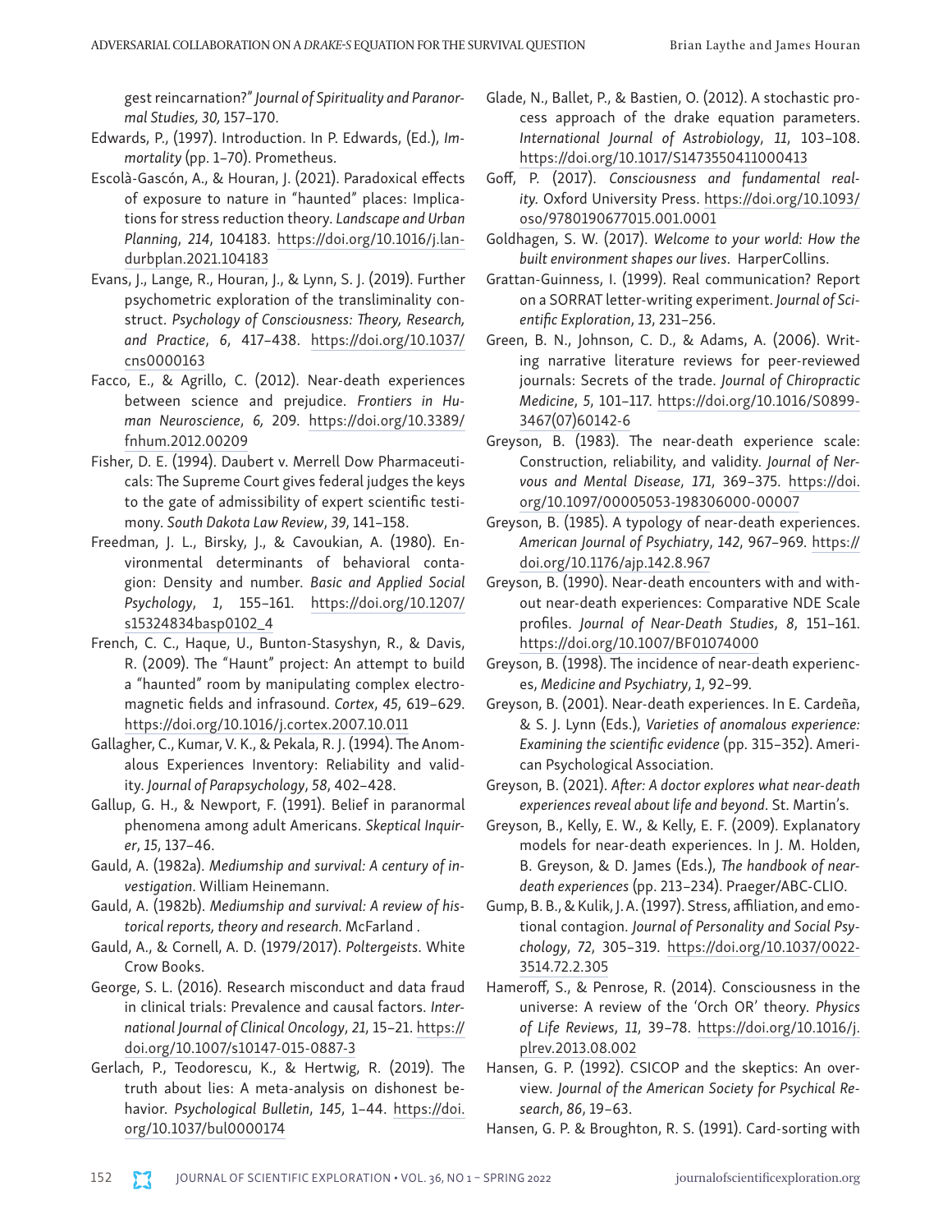gest reincarnation?" *Journal of Spirituality and Paranormal Studies, 30,* 157–170.

Edwards, P., (1997). Introduction. In P. Edwards, (Ed.), *Immortality* (pp. 1–70). Prometheus.

Escolà-Gascón, A., & Houran, J. (2021). Paradoxical effects of exposure to nature in "haunted" places: Implications for stress reduction theory. *Landscape and Urban Planning*, *214*, 104183. https://doi.org/10.1016/j.landurbplan.2021.104183

Evans, J., Lange, R., Houran, J., & Lynn, S. J. (2019). Further psychometric exploration of the transliminality construct. *Psychology of Consciousness: Theory, Research, and Practice*, *6*, 417–438. https://doi.org/10.1037/cns0000163

Facco, E., & Agrillo, C. (2012). Near-death experiences between science and prejudice. *Frontiers in Human Neuroscience*, *6*, 209. https://doi.org/10.3389/fnhum.2012.00209

Fisher, D. E. (1994). Daubert v. Merrell Dow Pharmaceuticals: The Supreme Court gives federal judges the keys to the gate of admissibility of expert scientific testimony. *South Dakota Law Review*, *39*, 141–158.

Freedman, J. L., Birsky, J., & Cavoukian, A. (1980). Environmental determinants of behavioral contagion: Density and number. *Basic and Applied Social Psychology*, *1*, 155–161. https://doi.org/10.1207/s15324834basp0102_4

French, C. C., Haque, U., Bunton-Stasyshyn, R., & Davis, R. (2009). The "Haunt" project: An attempt to build a "haunted" room by manipulating complex electromagnetic fields and infrasound. *Cortex*, *45*, 619–629. https://doi.org/10.1016/j.cortex.2007.10.011

Gallagher, C., Kumar, V. K., & Pekala, R. J. (1994). The Anomalous Experiences Inventory: Reliability and validity. *Journal of Parapsychology*, *58*, 402–428.

Gallup, G. H., & Newport, F. (1991). Belief in paranormal phenomena among adult Americans. *Skeptical Inquirer*, *15*, 137–46.

Gauld, A. (1982a). *Mediumship and survival: A century of investigation*. William Heinemann.

Gauld, A. (1982b). *Mediumship and survival: A review of historical reports, theory and research.* McFarland .

Gauld, A., & Cornell, A. D. (1979/2017). *Poltergeists*. White Crow Books.

George, S. L. (2016). Research misconduct and data fraud in clinical trials: Prevalence and causal factors. *International Journal of Clinical Oncology*, *21,* 15–21. https://doi.org/10.1007/s10147-015-0887-3

Gerlach, P., Teodorescu, K., & Hertwig, R. (2019). The truth about lies: A meta-analysis on dishonest behavior. *Psychological Bulletin*, *145*, 1–44. https://doi.org/10.1037/bul0000174

Glade, N., Ballet, P., & Bastien, O. (2012). A stochastic process approach of the drake equation parameters. *International Journal of Astrobiology*, *11*, 103–108. https://doi.org/10.1017/S1473550411000413

Goff, P. (2017). *Consciousness and fundamental reality.* Oxford University Press. https://doi.org/10.1093/oso/9780190677015.001.0001

Goldhagen, S. W. (2017). *Welcome to your world: How the built environment shapes our lives*. HarperCollins.

Grattan-Guinness, I. (1999). Real communication? Report on a SORRAT letter-writing experiment. *Journal of Scientific Exploration*, *13*, 231–256.

Green, B. N., Johnson, C. D., & Adams, A. (2006). Writing narrative literature reviews for peer-reviewed journals: Secrets of the trade. *Journal of Chiropractic Medicine*, *5*, 101–117. https://doi.org/10.1016/S0899-3467(07)60142-6

Greyson, B. (1983). The near-death experience scale: Construction, reliability, and validity. *Journal of Nervous and Mental Disease*, *171*, 369–375. https://doi.org/10.1097/00005053-198306000-00007

Greyson, B. (1985). A typology of near-death experiences. *American Journal of Psychiatry*, *142*, 967–969. https://doi.org/10.1176/ajp.142.8.967

Greyson, B. (1990). Near-death encounters with and without near-death experiences: Comparative NDE Scale profiles. *Journal of Near-Death Studies*, *8*, 151–161. https://doi.org/10.1007/BF01074000

Greyson, B. (1998). The incidence of near-death experiences, *Medicine and Psychiatry*, *1*, 92–99.

Greyson, B. (2001). Near-death experiences. In E. Cardeña, & S. J. Lynn (Eds.), *Varieties of anomalous experience: Examining the scientific evidence* (pp. 315–352). American Psychological Association.

Greyson, B. (2021). *After: A doctor explores what near-death experiences reveal about life and beyond*. St. Martin's.

Greyson, B., Kelly, E. W., & Kelly, E. F. (2009). Explanatory models for near-death experiences. In J. M. Holden, B. Greyson, & D. James (Eds.), *The handbook of near-death experiences* (pp. 213–234). Praeger/ABC-CLIO.

Gump, B. B., & Kulik, J. A. (1997). Stress, affiliation, and emotional contagion. *Journal of Personality and Social Psychology*, *72*, 305–319. https://doi.org/10.1037/0022-3514.72.2.305

Hameroff, S., & Penrose, R. (2014). Consciousness in the universe: A review of the 'Orch OR' theory. *Physics of Life Reviews*, *11*, 39–78. https://doi.org/10.1016/j.plrev.2013.08.002

Hansen, G. P. (1992). CSICOP and the skeptics: An overview. *Journal of the American Society for Psychical Research*, *86*, 19–63.

Hansen, G. P. & Broughton, R. S. (1991). Card-sorting with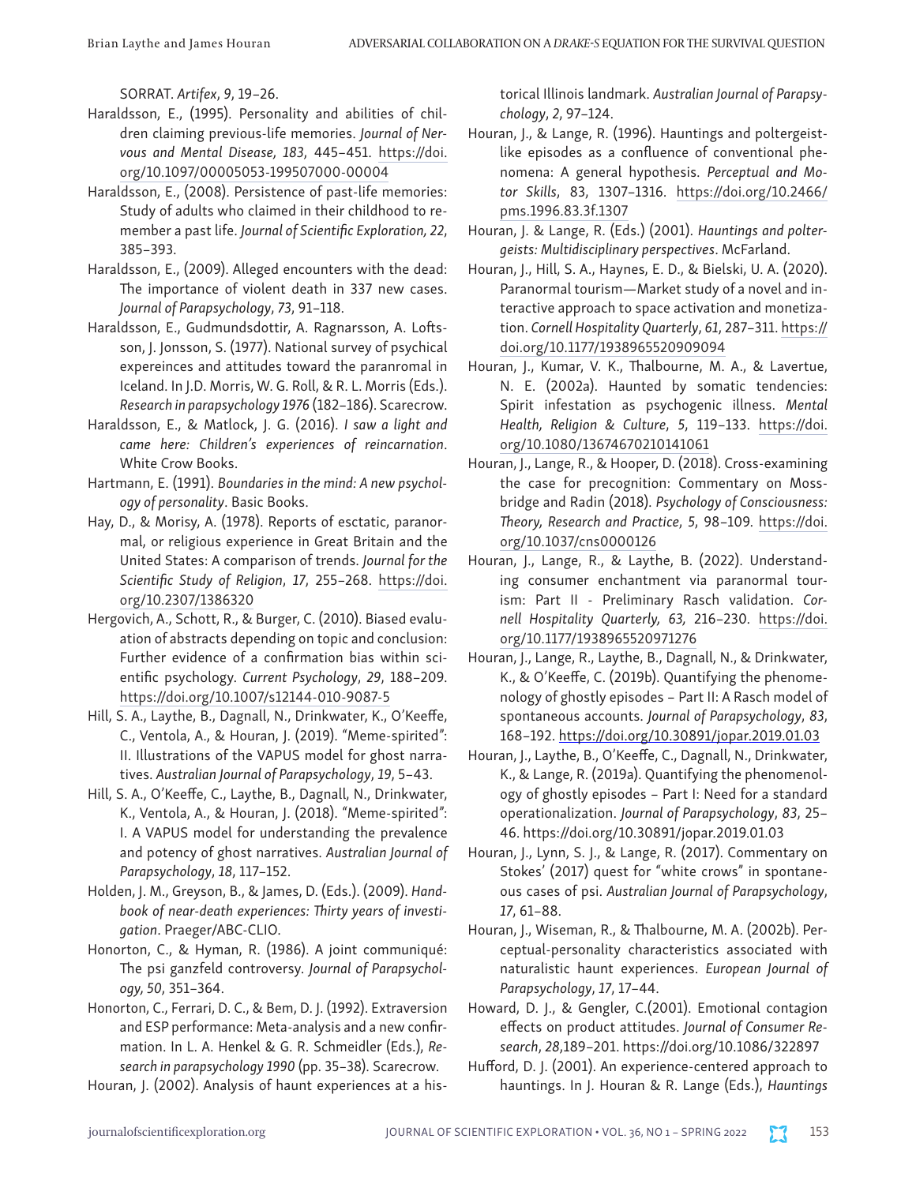SORRAT. *Artifex*, *9*, 19–26.

Haraldsson, E., (1995). Personality and abilities of children claiming previous-life memories. *Journal of Nervous and Mental Disease, 183*, 445–451. https://doi.org/10.1097/00005053-199507000-00004

Haraldsson, E., (2008). Persistence of past-life memories: Study of adults who claimed in their childhood to remember a past life. *Journal of Scientific Exploration, 22*, 385–393.

Haraldsson, E., (2009). Alleged encounters with the dead: The importance of violent death in 337 new cases. *Journal of Parapsychology*, *73*, 91–118.

Haraldsson, E., Gudmundsdottir, A. Ragnarsson, A. Loftsson, J. Jonsson, S. (1977). National survey of psychical expereinces and attitudes toward the paranromal in Iceland. In J.D. Morris, W. G. Roll, & R. L. Morris (Eds.). *Research in parapsychology 1976* (182–186). Scarecrow.

Haraldsson, E., & Matlock, J. G. (2016). *I saw a light and came here: Children's experiences of reincarnation*. White Crow Books.

Hartmann, E. (1991). *Boundaries in the mind: A new psychology of personality*. Basic Books.

Hay, D., & Morisy, A. (1978). Reports of esctatic, paranormal, or religious experience in Great Britain and the United States: A comparison of trends. *Journal for the Scientific Study of Religion*, *17*, 255–268. https://doi.org/10.2307/1386320

Hergovich, A., Schott, R., & Burger, C. (2010). Biased evaluation of abstracts depending on topic and conclusion: Further evidence of a confirmation bias within scientific psychology. *Current Psychology*, *29*, 188–209. https://doi.org/10.1007/s12144-010-9087-5

Hill, S. A., Laythe, B., Dagnall, N., Drinkwater, K., O'Keeffe, C., Ventola, A., & Houran, J. (2019). "Meme-spirited": II. Illustrations of the VAPUS model for ghost narratives. *Australian Journal of Parapsychology*, *19*, 5–43.

Hill, S. A., O'Keeffe, C., Laythe, B., Dagnall, N., Drinkwater, K., Ventola, A., & Houran, J. (2018). "Meme-spirited": I. A VAPUS model for understanding the prevalence and potency of ghost narratives. *Australian Journal of Parapsychology*, *18*, 117–152.

Holden, J. M., Greyson, B., & James, D. (Eds.). (2009). *Handbook of near-death experiences: Thirty years of investigation*. Praeger/ABC-CLIO.

Honorton, C., & Hyman, R. (1986). A joint communiqué: The psi ganzfeld controversy. *Journal of Parapsychology, 50*, 351–364.

Honorton C., Ferrari, D. C., & Bem, D. J. (1992). Extraversion and ESP performance: Meta-analysis and a new confirmation. In L. A. Henkel & G. R. Schmeidler (Eds.), *Research in parapsychology 1990* (pp. 35–38). Scarecrow.

Houran, J. (2002). Analysis of haunt experiences at a historical Illinois landmark. *Australian Journal of Parapsychology*, *2*, 97–124.

Houran, J., & Lange, R. (1996). Hauntings and poltergeist-like episodes as a confluence of conventional phenomena: A general hypothesis. *Perceptual and Motor Skills*, 83, 1307–1316. https://doi.org/10.2466/pms.1996.83.3f.1307

Houran, J. & Lange, R. (Eds.) (2001). *Hauntings and poltergeists: Multidisciplinary perspectives*. McFarland.

Houran, J., Hill, S. A., Haynes, E. D., & Bielski, U. A. (2020). Paranormal tourism—Market study of a novel and interactive approach to space activation and monetization. *Cornell Hospitality Quarterly*, *61*, 287–311. https://doi.org/10.1177/1938965520909094

Houran, J., Kumar, V. K., Thalbourne, M. A., & Lavertue, N. E. (2002a). Haunted by somatic tendencies: Spirit infestation as psychogenic illness. *Mental Health, Religion & Culture*, *5*, 119–133. https://doi.org/10.1080/13674670210141061

Houran, J., Lange, R., & Hooper, D. (2018). Cross-examining the case for precognition: Commentary on Mossbridge and Radin (2018). *Psychology of Consciousness: Theory, Research and Practice*, *5*, 98–109. https://doi.org/10.1037/cns0000126

Houran, J., Lange, R., & Laythe, B. (2022). Understanding consumer enchantment via paranormal tourism: Part II - Preliminary Rasch validation. *Cornell Hospitality Quarterly, 63,* 216–230. https://doi.org/10.1177/1938965520971276

Houran, J., Lange, R., Laythe, B., Dagnall, N., Drinkwater, K., & O'Keeffe, C. (2019b). Quantifying the phenomenology of ghostly episodes – Part II: A Rasch model of spontaneous accounts. *Journal of Parapsychology*, *83*, 168–192. https://doi.org/10.30891/jopar.2019.01.03

Houran, J., Laythe, B., O'Keeffe, C., Dagnall, N., Drinkwater, K., & Lange, R. (2019a). Quantifying the phenomenology of ghostly episodes – Part I: Need for a standard operationalization. *Journal of Parapsychology*, *83*, 25–46. https://doi.org/10.30891/jopar.2019.01.03

Houran, J., Lynn, S. J., & Lange, R. (2017). Commentary on Stokes' (2017) quest for "white crows" in spontaneous cases of psi. *Australian Journal of Parapsychology*, *17*, 61–88.

Houran, J., Wiseman, R., & Thalbourne, M. A. (2002b). Perceptual-personality characteristics associated with naturalistic haunt experiences. *European Journal of Parapsychology*, *17*, 17–44.

Howard, D. J., & Gengler, C.(2001). Emotional contagion effects on product attitudes. *Journal of Consumer Research*, *28*,189–201. https://doi.org/10.1086/322897

Hufford, D. J. (2001). An experience-centered approach to hauntings. In J. Houran & R. Lange (Eds.), *Hauntings*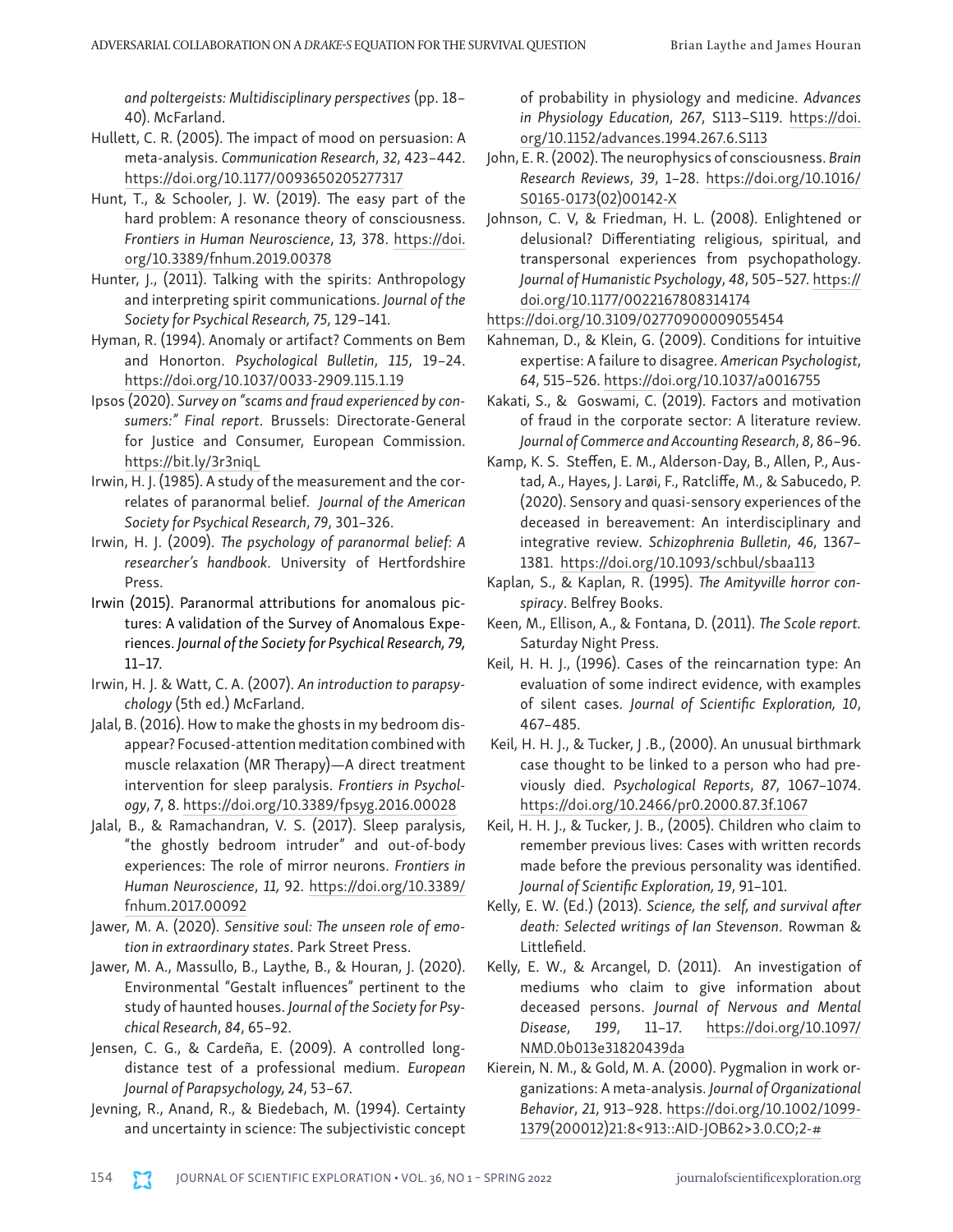*and poltergeists: Multidisciplinary perspectives* (pp. 18–40). McFarland.

Hullett, C. R. (2005). The impact of mood on persuasion: A meta-analysis. *Communication Research*, *32*, 423–442. https://doi.org/10.1177/0093650205277317

Hunt, T., & Schooler, J. W. (2019). The easy part of the hard problem: A resonance theory of consciousness. *Frontiers in Human Neuroscience*, *13,* 378. https://doi.org/10.3389/fnhum.2019.00378

Hunter, J., (2011). Talking with the spirits: Anthropology and interpreting spirit communications. *Journal of the Society for Psychical Research, 75*, 129–141.

Hyman, R. (1994). Anomaly or artifact? Comments on Bem and Honorton. *Psychological Bulletin*, *115*, 19–24. https://doi.org/10.1037/0033-2909.115.1.19

Ipsos (2020). *Survey on "scams and fraud experienced by consumers:" Final report*. Brussels: Directorate-General for Justice and Consumer, European Commission. https://bit.ly/3r3niqL

Irwin, H. J. (1985). A study of the measurement and the correlates of paranormal belief. *Journal of the American Society for Psychical Research*, *79*, 301–326.

Irwin, H. J. (2009). *The psychology of paranormal belief: A researcher's handbook*. University of Hertfordshire Press.

Irwin (2015). Paranormal attributions for anomalous pictures: A validation of the Survey of Anomalous Experiences. *Journal of the Society for Psychical Research, 79,* 11–17.

Irwin, H. J. & Watt, C. A. (2007). *An introduction to parapsychology* (5th ed.) McFarland.

Jalal, B. (2016). How to make the ghosts in my bedroom disappear? Focused-attention meditation combined with muscle relaxation (MR Therapy)—A direct treatment intervention for sleep paralysis. *Frontiers in Psychology*, *7*, 8. https://doi.org/10.3389/fpsyg.2016.00028

Jalal, B., & Ramachandran, V. S. (2017). Sleep paralysis, "the ghostly bedroom intruder" and out-of-body experiences: The role of mirror neurons. *Frontiers in Human Neuroscience*, *11,* 92. https://doi.org/10.3389/fnhum.2017.00092

Jawer, M. A. (2020). *Sensitive soul: The unseen role of emotion in extraordinary states*. Park Street Press.

Jawer, M. A., Massullo, B., Laythe, B., & Houran, J. (2020). Environmental "Gestalt influences" pertinent to the study of haunted houses. *Journal of the Society for Psychical Research*, *84*, 65–92.

Jensen, C. G., & Cardeña, E. (2009). A controlled long-distance test of a professional medium. *European Journal of Parapsychology, 24*, 53–67.

Jevning, R., Anand, R., & Biedebach, M. (1994). Certainty and uncertainty in science: The subjectivistic concept of probability in physiology and medicine. *Advances in Physiology Education*, *267*, S113–S119. https://doi.org/10.1152/advances.1994.267.6.S113

John, E. R. (2002). The neurophysics of consciousness. *Brain Research Reviews*, *39*, 1–28. https://doi.org/10.1016/S0165-0173(02)00142-X

Johnson, C. V, & Friedman, H. L. (2008). Enlightened or delusional? Differentiating religious, spiritual, and transpersonal experiences from psychopathology. *Journal of Humanistic Psychology*, *48*, 505–527. https://doi.org/10.1177/0022167808314174

https://doi.org/10.3109/02770900009055454

Kahneman, D., & Klein, G. (2009). Conditions for intuitive expertise: A failure to disagree. *American Psychologist*, *64*, 515–526. https://doi.org/10.1037/a0016755

Kakati, S., & Goswami, C. (2019). Factors and motivation of fraud in the corporate sector: A literature review. *Journal of Commerce and Accounting Research*, *8*, 86–96.

Kamp, K. S. Steffen, E. M., Alderson-Day, B., Allen, P., Austad, A., Hayes, J. Larøi, F., Ratcliffe, M., & Sabucedo, P. (2020). Sensory and quasi-sensory experiences of the deceased in bereavement: An interdisciplinary and integrative review. *Schizophrenia Bulletin*, *46*, 1367–1381. https://doi.org/10.1093/schbul/sbaa113

Kaplan, S., & Kaplan, R. (1995). *The Amityville horror conspiracy*. Belfrey Books.

Keen, M., Ellison, A., & Fontana, D. (2011). *The Scole report.* Saturday Night Press.

Keil, H. H. J., (1996). Cases of the reincarnation type: An evaluation of some indirect evidence, with examples of silent cases. *Journal of Scientific Exploration, 10*, 467–485.

Keil, H. H. J., & Tucker, J .B., (2000). An unusual birthmark case thought to be linked to a person who had previously died. *Psychological Reports*, *87*, 1067–1074. https://doi.org/10.2466/pr0.2000.87.3f.1067

Keil, H. H. J., & Tucker, J. B., (2005). Children who claim to remember previous lives: Cases with written records made before the previous personality was identified. *Journal of Scientific Exploration, 19*, 91–101.

Kelly, E. W. (Ed.) (2013). *Science, the self, and survival after death: Selected writings of Ian Stevenson*. Rowman & Littlefield.

Kelly, E. W., & Arcangel, D. (2011). An investigation of mediums who claim to give information about deceased persons. *Journal of Nervous and Mental Disease*, *199*, 11–17. https://doi.org/10.1097/NMD.0b013e31820439da

Kierein, N. M., & Gold, M. A. (2000). Pygmalion in work organizations: A meta-analysis. *Journal of Organizational Behavior*, *21*, 913–928. https://doi.org/10.1002/1099-1379(200012)21:8<913::AID-JOB62>3.0.CO;2-#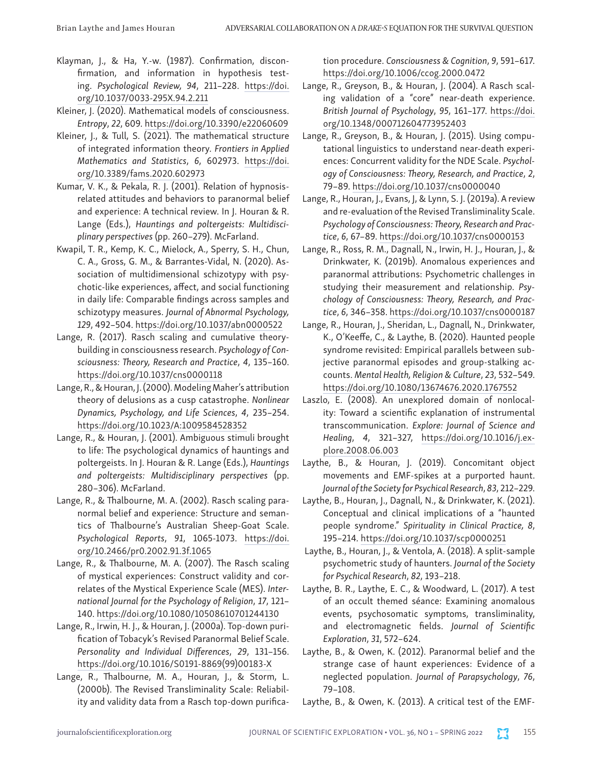Klayman, J., & Ha, Y.-w. (1987). Confirmation, disconfirmation, and information in hypothesis testing. *Psychological Review, 94*, 211–228. https://doi.org/10.1037/0033-295X.94.2.211

Kleiner, J. (2020). Mathematical models of consciousness. *Entropy*, *22*, 609. https://doi.org/10.3390/e22060609

Kleiner, J., & Tull, S. (2021). The mathematical structure of integrated information theory. *Frontiers in Applied Mathematics and Statistics*, *6*, 602973. https://doi.org/10.3389/fams.2020.602973

Kumar, V. K., & Pekala, R. J. (2001). Relation of hypnosis-related attitudes and behaviors to paranormal belief and experience: A technical review. In J. Houran & R. Lange (Eds.), *Hauntings and poltergeists: Multidisciplinary perspectives* (pp. 260–279). McFarland.

Kwapil, T. R., Kemp, K. C., Mielock, A., Sperry, S. H., Chun, C. A., Gross, G. M., & Barrantes-Vidal, N. (2020). Association of multidimensional schizotypy with psychotic-like experiences, affect, and social functioning in daily life: Comparable findings across samples and schizotypy measures. *Journal of Abnormal Psychology, 129*, 492–504. https://doi.org/10.1037/abn0000522

Lange, R. (2017). Rasch scaling and cumulative theory-building in consciousness research. *Psychology of Consciousness: Theory, Research and Practice*, *4*, 135–160. https://doi.org/10.1037/cns0000118

Lange, R., & Houran, J. (2000). Modeling Maher's attribution theory of delusions as a cusp catastrophe. *Nonlinear Dynamics, Psychology, and Life Sciences*, *4*, 235–254. https://doi.org/10.1023/A:1009584528352

Lange, R., & Houran, J. (2001). Ambiguous stimuli brought to life: The psychological dynamics of hauntings and poltergeists. In J. Houran & R. Lange (Eds.), *Hauntings and poltergeists: Multidisciplinary perspectives* (pp. 280–306). McFarland.

Lange, R., & Thalbourne, M. A. (2002). Rasch scaling paranormal belief and experience: Structure and semantics of Thalbourne's Australian Sheep-Goat Scale. *Psychological Reports*, *91*, 1065-1073. https://doi.org/10.2466/pr0.2002.91.3f.1065

Lange, R., & Thalbourne, M. A. (2007). The Rasch scaling of mystical experiences: Construct validity and correlates of the Mystical Experience Scale (MES). *International Journal for the Psychology of Religion*, *17*, 121–140. https://doi.org/10.1080/10508610701244130

Lange, R., Irwin, H. J., & Houran, J. (2000a). Top-down purification of Tobacyk's Revised Paranormal Belief Scale. *Personality and Individual Differences*, *29*, 131–156. https://doi.org/10.1016/S0191-8869(99)00183-X

Lange, R., Thalbourne, M. A., Houran, J., & Storm, L. (2000b). The Revised Transliminality Scale: Reliability and validity data from a Rasch top-down purification procedure. *Consciousness & Cognition*, *9*, 591–617. https://doi.org/10.1006/ccog.2000.0472

Lange, R., Greyson, B., & Houran, J. (2004). A Rasch scaling validation of a "core" near-death experience. *British Journal of Psychology*, *95*, 161–177. https://doi.org/10.1348/000712604773952403

Lange, R., Greyson, B., & Houran, J. (2015). Using computational linguistics to understand near-death experiences: Concurrent validity for the NDE Scale. *Psychology of Consciousness: Theory, Research, and Practice*, *2*, 79–89. https://doi.org/10.1037/cns0000040

Lange, R., Houran, J., Evans, J, & Lynn, S. J. (2019a). A review and re-evaluation of the Revised Transliminality Scale. *Psychology of Consciousness: Theory, Research and Practice*, *6*, 67–89. https://doi.org/10.1037/cns0000153

Lange, R., Ross, R. M., Dagnall, N., Irwin, H. J., Houran, J., & Drinkwater, K. (2019b). Anomalous experiences and paranormal attributions: Psychometric challenges in studying their measurement and relationship. *Psychology of Consciousness: Theory, Research, and Practice*, *6*, 346–358. https://doi.org/10.1037/cns0000187

Lange, R., Houran, J., Sheridan, L., Dagnall, N., Drinkwater, K., O'Keeffe, C., & Laythe, B. (2020). Haunted people syndrome revisited: Empirical parallels between subjective paranormal episodes and group-stalking accounts. *Mental Health, Religion & Culture*, *23*, 532–549. https://doi.org/10.1080/13674676.2020.1767552

Laszlo, E. (2008). An unexplored domain of nonlocality: Toward a scientific explanation of instrumental transcommunication. *Explore: Journal of Science and Healing*, *4*, 321–327, https://doi.org/10.1016/j.explore.2008.06.003

Laythe, B., & Houran, J. (2019). Concomitant object movements and EMF-spikes at a purported haunt. *Journal of the Society for Psychical Research*, *83*, 212–229.

Laythe, B., Houran, J., Dagnall, N., & Drinkwater, K. (2021). Conceptual and clinical implications of a "haunted people syndrome." *Spirituality in Clinical Practice, 8*, 195–214. https://doi.org/10.1037/scp0000251

Laythe, B., Houran, J., & Ventola, A. (2018). A split-sample psychometric study of haunters. *Journal of the Society for Psychical Research*, *82*, 193–218.

Laythe, B. R., Laythe, E. C., & Woodward, L. (2017). A test of an occult themed séance: Examining anomalous events, psychosomatic symptoms, transliminality, and electromagnetic fields. *Journal of Scientific Exploration*, *31*, 572–624.

Laythe, B., & Owen, K. (2012). Paranormal belief and the strange case of haunt experiences: Evidence of a neglected population. *Journal of Parapsychology*, *76*, 79–108.

Laythe, B., & Owen, K. (2013). A critical test of the EMF-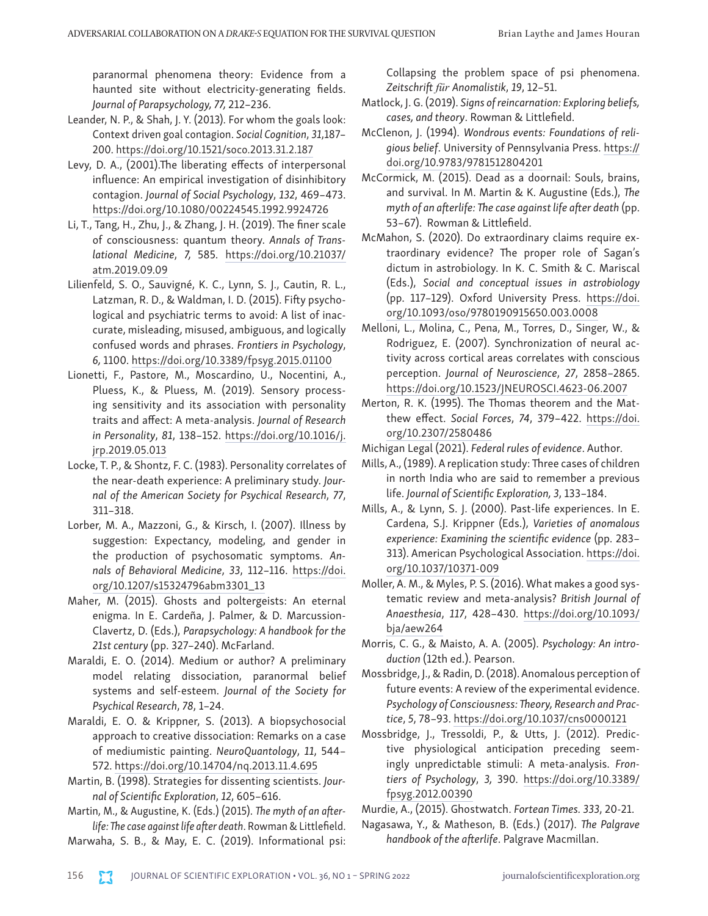paranormal phenomena theory: Evidence from a haunted site without electricity-generating fields. *Journal of Parapsychology, 77,* 212–236.

Leander, N. P., & Shah, J. Y. (2013). For whom the goals look: Context driven goal contagion. *Social Cognition*, *31*,187–200. https://doi.org/10.1521/soco.2013.31.2.187

Levy, D. A., (2001).The liberating effects of interpersonal influence: An empirical investigation of disinhibitory contagion. *Journal of Social Psychology*, *132*, 469–473. https://doi.org/10.1080/00224545.1992.9924726

Li, T., Tang, H., Zhu, J., & Zhang, J. H. (2019). The finer scale of consciousness: quantum theory. *Annals of Translational Medicine*, *7,* 585. https://doi.org/10.21037/atm.2019.09.09

Lilienfeld, S. O., Sauvigné, K. C., Lynn, S. J., Cautin, R. L., Latzman, R. D., & Waldman, I. D. (2015). Fifty psychological and psychiatric terms to avoid: A list of inaccurate, misleading, misused, ambiguous, and logically confused words and phrases. *Frontiers in Psychology*, *6,* 1100. https://doi.org/10.3389/fpsyg.2015.01100

Lionetti, F., Pastore, M., Moscardino, U., Nocentini, A., Pluess, K., & Pluess, M. (2019). Sensory processing sensitivity and its association with personality traits and affect: A meta-analysis. *Journal of Research in Personality*, *81*, 138–152. https://doi.org/10.1016/j.jrp.2019.05.013

Locke, T. P., & Shontz, F. C. (1983). Personality correlates of the near-death experience: A preliminary study. *Journal of the American Society for Psychical Research*, *77*, 311–318.

Lorber, M. A., Mazzoni, G., & Kirsch, I. (2007). Illness by suggestion: Expectancy, modeling, and gender in the production of psychosomatic symptoms. *Annals of Behavioral Medicine*, *33*, 112–116. https://doi.org/10.1207/s15324796abm3301_13

Maher, M. (2015). Ghosts and poltergeists: An eternal enigma. In E. Cardeña, J. Palmer, & D. Marcussion-Clavertz, D. (Eds.), *Parapsychology: A handbook for the 21st century* (pp. 327–240). McFarland.

Maraldi, E. O. (2014). Medium or author? A preliminary model relating dissociation, paranormal belief systems and self-esteem. *Journal of the Society for Psychical Research*, *78*, 1–24.

Maraldi, E. O. & Krippner, S. (2013). A biopsychosocial approach to creative dissociation: Remarks on a case of mediumistic painting. *NeuroQuantology*, *11*, 544–572. https://doi.org/10.14704/nq.2013.11.4.695

Martin, B. (1998). Strategies for dissenting scientists. *Journal of Scientific Exploration*, *12*, 605–616.

Martin, M., & Augustine, K. (Eds.) (2015). *The myth of an afterlife: The case against life after death*. Rowman & Littlefield.

Marwaha, S. B., & May, E. C. (2019). Informational psi: Collapsing the problem space of psi phenomena. *Zeitschrift für Anomalistik*, *19*, 12–51.

Matlock, J. G. (2019). *Signs of reincarnation: Exploring beliefs, cases, and theory*. Rowman & Littlefield.

McClenon, J. (1994). *Wondrous events: Foundations of religious belief*. University of Pennsylvania Press. https://doi.org/10.9783/9781512804201

McCormick, M. (2015). Dead as a doornail: Souls, brains, and survival. In M. Martin & K. Augustine (Eds.), *The myth of an afterlife: The case against life after death* (pp. 53–67). Rowman & Littlefield.

McMahon, S. (2020). Do extraordinary claims require extraordinary evidence? The proper role of Sagan's dictum in astrobiology. In K. C. Smith & C. Mariscal (Eds.), *Social and conceptual issues in astrobiology* (pp. 117–129). Oxford University Press. https://doi.org/10.1093/oso/9780190915650.003.0008

Melloni, L., Molina, C., Pena, M., Torres, D., Singer, W., & Rodriguez, E. (2007). Synchronization of neural activity across cortical areas correlates with conscious perception. *Journal of Neuroscience*, *27*, 2858–2865. https://doi.org/10.1523/JNEUROSCI.4623-06.2007

Merton, R. K. (1995). The Thomas theorem and the Matthew effect. *Social Forces*, *74*, 379–422. https://doi.org/10.2307/2580486

Michigan Legal (2021). *Federal rules of evidence*. Author.

Mills, A., (1989). A replication study: Three cases of children in north India who are said to remember a previous life. *Journal of Scientific Exploration, 3*, 133–184.

Mills, A., & Lynn, S. J. (2000). Past-life experiences. In E. Cardena, S.J. Krippner (Eds.), *Varieties of anomalous experience: Examining the scientific evidence* (pp. 283–313). American Psychological Association. https://doi.org/10.1037/10371-009

Moller, A. M., & Myles, P. S. (2016). What makes a good systematic review and meta-analysis? *British Journal of Anaesthesia*, *117*, 428–430. https://doi.org/10.1093/bja/aew264

Morris, C. G., & Maisto, A. A. (2005). *Psychology: An introduction* (12th ed.). Pearson.

Mossbridge, J., & Radin, D. (2018). Anomalous perception of future events: A review of the experimental evidence. *Psychology of Consciousness: Theory, Research and Practice*, *5*, 78–93. https://doi.org/10.1037/cns0000121

Mossbridge, J., Tressoldi, P., & Utts, J. (2012). Predictive physiological anticipation preceding seemingly unpredictable stimuli: A meta-analysis. *Frontiers of Psychology*, *3,* 390. https://doi.org/10.3389/fpsyg.2012.00390

Murdie, A., (2015). Ghostwatch. *Fortean Times. 333*, 20-21.

Nagasawa, Y., & Matheson, B. (Eds.) (2017). *The Palgrave handbook of the afterlife*. Palgrave Macmillan.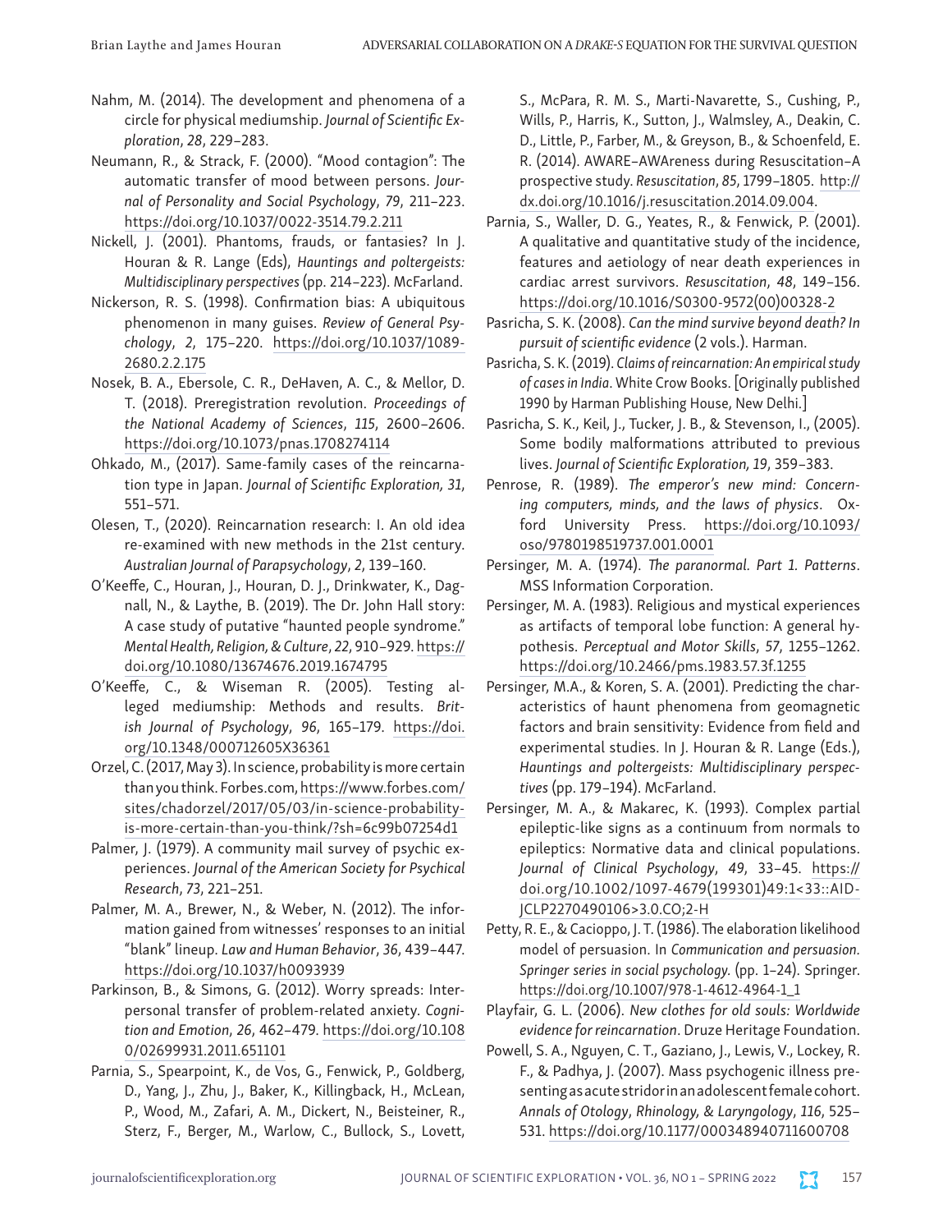Nahm, M. (2014). The development and phenomena of a circle for physical mediumship. *Journal of Scientific Exploration*, *28*, 229–283.

Neumann, R., & Strack, F. (2000). "Mood contagion": The automatic transfer of mood between persons. *Journal of Personality and Social Psychology*, *79*, 211–223. https://doi.org/10.1037/0022-3514.79.2.211

Nickell, J. (2001). Phantoms, frauds, or fantasies? In J. Houran & R. Lange (Eds), *Hauntings and poltergeists: Multidisciplinary perspectives* (pp. 214–223). McFarland.

Nickerson, R. S. (1998). Confirmation bias: A ubiquitous phenomenon in many guises. *Review of General Psychology*, *2*, 175–220. https://doi.org/10.1037/1089-2680.2.2.175

Nosek, B. A., Ebersole, C. R., DeHaven, A. C., & Mellor, D. T. (2018). Preregistration revolution. *Proceedings of the National Academy of Sciences*, *115*, 2600–2606. https://doi.org/10.1073/pnas.1708274114

Ohkado, M., (2017). Same-family cases of the reincarnation type in Japan. *Journal of Scientific Exploration, 31*, 551–571.

Olesen, T., (2020). Reincarnation research: I. An old idea re-examined with new methods in the 21st century. *Australian Journal of Parapsychology*, *2*, 139–160.

O'Keeffe, C., Houran, J., Houran, D. J., Drinkwater, K., Dagnall, N., & Laythe, B. (2019). The Dr. John Hall story: A case study of putative "haunted people syndrome." *Mental Health, Religion, & Culture*, *22*, 910–929. https://doi.org/10.1080/13674676.2019.1674795

O'Keeffe, C., & Wiseman R. (2005). Testing alleged mediumship: Methods and results. *British Journal of Psychology*, *96*, 165–179. https://doi.org/10.1348/000712605X36361

Orzel, C. (2017, May 3). In science, probability is more certain than you think. Forbes.com, https://www.forbes.com/sites/chadorzel/2017/05/03/in-science-probability-is-more-certain-than-you-think/?sh=6c99b07254d1

Palmer, J. (1979). A community mail survey of psychic experiences. *Journal of the American Society for Psychical Research*, *73*, 221–251.

Palmer, M. A., Brewer, N., & Weber, N. (2012). The information gained from witnesses' responses to an initial "blank" lineup. *Law and Human Behavior*, *36*, 439–447. https://doi.org/10.1037/h0093939

Parkinson, B., & Simons, G. (2012). Worry spreads: Interpersonal transfer of problem-related anxiety. *Cognition and Emotion*, *26*, 462–479. https://doi.org/10.1080/02699931.2011.651101

Parnia, S., Spearpoint, K., de Vos, G., Fenwick, P., Goldberg, D., Yang, J., Zhu, J., Baker, K., Killingback, H., McLean, P., Wood, M., Zafari, A. M., Dickert, N., Beisteiner, R., Sterz, F., Berger, M., Warlow, C., Bullock, S., Lovett, S., McPara, R. M. S., Marti-Navarette, S., Cushing, P., Wills, P., Harris, K., Sutton, J., Walmsley, A., Deakin, C. D., Little, P., Farber, M., & Greyson, B., & Schoenfeld, E. R. (2014). AWARE–AWAreness during Resuscitation–A prospective study. *Resuscitation*, *85*, 1799–1805. http://dx.doi.org/10.1016/j.resuscitation.2014.09.004.

Parnia, S., Waller, D. G., Yeates, R., & Fenwick, P. (2001). A qualitative and quantitative study of the incidence, features and aetiology of near death experiences in cardiac arrest survivors. *Resuscitation*, *48*, 149–156. https://doi.org/10.1016/S0300-9572(00)00328-2

Pasricha, S. K. (2008). *Can the mind survive beyond death? In pursuit of scientific evidence* (2 vols.). Harman.

Pasricha, S. K. (2019). *Claims of reincarnation: An empirical study of cases in India*. White Crow Books. [Originally published 1990 by Harman Publishing House, New Delhi.]

Pasricha, S. K., Keil, J., Tucker, J. B., & Stevenson, I., (2005). Some bodily malformations attributed to previous lives. *Journal of Scientific Exploration, 19*, 359–383.

Penrose, R. (1989). *The emperor's new mind: Concerning computers, minds, and the laws of physics*. Oxford University Press. https://doi.org/10.1093/oso/9780198519737.001.0001

Persinger, M. A. (1974). *The paranormal. Part 1. Patterns*. MSS Information Corporation.

Persinger, M. A. (1983). Religious and mystical experiences as artifacts of temporal lobe function: A general hypothesis. *Perceptual and Motor Skills*, *57*, 1255–1262. https://doi.org/10.2466/pms.1983.57.3f.1255

Persinger, M.A., & Koren, S. A. (2001). Predicting the characteristics of haunt phenomena from geomagnetic factors and brain sensitivity: Evidence from field and experimental studies. In J. Houran & R. Lange (Eds.), *Hauntings and poltergeists: Multidisciplinary perspectives* (pp. 179–194). McFarland.

Persinger, M. A., & Makarec, K. (1993). Complex partial epileptic-like signs as a continuum from normals to epileptics: Normative data and clinical populations. *Journal of Clinical Psychology*, *49*, 33–45. https://doi.org/10.1002/1097-4679(199301)49:1<33::AID-JCLP2270490106>3.0.CO;2-H

Petty, R. E., & Cacioppo, J. T. (1986). The elaboration likelihood model of persuasion. In *Communication and persuasion. Springer series in social psychology.* (pp. 1–24). Springer. https://doi.org/10.1007/978-1-4612-4964-1_1

Playfair, G. L. (2006). *New clothes for old souls: Worldwide evidence for reincarnation*. Druze Heritage Foundation.

Powell, S. A., Nguyen, C. T., Gaziano, J., Lewis, V., Lockey, R. F., & Padhya, J. (2007). Mass psychogenic illness presenting as acute stridor in an adolescent female cohort. *Annals of Otology, Rhinology, & Laryngology*, *116*, 525–531. https://doi.org/10.1177/000348940711600708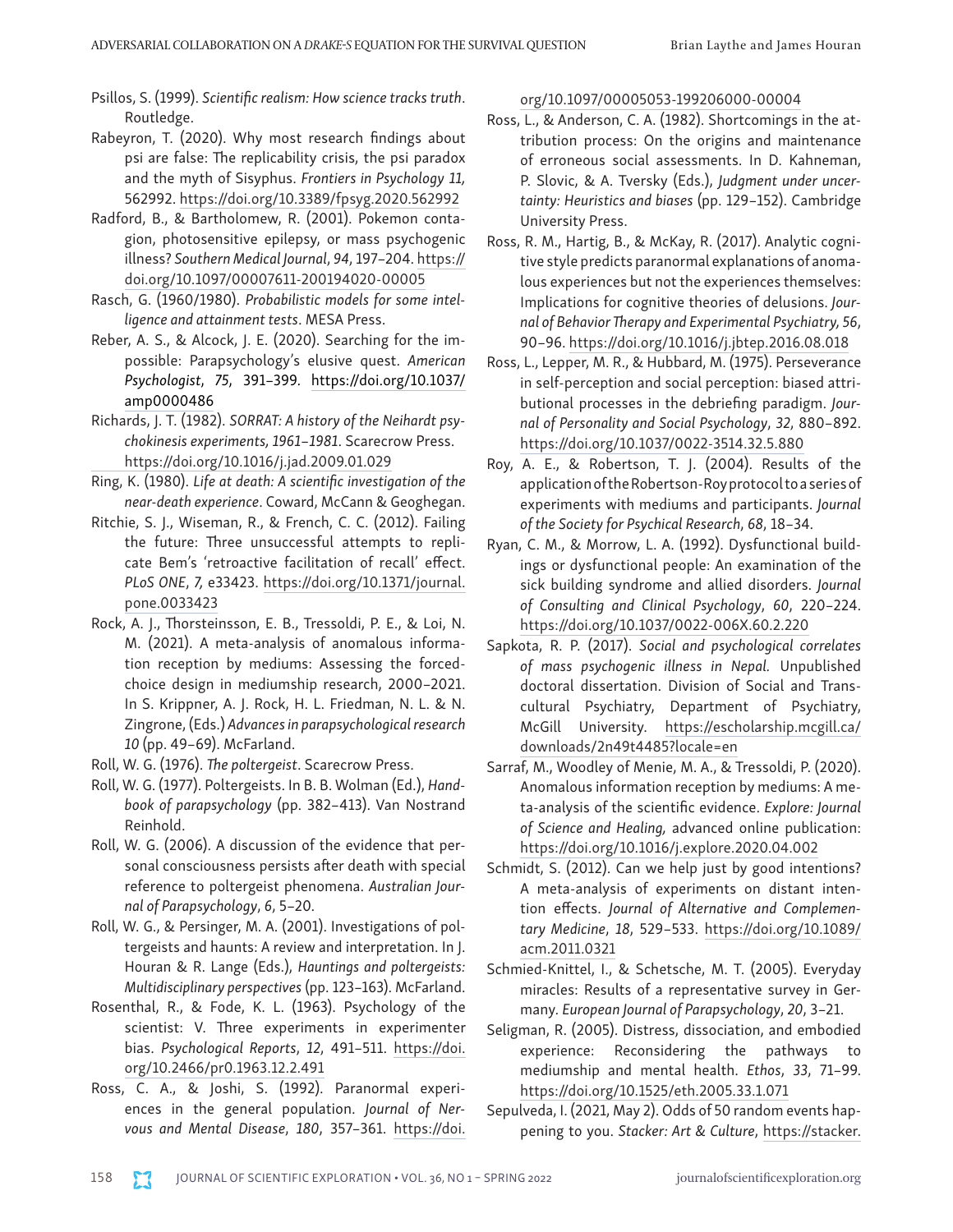Psillos, S. (1999). *Scientific realism: How science tracks truth*. Routledge.

Rabeyron, T. (2020). Why most research findings about psi are false: The replicability crisis, the psi paradox and the myth of Sisyphus. *Frontiers in Psychology 11,* 562992. https://doi.org/10.3389/fpsyg.2020.562992

Radford, B., & Bartholomew, R. (2001). Pokemon contagion, photosensitive epilepsy, or mass psychogenic illness? *Southern Medical Journal*, *94*, 197–204. https://doi.org/10.1097/00007611-200194020-00005

Rasch, G. (1960/1980). *Probabilistic models for some intelligence and attainment tests*. MESA Press.

Reber, A. S., & Alcock, J. E. (2020). Searching for the impossible: Parapsychology's elusive quest. *American Psychologist*, *75*, 391–399. https://doi.org/10.1037/amp0000486

Richards, J. T. (1982). *SORRAT: A history of the Neihardt psychokinesis experiments, 1961–1981*. Scarecrow Press. https://doi.org/10.1016/j.jad.2009.01.029

Ring, K. (1980). *Life at death: A scientific investigation of the near-death experience*. Coward, McCann & Geoghegan.

Ritchie, S. J., Wiseman, R., & French, C. C. (2012). Failing the future: Three unsuccessful attempts to replicate Bem's 'retroactive facilitation of recall' effect. *PLoS ONE*, *7,* e33423. https://doi.org/10.1371/journal.pone.0033423

Rock, A. J., Thorsteinsson, E. B., Tressoldi, P. E., & Loi, N. M. (2021). A meta-analysis of anomalous information reception by mediums: Assessing the forced-choice design in mediumship research, 2000–2021. In S. Krippner, A. J. Rock, H. L. Friedman, N. L. & N. Zingrone, (Eds.) *Advances in parapsychological research 10* (pp. 49–69). McFarland.

Roll, W. G. (1976). *The poltergeist*. Scarecrow Press.

Roll, W. G. (1977). Poltergeists. In B. B. Wolman (Ed.), *Handbook of parapsychology* (pp. 382–413). Van Nostrand Reinhold.

Roll, W. G. (2006). A discussion of the evidence that personal consciousness persists after death with special reference to poltergeist phenomena. *Australian Journal of Parapsychology*, *6*, 5–20.

Roll, W. G., & Persinger, M. A. (2001). Investigations of poltergeists and haunts: A review and interpretation. In J. Houran & R. Lange (Eds.), *Hauntings and poltergeists: Multidisciplinary perspectives* (pp. 123–163). McFarland.

Rosenthal, R., & Fode, K. L. (1963). Psychology of the scientist: V. Three experiments in experimenter bias. *Psychological Reports*, *12*, 491–511. https://doi.org/10.2466/pr0.1963.12.2.491

Ross, C. A., & Joshi, S. (1992). Paranormal experiences in the general population. *Journal of Nervous and Mental Disease*, *180*, 357–361. https://doi.org/10.1097/00005053-199206000-00004

Ross, L., & Anderson, C. A. (1982). Shortcomings in the attribution process: On the origins and maintenance of erroneous social assessments. In D. Kahneman, P. Slovic, & A. Tversky (Eds.), *Judgment under uncertainty: Heuristics and biases* (pp. 129–152). Cambridge University Press.

Ross, R. M., Hartig, B., & McKay, R. (2017). Analytic cognitive style predicts paranormal explanations of anomalous experiences but not the experiences themselves: Implications for cognitive theories of delusions. *Journal of Behavior Therapy and Experimental Psychiatry, 56*, 90–96. https://doi.org/10.1016/j.jbtep.2016.08.018

Ross, L., Lepper, M. R., & Hubbard, M. (1975). Perseverance in self-perception and social perception: biased attributional processes in the debriefing paradigm. *Journal of Personality and Social Psychology*, *32*, 880–892. https://doi.org/10.1037/0022-3514.32.5.880

Roy, A. E., & Robertson, T. J. (2004). Results of the application of the Robertson-Roy protocol to a series of experiments with mediums and participants. *Journal of the Society for Psychical Research*, *68*, 18–34.

Ryan, C. M., & Morrow, L. A. (1992). Dysfunctional buildings or dysfunctional people: An examination of the sick building syndrome and allied disorders. *Journal of Consulting and Clinical Psychology*, *60*, 220–224. https://doi.org/10.1037/0022-006X.60.2.220

Sapkota, R. P. (2017). *Social and psychological correlates of mass psychogenic illness in Nepal.* Unpublished doctoral dissertation. Division of Social and Transcultural Psychiatry, Department of Psychiatry, McGill University. https://escholarship.mcgill.ca/downloads/2n49t4485?locale=en

Sarraf, M., Woodley of Menie, M. A., & Tressoldi, P. (2020). Anomalous information reception by mediums: A meta-analysis of the scientific evidence. *Explore: Journal of Science and Healing,* advanced online publication: https://doi.org/10.1016/j.explore.2020.04.002

Schmidt, S. (2012). Can we help just by good intentions? A meta-analysis of experiments on distant intention effects. *Journal of Alternative and Complementary Medicine*, *18*, 529–533. https://doi.org/10.1089/acm.2011.0321

Schmied-Knittel, I., & Schetsche, M. T. (2005). Everyday miracles: Results of a representative survey in Germany. *European Journal of Parapsychology*, *20*, 3–21.

Seligman, R. (2005). Distress, dissociation, and embodied experience: Reconsidering the pathways to mediumship and mental health. *Ethos*, *33*, 71–99. https://doi.org/10.1525/eth.2005.33.1.071

Sepulveda, I. (2021, May 2). Odds of 50 random events happening to you. *Stacker: Art & Culture*, https://stacker.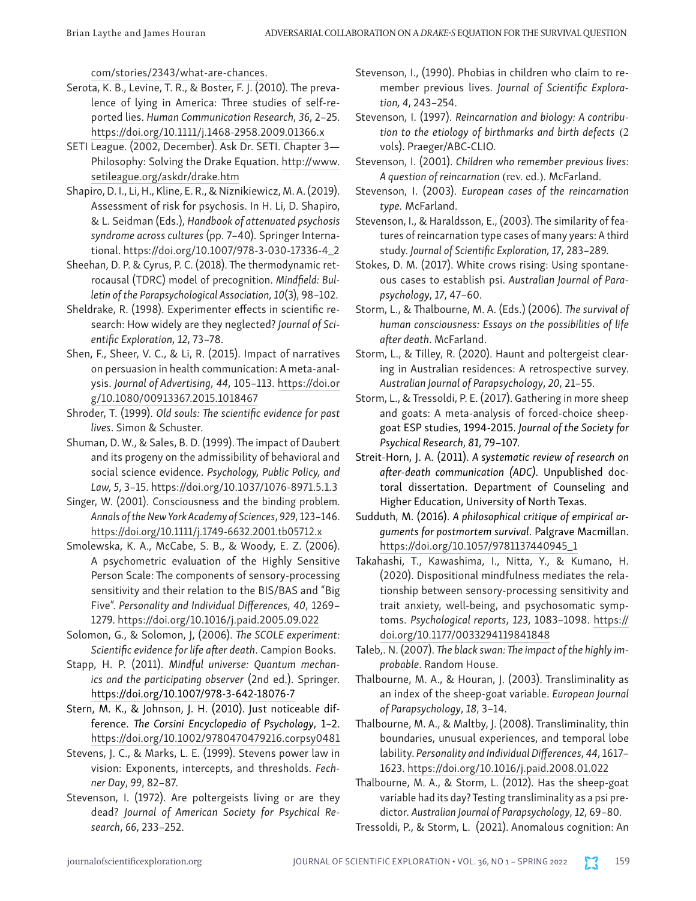com/stories/2343/what-are-chances.

Serota, K. B., Levine, T. R., & Boster, F. J. (2010). The prevalence of lying in America: Three studies of self-reported lies. *Human Communication Research*, *36*, 2–25. https://doi.org/10.1111/j.1468-2958.2009.01366.x

SETI League. (2002, December). Ask Dr. SETI. Chapter 3—Philosophy: Solving the Drake Equation. http://www.setileague.org/askdr/drake.htm

Shapiro, D. I., Li, H., Kline, E. R., & Niznikiewicz, M. A. (2019). Assessment of risk for psychosis. In H. Li, D. Shapiro, & L. Seidman (Eds.), *Handbook of attenuated psychosis syndrome across cultures* (pp. 7–40). Springer International. https://doi.org/10.1007/978-3-030-17336-4_2

Sheehan, D. P. & Cyrus, P. C. (2018). The thermodynamic retrocausal (TDRC) model of precognition. *Mindfield: Bulletin of the Parapsychological Association*, *10*(3), 98–102.

Sheldrake, R. (1998). Experimenter effects in scientific research: How widely are they neglected? *Journal of Scientific Exploration*, *12*, 73–78.

Shen, F., Sheer, V. C., & Li, R. (2015). Impact of narratives on persuasion in health communication: A meta-analysis. *Journal of Advertising*, *44*, 105–113. https://doi.org/10.1080/00913367.2015.1018467

Shroder, T. (1999). *Old souls: The scientific evidence for past lives*. Simon & Schuster.

Shuman, D. W., & Sales, B. D. (1999). The impact of Daubert and its progeny on the admissibility of behavioral and social science evidence. *Psychology, Public Policy, and Law, 5*, 3–15. https://doi.org/10.1037/1076-8971.5.1.3

Singer, W. (2001). Consciousness and the binding problem. *Annals of the New York Academy of Sciences*, *929*, 123–146. https://doi.org/10.1111/j.1749-6632.2001.tb05712.x

Smolewska, K. A., McCabe, S. B., & Woody, E. Z. (2006). A psychometric evaluation of the Highly Sensitive Person Scale: The components of sensory-processing sensitivity and their relation to the BIS/BAS and "Big Five". *Personality and Individual Differences*, *40*, 1269–1279. https://doi.org/10.1016/j.paid.2005.09.022

Solomon, G., & Solomon, J, (2006). *The SCOLE experiment: Scientific evidence for life after death*. Campion Books.

Stapp, H. P. (2011). *Mindful universe: Quantum mechanics and the participating observer* (2nd ed.). Springer. https://doi.org/10.1007/978-3-642-18076-7

Stern, M. K., & Johnson, J. H. (2010). Just noticeable difference. *The Corsini Encyclopedia of Psychology*, 1–2. https://doi.org/10.1002/9780470479216.corpsy0481

Stevens, J. C., & Marks, L. E. (1999). Stevens power law in vision: Exponents, intercepts, and thresholds. *Fechner Day*, *99*, 82–87.

Stevenson, I. (1972). Are poltergeists living or are they dead? *Journal of American Society for Psychical Research*, *66*, 233–252.

Stevenson, I., (1990). Phobias in children who claim to remember previous lives. *Journal of Scientific Exploration, 4*, 243–254.

Stevenson, I. (1997). *Reincarnation and biology: A contribution to the etiology of birthmarks and birth defects* (2 vols). Praeger/ABC-CLIO.

Stevenson, I. (2001). *Children who remember previous lives: A question of reincarnation* (rev. ed.). McFarland.

Stevenson, I. (2003). *European cases of the reincarnation type*. McFarland.

Stevenson, I., & Haraldsson, E., (2003). The similarity of features of reincarnation type cases of many years: A third study. *Journal of Scientific Exploration, 17*, 283–289.

Stokes, D. M. (2017). White crows rising: Using spontaneous cases to establish psi. *Australian Journal of Parapsychology*, *17*, 47–60.

Storm, L., & Thalbourne, M. A. (Eds.) (2006). *The survival of human consciousness: Essays on the possibilities of life after death*. McFarland.

Storm, L., & Tilley, R. (2020). Haunt and poltergeist clearing in Australian residences: A retrospective survey. *Australian Journal of Parapsychology*, *20*, 21–55.

Storm, L., & Tressoldi, P. E. (2017). Gathering in more sheep and goats: A meta-analysis of forced-choice sheep-goat ESP studies, 1994-2015. *Journal of the Society for Psychical Research*, *81*, 79–107.

Streit-Horn, J. A. (2011). *A systematic review of research on after-death communication (ADC)*. Unpublished doctoral dissertation. Department of Counseling and Higher Education, University of North Texas.

Sudduth, M. (2016). *A philosophical critique of empirical arguments for postmortem survival*. Palgrave Macmillan. https://doi.org/10.1057/9781137440945_1

Takahashi, T., Kawashima, I., Nitta, Y., & Kumano, H. (2020). Dispositional mindfulness mediates the relationship between sensory-processing sensitivity and trait anxiety, well-being, and psychosomatic symptoms. *Psychological reports*, *123*, 1083–1098. https://doi.org/10.1177/0033294119841848

Taleb,. N. (2007). *The black swan: The impact of the highly improbable*. Random House.

Thalbourne, M. A., & Houran, J. (2003). Transliminality as an index of the sheep-goat variable. *European Journal of Parapsychology*, *18*, 3–14.

Thalbourne, M. A., & Maltby, J. (2008). Transliminality, thin boundaries, unusual experiences, and temporal lobe lability. *Personality and Individual Differences*, *44*, 1617–1623. https://doi.org/10.1016/j.paid.2008.01.022

Thalbourne, M. A., & Storm, L. (2012). Has the sheep-goat variable had its day? Testing transliminality as a psi predictor. *Australian Journal of Parapsychology*, *12*, 69–80.

Tressoldi, P., & Storm, L. (2021). Anomalous cognition: An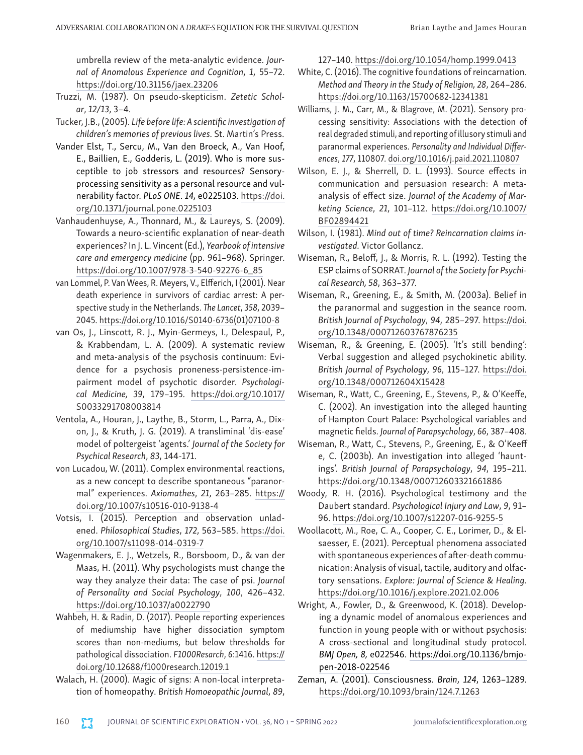umbrella review of the meta-analytic evidence. *Journal of Anomalous Experience and Cognition*, *1*, 55–72. https://doi.org/10.31156/jaex.23206

Truzzi, M. (1987). On pseudo-skepticism. *Zetetic Scholar*, *12/13*, 3–4.

Tucker, J.B., (2005). *Life before life: A scientific investigation of children's memories of previous lives.* St. Martin's Press.

Vander Elst, T., Sercu, M., Van den Broeck, A., Van Hoof, E., Baillien, E., Godderis, L. (2019). Who is more susceptible to job stressors and resources? Sensory-processing sensitivity as a personal resource and vulnerability factor. *PLoS ONE*. *14*, e0225103. https://doi.org/10.1371/journal.pone.0225103

Vanhaudenhuyse, A., Thonnard, M., & Laureys, S. (2009). Towards a neuro-scientific explanation of near-death experiences? In J. L. Vincent (Ed.), *Yearbook of intensive care and emergency medicine* (pp. 961–968). Springer. https://doi.org/10.1007/978-3-540-92276-6_85

van Lommel, P. Van Wees, R. Meyers, V., Elfferich, I (2001). Near death experience in survivors of cardiac arrest: A perspective study in the Netherlands. *The Lancet*, *358*, 2039–2045. https://doi.org/10.1016/S0140-6736(01)07100-8

van Os, J., Linscott, R. J., Myin-Germeys, I., Delespaul, P., & Krabbendam, L. A. (2009). A systematic review and meta-analysis of the psychosis continuum: Evidence for a psychosis proneness-persistence-impairment model of psychotic disorder. *Psychological Medicine, 39*, 179–195. https://doi.org/10.1017/S0033291708003814

Ventola, A., Houran, J., Laythe, B., Storm, L., Parra, A., Dixon, J., & Kruth, J. G. (2019). A transliminal 'dis-ease' model of poltergeist 'agents.' *Journal of the Society for Psychical Research*, *83*, 144-171.

von Lucadou, W. (2011). Complex environmental reactions, as a new concept to describe spontaneous "paranormal" experiences. *Axiomathes*, *21*, 263–285. https://doi.org/10.1007/s10516-010-9138-4

Votsis, I. (2015). Perception and observation unladened. *Philosophical Studies*, *172*, 563–585. https://doi.org/10.1007/s11098-014-0319-7

Wagenmakers, E. J., Wetzels, R., Borsboom, D., & van der Maas, H. (2011). Why psychologists must change the way they analyze their data: The case of psi. *Journal of Personality and Social Psychology*, *100*, 426–432. https://doi.org/10.1037/a0022790

Wahbeh, H. & Radin, D. (2017). People reporting experiences of mediumship have higher dissociation symptom scores than non-mediums, but below thresholds for pathological dissociation. *F1000Resarch*, *6*:1416. https://doi.org/10.12688/f1000research.12019.1

Walach, H. (2000). Magic of signs: A non-local interpretation of homeopathy. *British Homoeopathic Journal*, *89*, 127–140. https://doi.org/10.1054/homp.1999.0413

White, C. (2016). The cognitive foundations of reincarnation. *Method and Theory in the Study of Religion, 28*, 264–286. https://doi.org/10.1163/15700682-12341381

Williams, J. M., Carr, M., & Blagrove, M. (2021). Sensory processing sensitivity: Associations with the detection of real degraded stimuli, and reporting of illusory stimuli and paranormal experiences. *Personality and Individual Differences*, *177*, 110807. doi.org/10.1016/j.paid.2021.110807

Wilson, E. J., & Sherrell, D. L. (1993). Source effects in communication and persuasion research: A meta-analysis of effect size. *Journal of the Academy of Marketing Science*, *21*, 101–112. https://doi.org/10.1007/BF02894421

Wilson, I. (1981). *Mind out of time? Reincarnation claims investigated.* Victor Gollancz.

Wiseman, R., Beloff, J., & Morris, R. L. (1992). Testing the ESP claims of SORRAT. *Journal of the Society for Psychical Research, 58*, 363–377.

Wiseman, R., Greening, E., & Smith, M. (2003a). Belief in the paranormal and suggestion in the seance room. *British Journal of Psychology*, *94*, 285–297. https://doi.org/10.1348/000712603767876235

Wiseman, R., & Greening, E. (2005). 'It's still bending': Verbal suggestion and alleged psychokinetic ability. *British Journal of Psychology*, *96*, 115–127. https://doi.org/10.1348/000712604X15428

Wiseman, R., Watt, C., Greening, E., Stevens, P., & O'Keeffe, C. (2002). An investigation into the alleged haunting of Hampton Court Palace: Psychological variables and magnetic fields. *Journal of Parapsychology*, *66*, 387–408.

Wiseman, R., Watt, C., Stevens, P., Greening, E., & O'Keeff e, C. (2003b). An investigation into alleged 'hauntings'. *British Journal of Psychology*, *94*, 195–211. https://doi.org/10.1348/000712603321661886

Woody, R. H. (2016). Psychological testimony and the Daubert standard. *Psychological Injury and Law*, *9*, 91–96. https://doi.org/10.1007/s12207-016-9255-5

Woollacott, M., Roe, C. A., Cooper, C. E., Lorimer, D., & Elsaesser, E. (2021). Perceptual phenomena associated with spontaneous experiences of after-death communication: Analysis of visual, tactile, auditory and olfactory sensations. *Explore: Journal of Science & Healing*. https://doi.org/10.1016/j.explore.2021.02.006

Wright, A., Fowler, D., & Greenwood, K. (2018). Developing a dynamic model of anomalous experiences and function in young people with or without psychosis: A cross-sectional and longitudinal study protocol. *BMJ Open, 8,* e022546. https://doi.org/10.1136/bmjopen-2018-022546

Zeman, A. (2001). Consciousness. *Brain*, *124*, 1263–1289. https://doi.org/10.1093/brain/124.7.1263